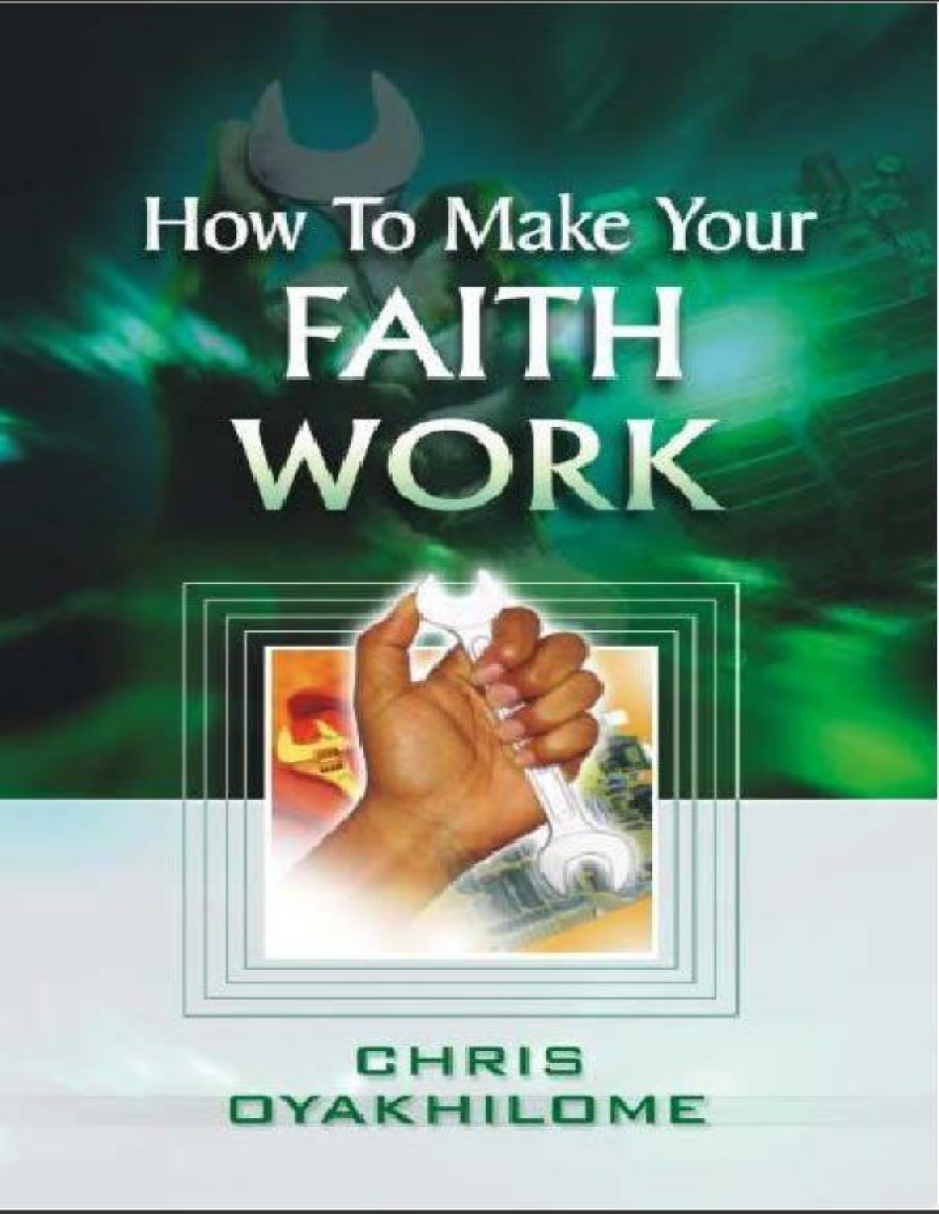# How To Make Your FAITH WORK

CHRIS OYAKHILOME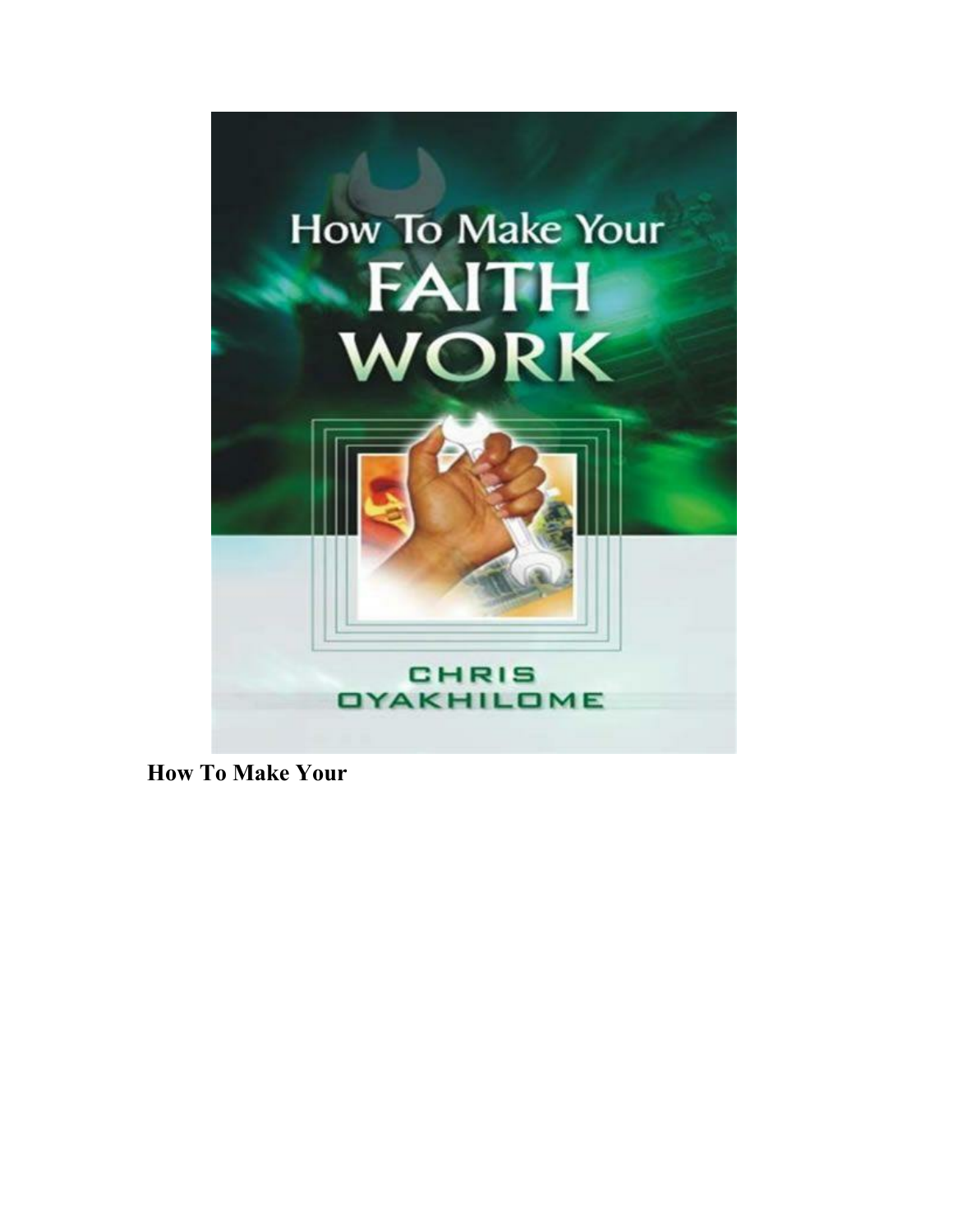**How To Make Your**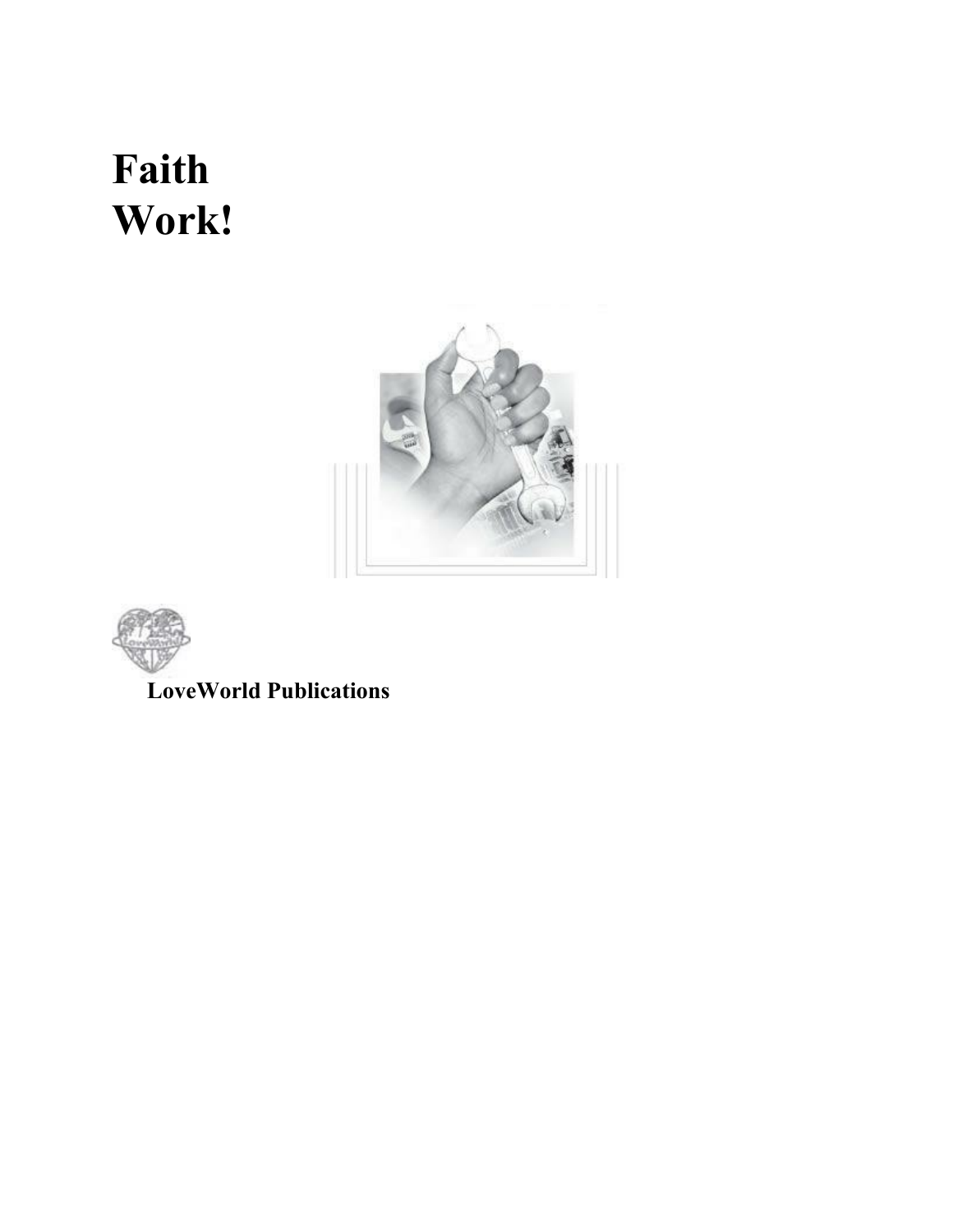# Faith Work!

LoveWorld Publications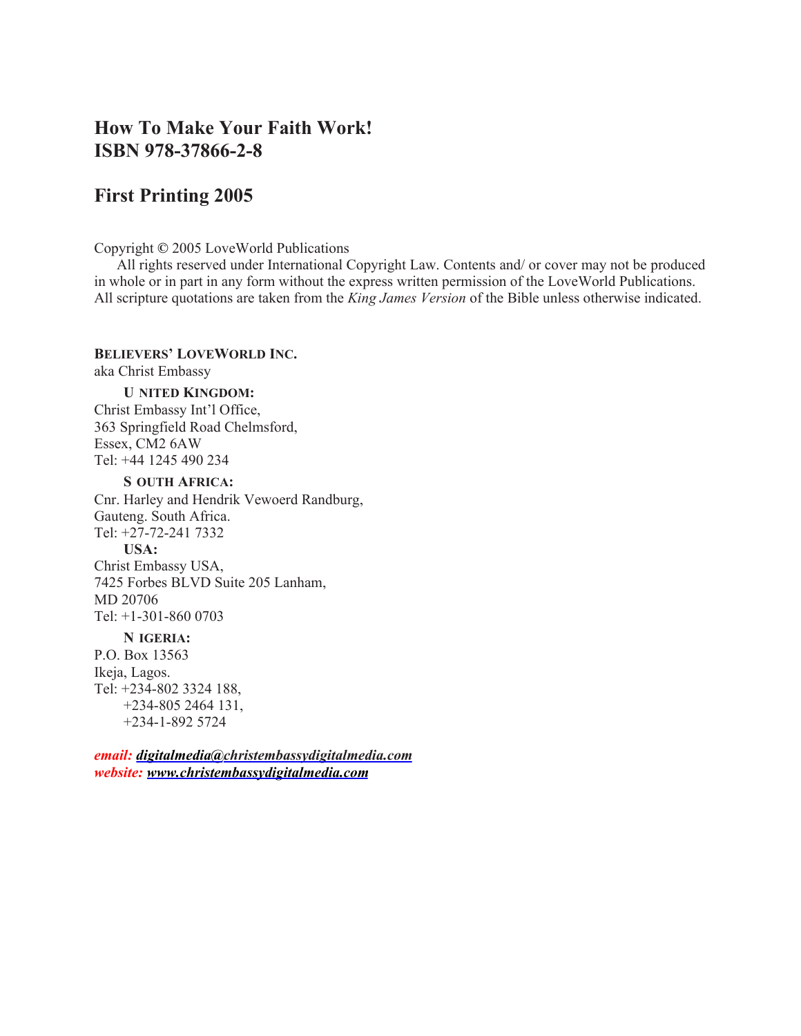**How To Make Your Faith Work!**
**ISBN 978-37866-2-8**

**First Printing 2005**

Copyright © 2005 LoveWorld Publications

All rights reserved under International Copyright Law. Contents and/ or cover may not be produced in whole or in part in any form without the express written permission of the LoveWorld Publications. All scripture quotations are taken from the *King James Version* of the Bible unless otherwise indicated.

**BELIEVERS' LOVEWORLD INC.**
aka Christ Embassy

**UNITED KINGDOM:**
Christ Embassy Int'l Office,
363 Springfield Road Chelmsford,
Essex, CM2 6AW
Tel: +44 1245 490 234

**SOUTH AFRICA:**
Cnr. Harley and Hendrik Vewoerd Randburg,
Gauteng. South Africa.
Tel: +27-72-241 7332

**USA:**
Christ Embassy USA,
7425 Forbes BLVD Suite 205 Lanham,
MD 20706
Tel: +1-301-860 0703

**NIGERIA:**
P.O. Box 13563
Ikeja, Lagos.
Tel: +234-802 3324 188,
+234-805 2464 131,
+234-1-892 5724

***email:*** ***digitalmedia@christembassydigitalmedia.com***
***website:*** ***www.christembassydigitalmedia.com***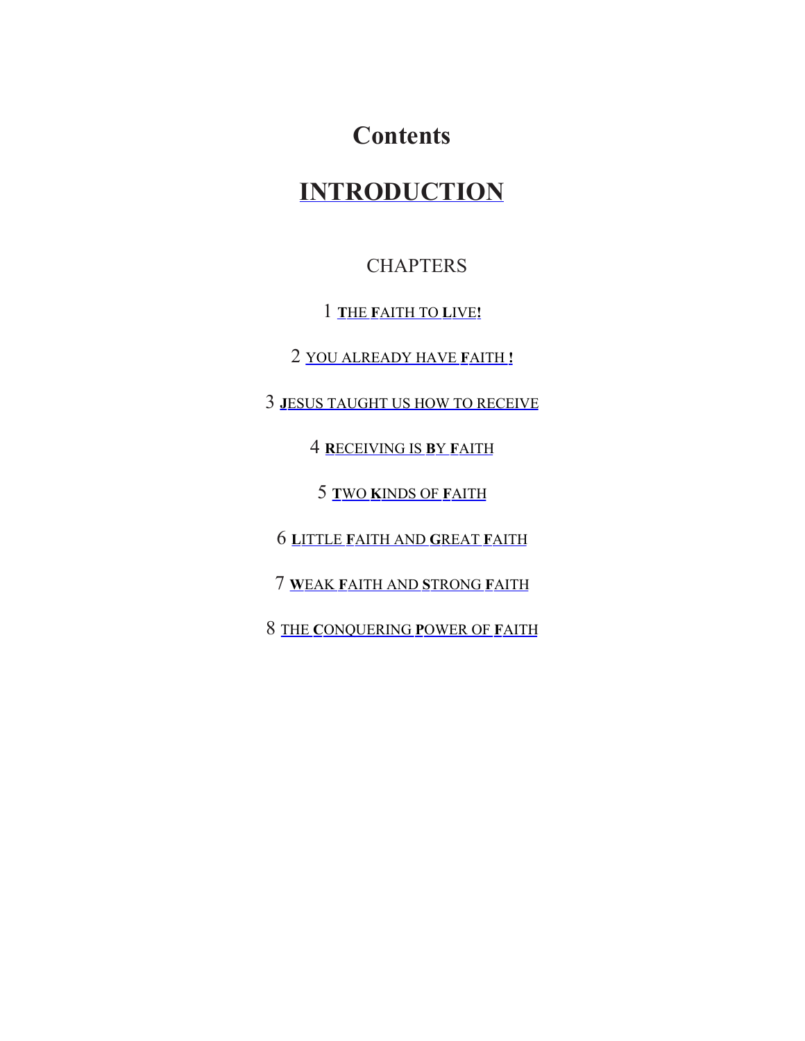# Contents

## INTRODUCTION

CHAPTERS

1 **T**HE **F**AITH TO **L**IVE**!**

2 YOU ALREADY HAVE **F**AITH **!**

3 **J**ESUS TAUGHT US HOW TO RECEIVE

4 **R**ECEIVING IS **B**Y **F**AITH

5 **T**WO **K**INDS OF **F**AITH

6 **L**ITTLE **F**AITH AND **G**REAT **F**AITH

7 **W**EAK **F**AITH AND **S**TRONG **F**AITH

8 THE **C**ONQUERING **P**OWER OF **F**AITH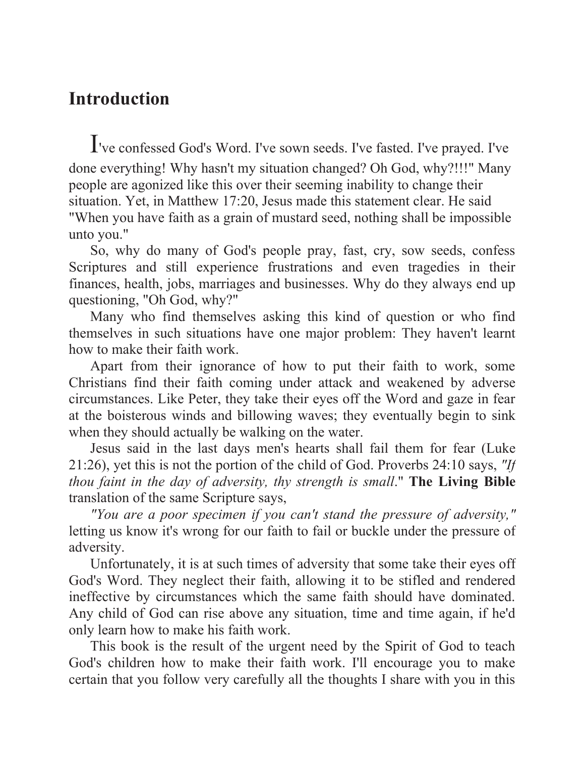## Introduction

I've confessed God's Word. I've sown seeds. I've fasted. I've prayed. I've done everything! Why hasn't my situation changed? Oh God, why?!!!" Many people are agonized like this over their seeming inability to change their situation. Yet, in Matthew 17:20, Jesus made this statement clear. He said "When you have faith as a grain of mustard seed, nothing shall be impossible unto you."

So, why do many of God's people pray, fast, cry, sow seeds, confess Scriptures and still experience frustrations and even tragedies in their finances, health, jobs, marriages and businesses. Why do they always end up questioning, "Oh God, why?"

Many who find themselves asking this kind of question or who find themselves in such situations have one major problem: They haven't learnt how to make their faith work.

Apart from their ignorance of how to put their faith to work, some Christians find their faith coming under attack and weakened by adverse circumstances. Like Peter, they take their eyes off the Word and gaze in fear at the boisterous winds and billowing waves; they eventually begin to sink when they should actually be walking on the water.

Jesus said in the last days men's hearts shall fail them for fear (Luke 21:26), yet this is not the portion of the child of God. Proverbs 24:10 says, *"If thou faint in the day of adversity, thy strength is small*." **The Living Bible** translation of the same Scripture says,

*"You are a poor specimen if you can't stand the pressure of adversity,"* letting us know it's wrong for our faith to fail or buckle under the pressure of adversity.

Unfortunately, it is at such times of adversity that some take their eyes off God's Word. They neglect their faith, allowing it to be stifled and rendered ineffective by circumstances which the same faith should have dominated. Any child of God can rise above any situation, time and time again, if he'd only learn how to make his faith work.

This book is the result of the urgent need by the Spirit of God to teach God's children how to make their faith work. I'll encourage you to make certain that you follow very carefully all the thoughts I share with you in this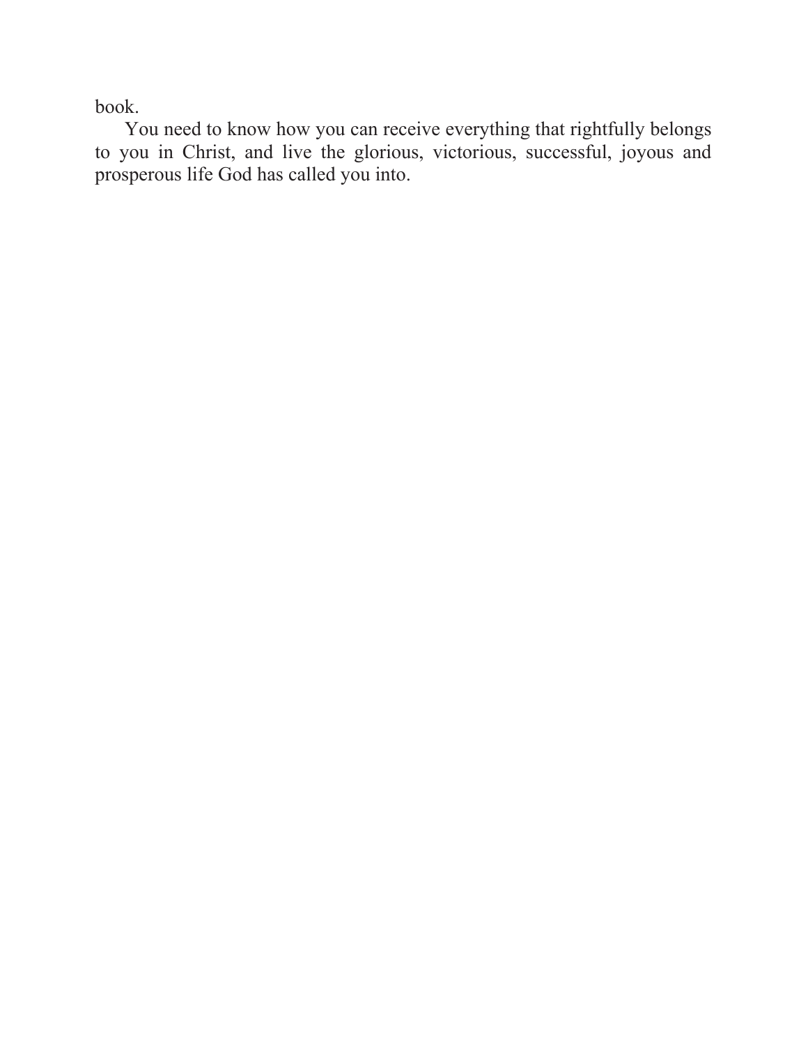book.

You need to know how you can receive everything that rightfully belongs to you in Christ, and live the glorious, victorious, successful, joyous and prosperous life God has called you into.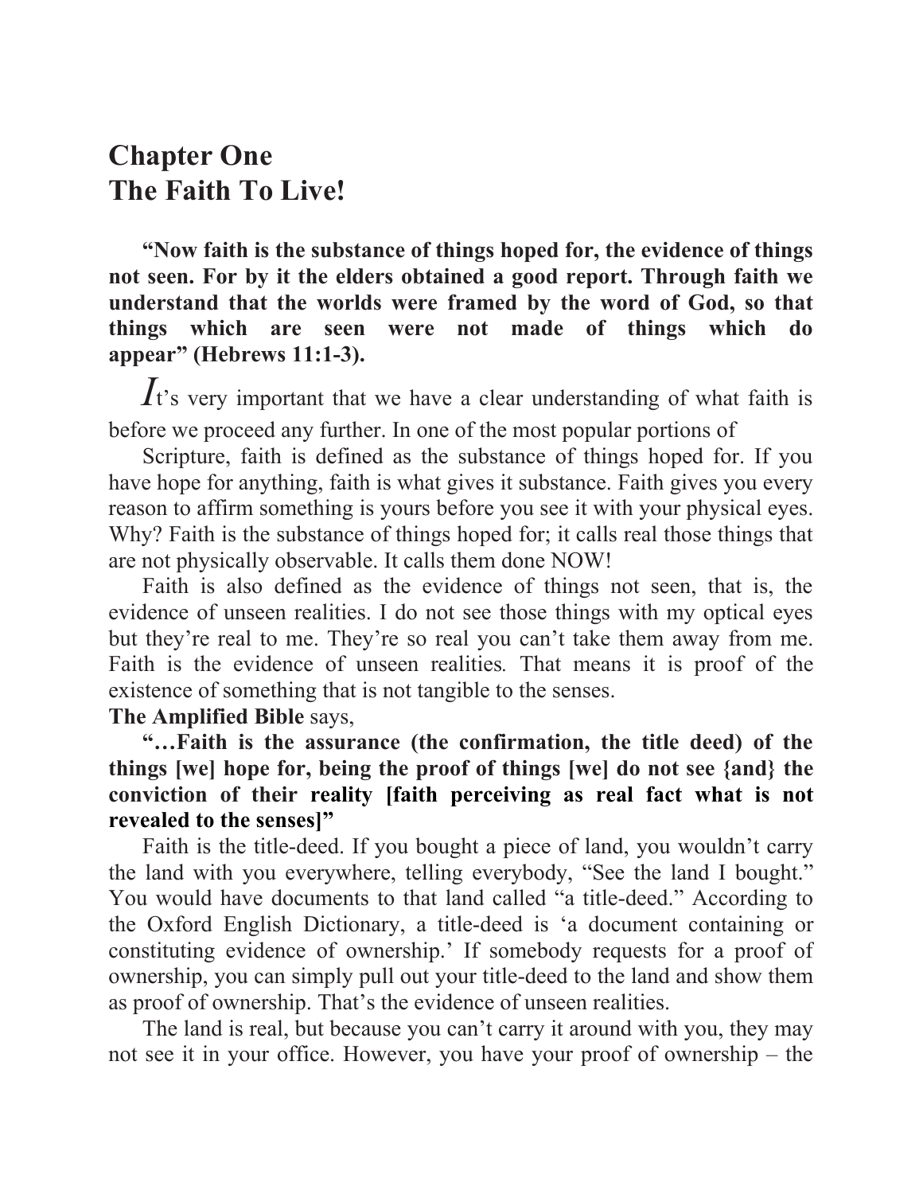# Chapter One
# The Faith To Live!

**"Now faith is the substance of things hoped for, the evidence of things not seen. For by it the elders obtained a good report. Through faith we understand that the worlds were framed by the word of God, so that things which are seen were not made of things which do appear" (Hebrews 11:1-3).**

*I*t's very important that we have a clear understanding of what faith is before we proceed any further. In one of the most popular portions of Scripture, faith is defined as the substance of things hoped for. If you have hope for anything, faith is what gives it substance. Faith gives you every reason to affirm something is yours before you see it with your physical eyes. Why? Faith is the substance of things hoped for; it calls real those things that are not physically observable. It calls them done NOW!

Faith is also defined as the evidence of things not seen, that is, the evidence of unseen realities. I do not see those things with my optical eyes but they're real to me. They're so real you can't take them away from me. Faith is the evidence of unseen realities. That means it is proof of the existence of something that is not tangible to the senses.

**The Amplified Bible** says,

**"…Faith is the assurance (the confirmation, the title deed) of the things [we] hope for, being the proof of things [we] do not see {and} the conviction of their reality [faith perceiving as real fact what is not revealed to the senses]"**

Faith is the title-deed. If you bought a piece of land, you wouldn't carry the land with you everywhere, telling everybody, "See the land I bought." You would have documents to that land called "a title-deed." According to the Oxford English Dictionary, a title-deed is 'a document containing or constituting evidence of ownership.' If somebody requests for a proof of ownership, you can simply pull out your title-deed to the land and show them as proof of ownership. That's the evidence of unseen realities.

The land is real, but because you can't carry it around with you, they may not see it in your office. However, you have your proof of ownership – the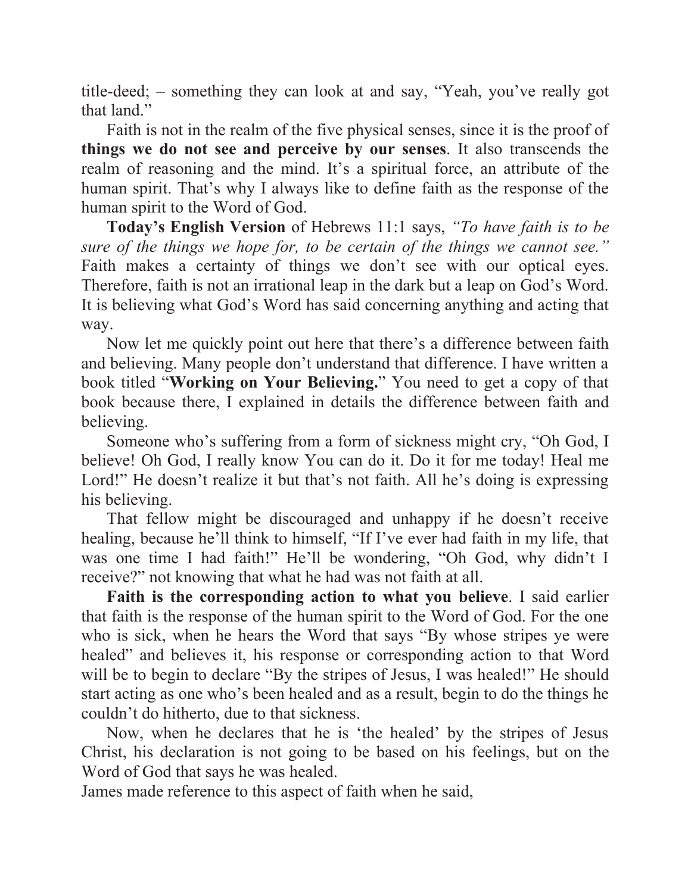title-deed; – something they can look at and say, "Yeah, you've really got that land."

Faith is not in the realm of the five physical senses, since it is the proof of **things we do not see and perceive by our senses**. It also transcends the realm of reasoning and the mind. It's a spiritual force, an attribute of the human spirit. That's why I always like to define faith as the response of the human spirit to the Word of God.

**Today's English Version** of Hebrews 11:1 says, *"To have faith is to be sure of the things we hope for, to be certain of the things we cannot see."* Faith makes a certainty of things we don't see with our optical eyes. Therefore, faith is not an irrational leap in the dark but a leap on God's Word. It is believing what God's Word has said concerning anything and acting that way.

Now let me quickly point out here that there's a difference between faith and believing. Many people don't understand that difference. I have written a book titled "**Working on Your Believing.**" You need to get a copy of that book because there, I explained in details the difference between faith and believing.

Someone who's suffering from a form of sickness might cry, "Oh God, I believe! Oh God, I really know You can do it. Do it for me today! Heal me Lord!" He doesn't realize it but that's not faith. All he's doing is expressing his believing.

That fellow might be discouraged and unhappy if he doesn't receive healing, because he'll think to himself, "If I've ever had faith in my life, that was one time I had faith!" He'll be wondering, "Oh God, why didn't I receive?" not knowing that what he had was not faith at all.

**Faith is the corresponding action to what you believe**. I said earlier that faith is the response of the human spirit to the Word of God. For the one who is sick, when he hears the Word that says "By whose stripes ye were healed" and believes it, his response or corresponding action to that Word will be to begin to declare "By the stripes of Jesus, I was healed!" He should start acting as one who's been healed and as a result, begin to do the things he couldn't do hitherto, due to that sickness.

Now, when he declares that he is 'the healed' by the stripes of Jesus Christ, his declaration is not going to be based on his feelings, but on the Word of God that says he was healed.

James made reference to this aspect of faith when he said,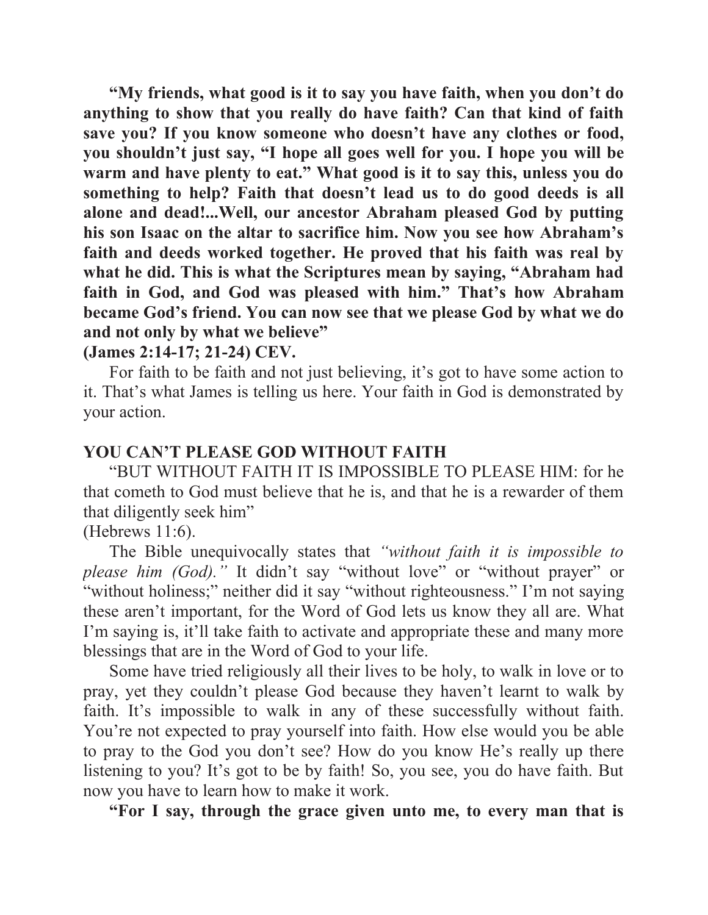**"My friends, what good is it to say you have faith, when you don't do anything to show that you really do have faith? Can that kind of faith save you? If you know someone who doesn't have any clothes or food, you shouldn't just say, "I hope all goes well for you. I hope you will be warm and have plenty to eat." What good is it to say this, unless you do something to help? Faith that doesn't lead us to do good deeds is all alone and dead!...Well, our ancestor Abraham pleased God by putting his son Isaac on the altar to sacrifice him. Now you see how Abraham's faith and deeds worked together. He proved that his faith was real by what he did. This is what the Scriptures mean by saying, "Abraham had faith in God, and God was pleased with him." That's how Abraham became God's friend. You can now see that we please God by what we do and not only by what we believe"**
**(James 2:14-17; 21-24) CEV.**

For faith to be faith and not just believing, it's got to have some action to it. That's what James is telling us here. Your faith in God is demonstrated by your action.

**YOU CAN'T PLEASE GOD WITHOUT FAITH**

"BUT WITHOUT FAITH IT IS IMPOSSIBLE TO PLEASE HIM: for he that cometh to God must believe that he is, and that he is a rewarder of them that diligently seek him"
(Hebrews 11:6).

The Bible unequivocally states that *"without faith it is impossible to please him (God)."* It didn't say "without love" or "without prayer" or "without holiness;" neither did it say "without righteousness." I'm not saying these aren't important, for the Word of God lets us know they all are. What I'm saying is, it'll take faith to activate and appropriate these and many more blessings that are in the Word of God to your life.

Some have tried religiously all their lives to be holy, to walk in love or to pray, yet they couldn't please God because they haven't learnt to walk by faith. It's impossible to walk in any of these successfully without faith. You're not expected to pray yourself into faith. How else would you be able to pray to the God you don't see? How do you know He's really up there listening to you? It's got to be by faith! So, you see, you do have faith. But now you have to learn how to make it work.

**"For I say, through the grace given unto me, to every man that is**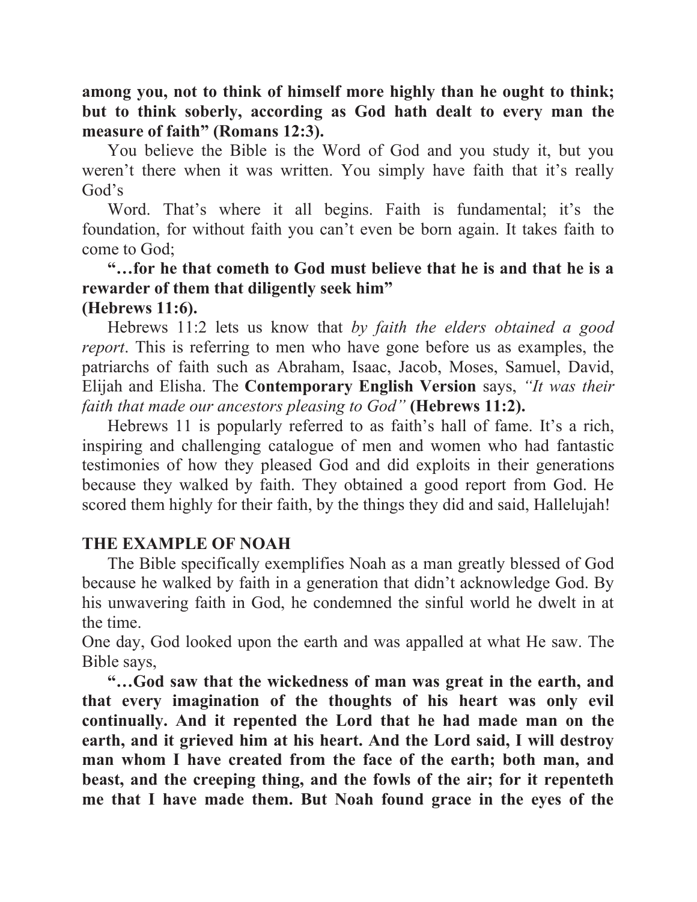**among you, not to think of himself more highly than he ought to think; but to think soberly, according as God hath dealt to every man the measure of faith" (Romans 12:3).**

You believe the Bible is the Word of God and you study it, but you weren't there when it was written. You simply have faith that it's really God's

Word. That's where it all begins. Faith is fundamental; it's the foundation, for without faith you can't even be born again. It takes faith to come to God;

**"…for he that cometh to God must believe that he is and that he is a rewarder of them that diligently seek him"**
**(Hebrews 11:6).**

Hebrews 11:2 lets us know that *by faith the elders obtained a good report*. This is referring to men who have gone before us as examples, the patriarchs of faith such as Abraham, Isaac, Jacob, Moses, Samuel, David, Elijah and Elisha. The **Contemporary English Version** says, *"It was their faith that made our ancestors pleasing to God"* **(Hebrews 11:2).**

Hebrews 11 is popularly referred to as faith's hall of fame. It's a rich, inspiring and challenging catalogue of men and women who had fantastic testimonies of how they pleased God and did exploits in their generations because they walked by faith. They obtained a good report from God. He scored them highly for their faith, by the things they did and said, Hallelujah!

## THE EXAMPLE OF NOAH

The Bible specifically exemplifies Noah as a man greatly blessed of God because he walked by faith in a generation that didn't acknowledge God. By his unwavering faith in God, he condemned the sinful world he dwelt in at the time.

One day, God looked upon the earth and was appalled at what He saw. The Bible says,

**"…God saw that the wickedness of man was great in the earth, and that every imagination of the thoughts of his heart was only evil continually. And it repented the Lord that he had made man on the earth, and it grieved him at his heart. And the Lord said, I will destroy man whom I have created from the face of the earth; both man, and beast, and the creeping thing, and the fowls of the air; for it repenteth me that I have made them. But Noah found grace in the eyes of the**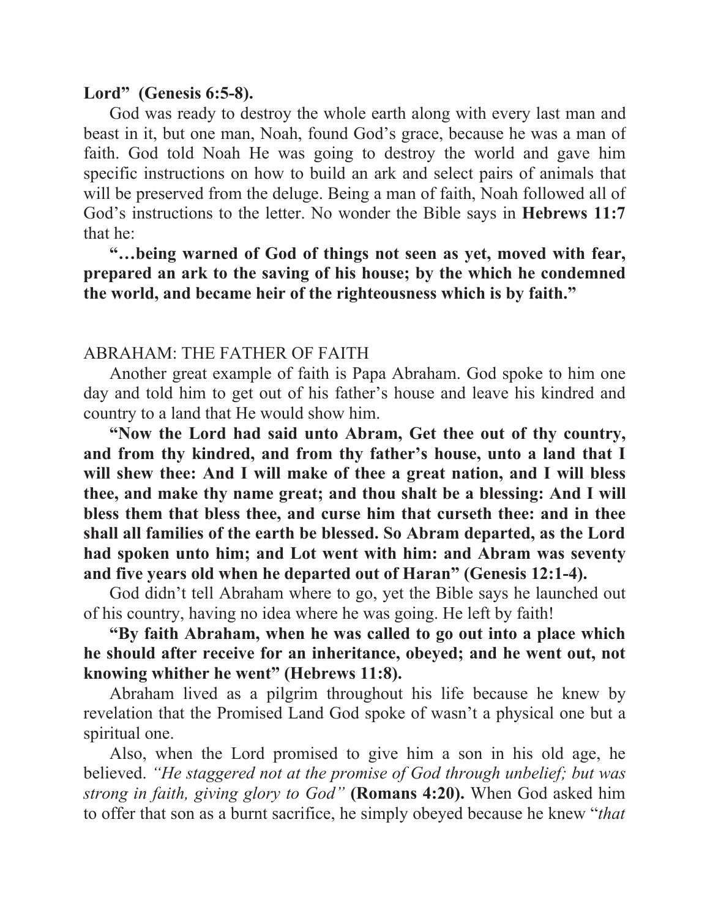**Lord" (Genesis 6:5-8).**

God was ready to destroy the whole earth along with every last man and beast in it, but one man, Noah, found God's grace, because he was a man of faith. God told Noah He was going to destroy the world and gave him specific instructions on how to build an ark and select pairs of animals that will be preserved from the deluge. Being a man of faith, Noah followed all of God's instructions to the letter. No wonder the Bible says in **Hebrews 11:7** that he:

**"…being warned of God of things not seen as yet, moved with fear, prepared an ark to the saving of his house; by the which he condemned the world, and became heir of the righteousness which is by faith."**

## ABRAHAM: THE FATHER OF FAITH

Another great example of faith is Papa Abraham. God spoke to him one day and told him to get out of his father's house and leave his kindred and country to a land that He would show him.

**"Now the Lord had said unto Abram, Get thee out of thy country, and from thy kindred, and from thy father's house, unto a land that I will shew thee: And I will make of thee a great nation, and I will bless thee, and make thy name great; and thou shalt be a blessing: And I will bless them that bless thee, and curse him that curseth thee: and in thee shall all families of the earth be blessed. So Abram departed, as the Lord had spoken unto him; and Lot went with him: and Abram was seventy and five years old when he departed out of Haran" (Genesis 12:1-4).**

God didn't tell Abraham where to go, yet the Bible says he launched out of his country, having no idea where he was going. He left by faith!

**"By faith Abraham, when he was called to go out into a place which he should after receive for an inheritance, obeyed; and he went out, not knowing whither he went" (Hebrews 11:8).**

Abraham lived as a pilgrim throughout his life because he knew by revelation that the Promised Land God spoke of wasn't a physical one but a spiritual one.

Also, when the Lord promised to give him a son in his old age, he believed. *"He staggered not at the promise of God through unbelief; but was strong in faith, giving glory to God"* **(Romans 4:20).** When God asked him to offer that son as a burnt sacrifice, he simply obeyed because he knew "*that*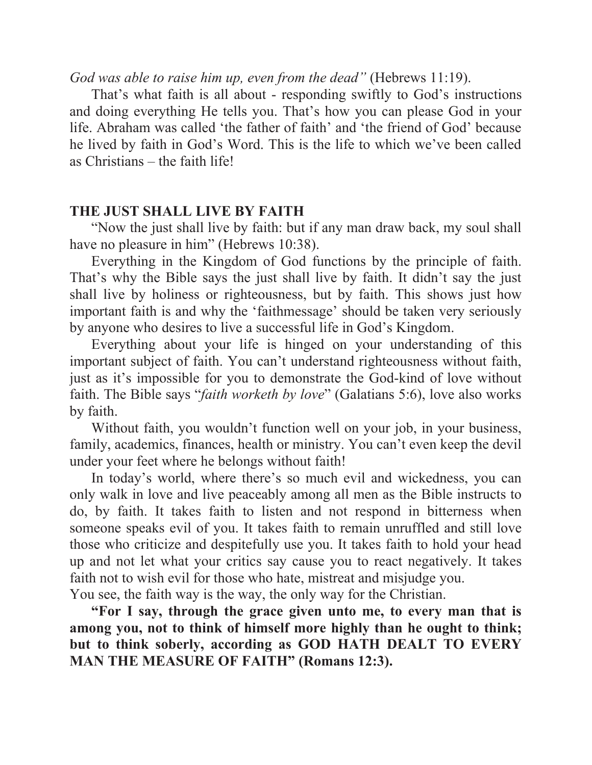*God was able to raise him up, even from the dead"* (Hebrews 11:19).

That's what faith is all about - responding swiftly to God's instructions and doing everything He tells you. That's how you can please God in your life. Abraham was called 'the father of faith' and 'the friend of God' because he lived by faith in God's Word. This is the life to which we've been called as Christians – the faith life!

## THE JUST SHALL LIVE BY FAITH

"Now the just shall live by faith: but if any man draw back, my soul shall have no pleasure in him" (Hebrews 10:38).

Everything in the Kingdom of God functions by the principle of faith. That's why the Bible says the just shall live by faith. It didn't say the just shall live by holiness or righteousness, but by faith. This shows just how important faith is and why the 'faithmessage' should be taken very seriously by anyone who desires to live a successful life in God's Kingdom.

Everything about your life is hinged on your understanding of this important subject of faith. You can't understand righteousness without faith, just as it's impossible for you to demonstrate the God-kind of love without faith. The Bible says "*faith worketh by love*" (Galatians 5:6), love also works by faith.

Without faith, you wouldn't function well on your job, in your business, family, academics, finances, health or ministry. You can't even keep the devil under your feet where he belongs without faith!

In today's world, where there's so much evil and wickedness, you can only walk in love and live peaceably among all men as the Bible instructs to do, by faith. It takes faith to listen and not respond in bitterness when someone speaks evil of you. It takes faith to remain unruffled and still love those who criticize and despitefully use you. It takes faith to hold your head up and not let what your critics say cause you to react negatively. It takes faith not to wish evil for those who hate, mistreat and misjudge you.

You see, the faith way is the way, the only way for the Christian.

**"For I say, through the grace given unto me, to every man that is among you, not to think of himself more highly than he ought to think; but to think soberly, according as GOD HATH DEALT TO EVERY MAN THE MEASURE OF FAITH" (Romans 12:3).**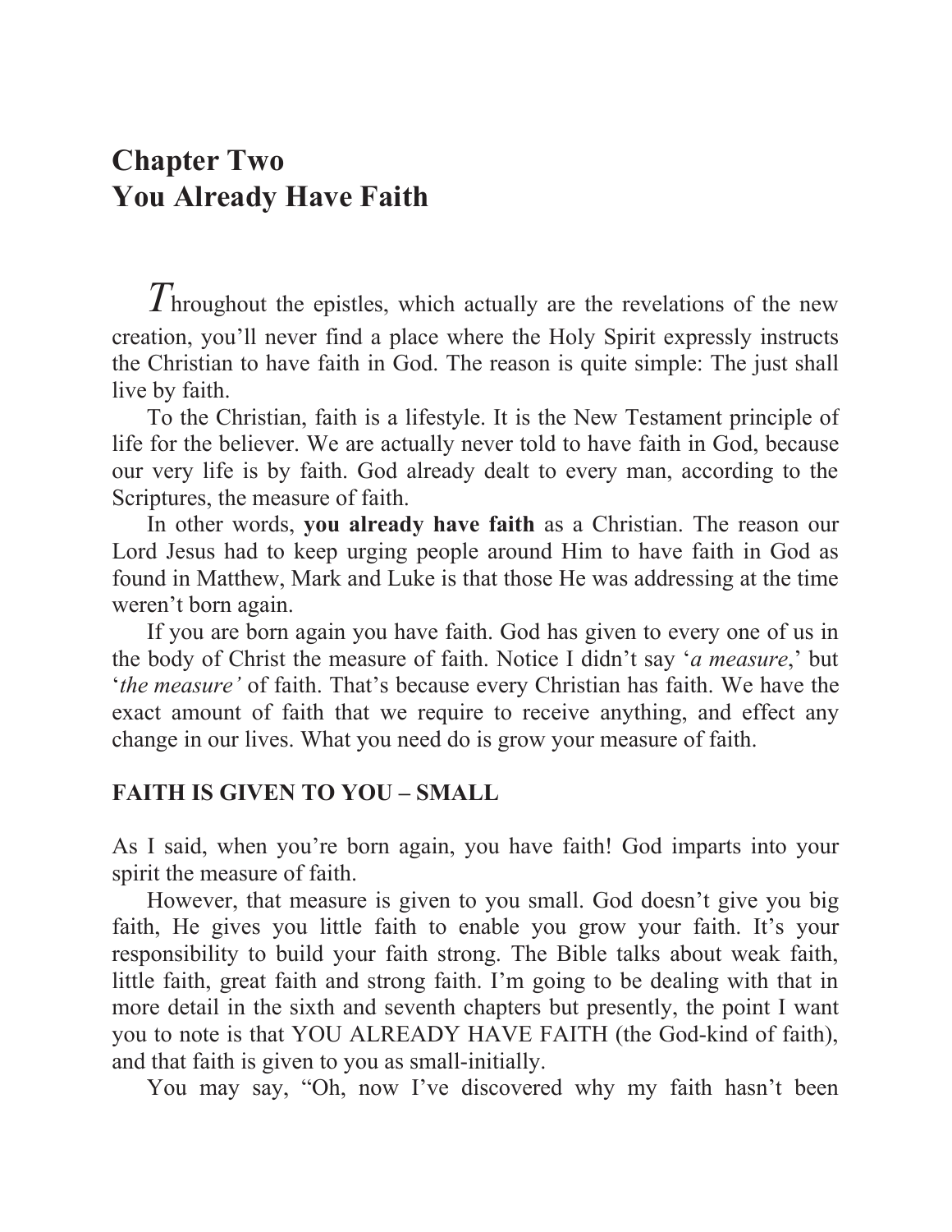# Chapter Two
# You Already Have Faith

Throughout the epistles, which actually are the revelations of the new creation, you'll never find a place where the Holy Spirit expressly instructs the Christian to have faith in God. The reason is quite simple: The just shall live by faith.

To the Christian, faith is a lifestyle. It is the New Testament principle of life for the believer. We are actually never told to have faith in God, because our very life is by faith. God already dealt to every man, according to the Scriptures, the measure of faith.

In other words, **you already have faith** as a Christian. The reason our Lord Jesus had to keep urging people around Him to have faith in God as found in Matthew, Mark and Luke is that those He was addressing at the time weren't born again.

If you are born again you have faith. God has given to every one of us in the body of Christ the measure of faith. Notice I didn't say '*a measure*,' but '*the measure'* of faith. That's because every Christian has faith. We have the exact amount of faith that we require to receive anything, and effect any change in our lives. What you need do is grow your measure of faith.

## FAITH IS GIVEN TO YOU – SMALL

As I said, when you're born again, you have faith! God imparts into your spirit the measure of faith.

However, that measure is given to you small. God doesn't give you big faith, He gives you little faith to enable you grow your faith. It's your responsibility to build your faith strong. The Bible talks about weak faith, little faith, great faith and strong faith. I'm going to be dealing with that in more detail in the sixth and seventh chapters but presently, the point I want you to note is that YOU ALREADY HAVE FAITH (the God-kind of faith), and that faith is given to you as small-initially.

You may say, "Oh, now I've discovered why my faith hasn't been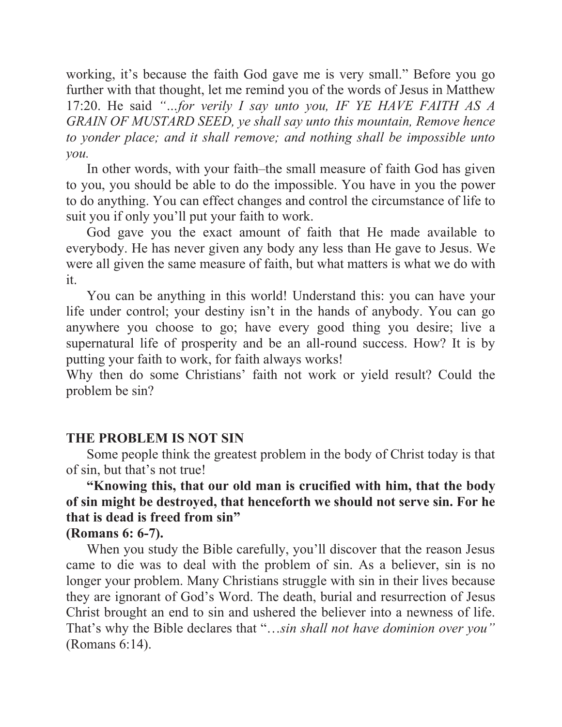working, it's because the faith God gave me is very small." Before you go further with that thought, let me remind you of the words of Jesus in Matthew 17:20. He said *"...for verily I say unto you, IF YE HAVE FAITH AS A GRAIN OF MUSTARD SEED, ye shall say unto this mountain, Remove hence to yonder place; and it shall remove; and nothing shall be impossible unto you.*

In other words, with your faith–the small measure of faith God has given to you, you should be able to do the impossible. You have in you the power to do anything. You can effect changes and control the circumstance of life to suit you if only you'll put your faith to work.

God gave you the exact amount of faith that He made available to everybody. He has never given any body any less than He gave to Jesus. We were all given the same measure of faith, but what matters is what we do with it.

You can be anything in this world! Understand this: you can have your life under control; your destiny isn't in the hands of anybody. You can go anywhere you choose to go; have every good thing you desire; live a supernatural life of prosperity and be an all-round success. How? It is by putting your faith to work, for faith always works!

Why then do some Christians' faith not work or yield result? Could the problem be sin?

## THE PROBLEM IS NOT SIN

Some people think the greatest problem in the body of Christ today is that of sin, but that's not true!

**"Knowing this, that our old man is crucified with him, that the body of sin might be destroyed, that henceforth we should not serve sin. For he that is dead is freed from sin"**
**(Romans 6: 6-7).**

When you study the Bible carefully, you'll discover that the reason Jesus came to die was to deal with the problem of sin. As a believer, sin is no longer your problem. Many Christians struggle with sin in their lives because they are ignorant of God's Word. The death, burial and resurrection of Jesus Christ brought an end to sin and ushered the believer into a newness of life. That's why the Bible declares that "*…sin shall not have dominion over you"* (Romans 6:14).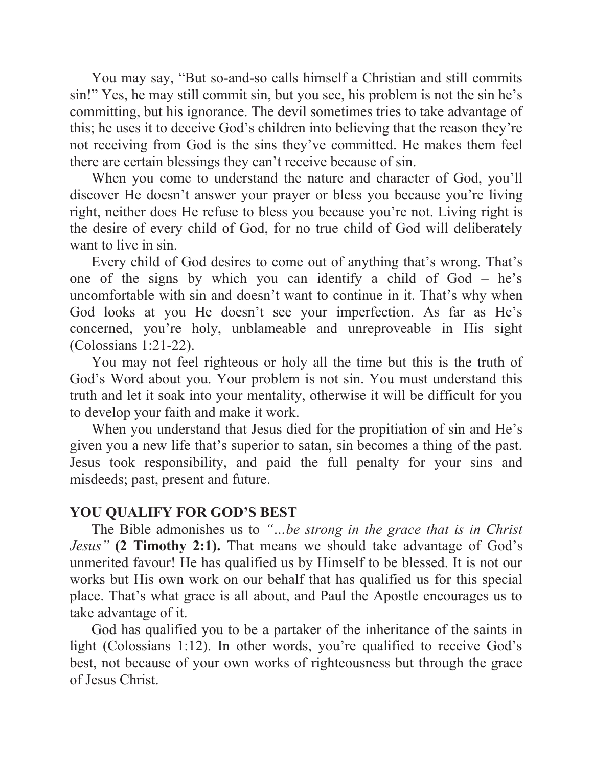You may say, "But so-and-so calls himself a Christian and still commits sin!" Yes, he may still commit sin, but you see, his problem is not the sin he's committing, but his ignorance. The devil sometimes tries to take advantage of this; he uses it to deceive God's children into believing that the reason they're not receiving from God is the sins they've committed. He makes them feel there are certain blessings they can't receive because of sin.

When you come to understand the nature and character of God, you'll discover He doesn't answer your prayer or bless you because you're living right, neither does He refuse to bless you because you're not. Living right is the desire of every child of God, for no true child of God will deliberately want to live in sin.

Every child of God desires to come out of anything that's wrong. That's one of the signs by which you can identify a child of God – he's uncomfortable with sin and doesn't want to continue in it. That's why when God looks at you He doesn't see your imperfection. As far as He's concerned, you're holy, unblameable and unreproveable in His sight (Colossians 1:21-22).

You may not feel righteous or holy all the time but this is the truth of God's Word about you. Your problem is not sin. You must understand this truth and let it soak into your mentality, otherwise it will be difficult for you to develop your faith and make it work.

When you understand that Jesus died for the propitiation of sin and He's given you a new life that's superior to satan, sin becomes a thing of the past. Jesus took responsibility, and paid the full penalty for your sins and misdeeds; past, present and future.

## YOU QUALIFY FOR GOD'S BEST

The Bible admonishes us to *"...be strong in the grace that is in Christ Jesus"* **(2 Timothy 2:1).** That means we should take advantage of God's unmerited favour! He has qualified us by Himself to be blessed. It is not our works but His own work on our behalf that has qualified us for this special place. That's what grace is all about, and Paul the Apostle encourages us to take advantage of it.

God has qualified you to be a partaker of the inheritance of the saints in light (Colossians 1:12). In other words, you're qualified to receive God's best, not because of your own works of righteousness but through the grace of Jesus Christ.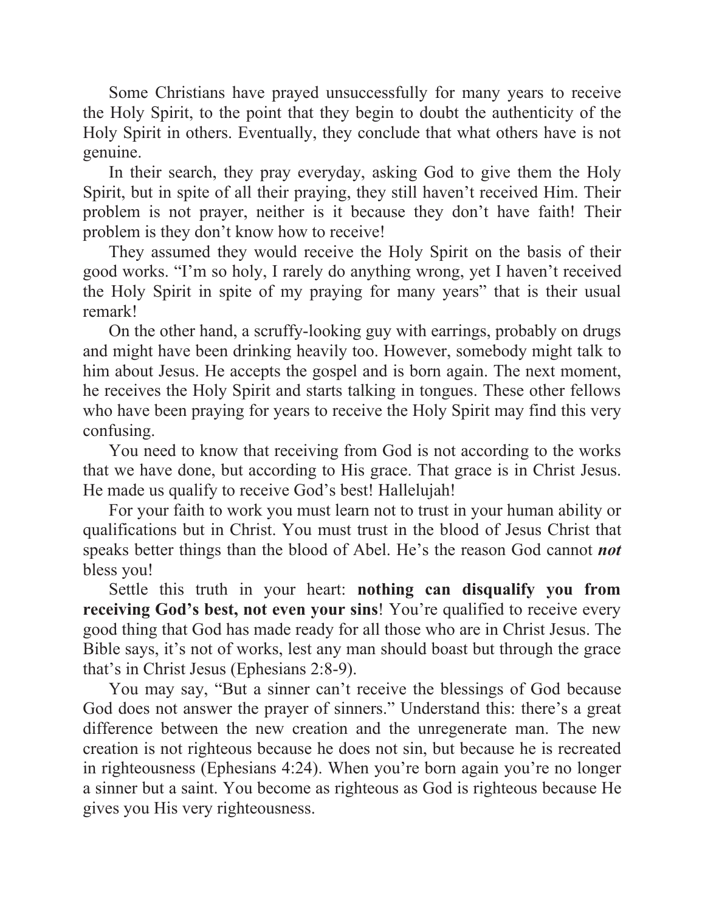Some Christians have prayed unsuccessfully for many years to receive the Holy Spirit, to the point that they begin to doubt the authenticity of the Holy Spirit in others. Eventually, they conclude that what others have is not genuine.

In their search, they pray everyday, asking God to give them the Holy Spirit, but in spite of all their praying, they still haven't received Him. Their problem is not prayer, neither is it because they don't have faith! Their problem is they don't know how to receive!

They assumed they would receive the Holy Spirit on the basis of their good works. "I'm so holy, I rarely do anything wrong, yet I haven't received the Holy Spirit in spite of my praying for many years" that is their usual remark!

On the other hand, a scruffy-looking guy with earrings, probably on drugs and might have been drinking heavily too. However, somebody might talk to him about Jesus. He accepts the gospel and is born again. The next moment, he receives the Holy Spirit and starts talking in tongues. These other fellows who have been praying for years to receive the Holy Spirit may find this very confusing.

You need to know that receiving from God is not according to the works that we have done, but according to His grace. That grace is in Christ Jesus. He made us qualify to receive God's best! Hallelujah!

For your faith to work you must learn not to trust in your human ability or qualifications but in Christ. You must trust in the blood of Jesus Christ that speaks better things than the blood of Abel. He's the reason God cannot ***not*** bless you!

Settle this truth in your heart: **nothing can disqualify you from receiving God's best, not even your sins**! You're qualified to receive every good thing that God has made ready for all those who are in Christ Jesus. The Bible says, it's not of works, lest any man should boast but through the grace that's in Christ Jesus (Ephesians 2:8-9).

You may say, "But a sinner can't receive the blessings of God because God does not answer the prayer of sinners." Understand this: there's a great difference between the new creation and the unregenerate man. The new creation is not righteous because he does not sin, but because he is recreated in righteousness (Ephesians 4:24). When you're born again you're no longer a sinner but a saint. You become as righteous as God is righteous because He gives you His very righteousness.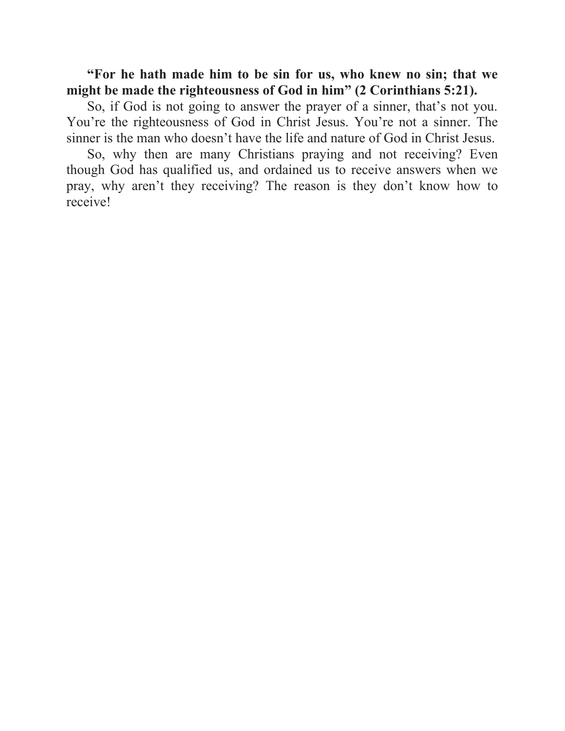**"For he hath made him to be sin for us, who knew no sin; that we might be made the righteousness of God in him" (2 Corinthians 5:21).**

So, if God is not going to answer the prayer of a sinner, that's not you. You're the righteousness of God in Christ Jesus. You're not a sinner. The sinner is the man who doesn't have the life and nature of God in Christ Jesus.

So, why then are many Christians praying and not receiving? Even though God has qualified us, and ordained us to receive answers when we pray, why aren't they receiving? The reason is they don't know how to receive!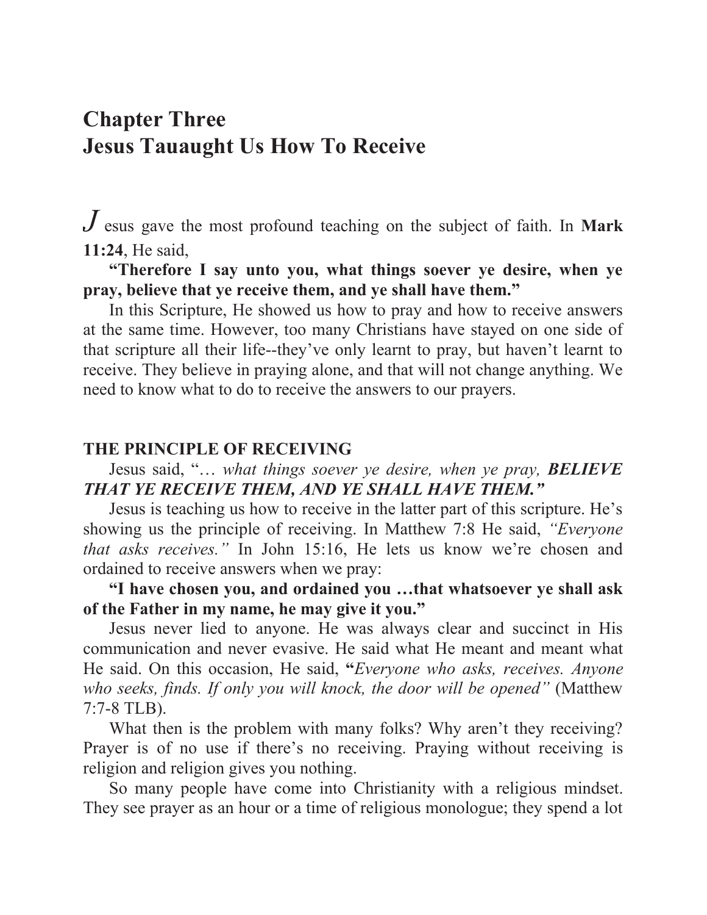# Chapter Three
# Jesus Tauaught Us How To Receive

Jesus gave the most profound teaching on the subject of faith. In **Mark 11:24**, He said,

**"Therefore I say unto you, what things soever ye desire, when ye pray, believe that ye receive them, and ye shall have them."**

In this Scripture, He showed us how to pray and how to receive answers at the same time. However, too many Christians have stayed on one side of that scripture all their life--they've only learnt to pray, but haven't learnt to receive. They believe in praying alone, and that will not change anything. We need to know what to do to receive the answers to our prayers.

## THE PRINCIPLE OF RECEIVING

Jesus said, "… *what things soever ye desire, when ye pray,* ***BELIEVE THAT YE RECEIVE THEM, AND YE SHALL HAVE THEM."***

Jesus is teaching us how to receive in the latter part of this scripture. He's showing us the principle of receiving. In Matthew 7:8 He said, *"Everyone that asks receives."* In John 15:16, He lets us know we're chosen and ordained to receive answers when we pray:

**"I have chosen you, and ordained you …that whatsoever ye shall ask of the Father in my name, he may give it you."**

Jesus never lied to anyone. He was always clear and succinct in His communication and never evasive. He said what He meant and meant what He said. On this occasion, He said, **"***Everyone who asks, receives. Anyone who seeks, finds. If only you will knock, the door will be opened"* (Matthew 7:7-8 TLB).

What then is the problem with many folks? Why aren't they receiving? Prayer is of no use if there's no receiving. Praying without receiving is religion and religion gives you nothing.

So many people have come into Christianity with a religious mindset. They see prayer as an hour or a time of religious monologue; they spend a lot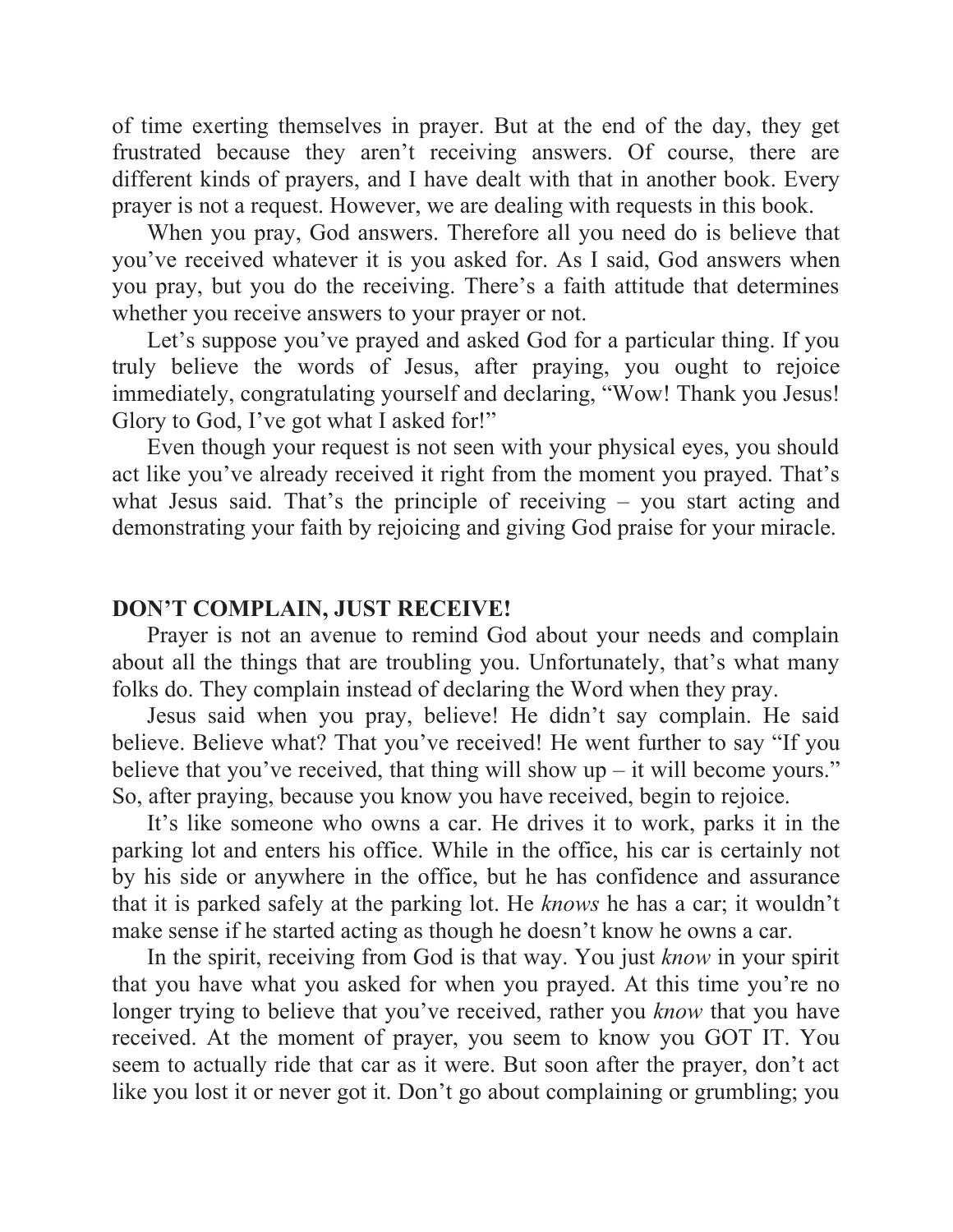of time exerting themselves in prayer. But at the end of the day, they get frustrated because they aren't receiving answers. Of course, there are different kinds of prayers, and I have dealt with that in another book. Every prayer is not a request. However, we are dealing with requests in this book.

When you pray, God answers. Therefore all you need do is believe that you've received whatever it is you asked for. As I said, God answers when you pray, but you do the receiving. There's a faith attitude that determines whether you receive answers to your prayer or not.

Let's suppose you've prayed and asked God for a particular thing. If you truly believe the words of Jesus, after praying, you ought to rejoice immediately, congratulating yourself and declaring, "Wow! Thank you Jesus! Glory to God, I've got what I asked for!"

Even though your request is not seen with your physical eyes, you should act like you've already received it right from the moment you prayed. That's what Jesus said. That's the principle of receiving – you start acting and demonstrating your faith by rejoicing and giving God praise for your miracle.

## DON'T COMPLAIN, JUST RECEIVE!

Prayer is not an avenue to remind God about your needs and complain about all the things that are troubling you. Unfortunately, that's what many folks do. They complain instead of declaring the Word when they pray.

Jesus said when you pray, believe! He didn't say complain. He said believe. Believe what? That you've received! He went further to say "If you believe that you've received, that thing will show up – it will become yours." So, after praying, because you know you have received, begin to rejoice.

It's like someone who owns a car. He drives it to work, parks it in the parking lot and enters his office. While in the office, his car is certainly not by his side or anywhere in the office, but he has confidence and assurance that it is parked safely at the parking lot. He *knows* he has a car; it wouldn't make sense if he started acting as though he doesn't know he owns a car.

In the spirit, receiving from God is that way. You just *know* in your spirit that you have what you asked for when you prayed. At this time you're no longer trying to believe that you've received, rather you *know* that you have received. At the moment of prayer, you seem to know you GOT IT. You seem to actually ride that car as it were. But soon after the prayer, don't act like you lost it or never got it. Don't go about complaining or grumbling; you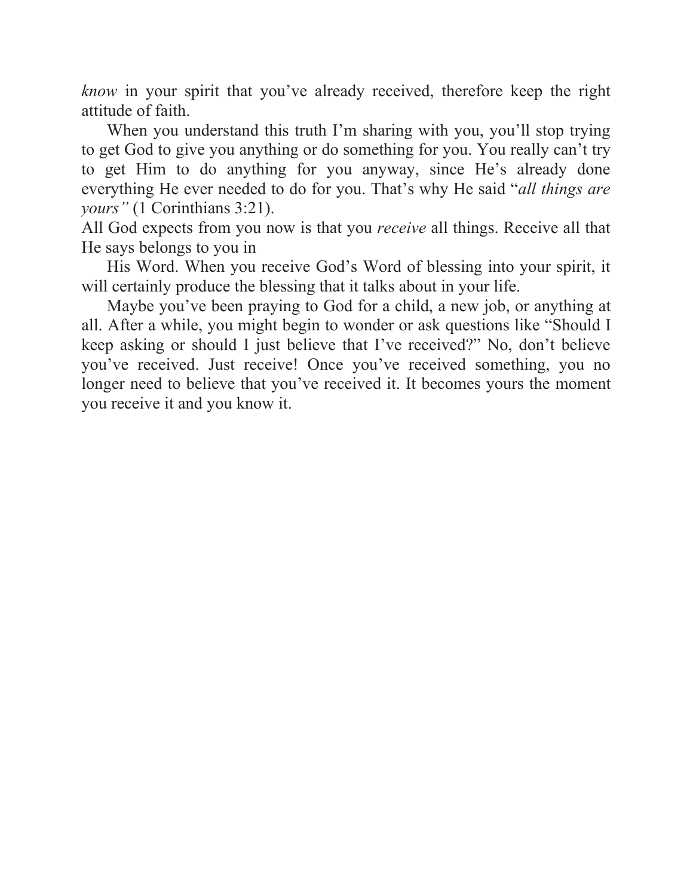*know* in your spirit that you've already received, therefore keep the right attitude of faith.

When you understand this truth I'm sharing with you, you'll stop trying to get God to give you anything or do something for you. You really can't try to get Him to do anything for you anyway, since He's already done everything He ever needed to do for you. That's why He said "*all things are yours"* (1 Corinthians 3:21).

All God expects from you now is that you *receive* all things. Receive all that He says belongs to you in

His Word. When you receive God's Word of blessing into your spirit, it will certainly produce the blessing that it talks about in your life.

Maybe you've been praying to God for a child, a new job, or anything at all. After a while, you might begin to wonder or ask questions like "Should I keep asking or should I just believe that I've received?" No, don't believe you've received. Just receive! Once you've received something, you no longer need to believe that you've received it. It becomes yours the moment you receive it and you know it.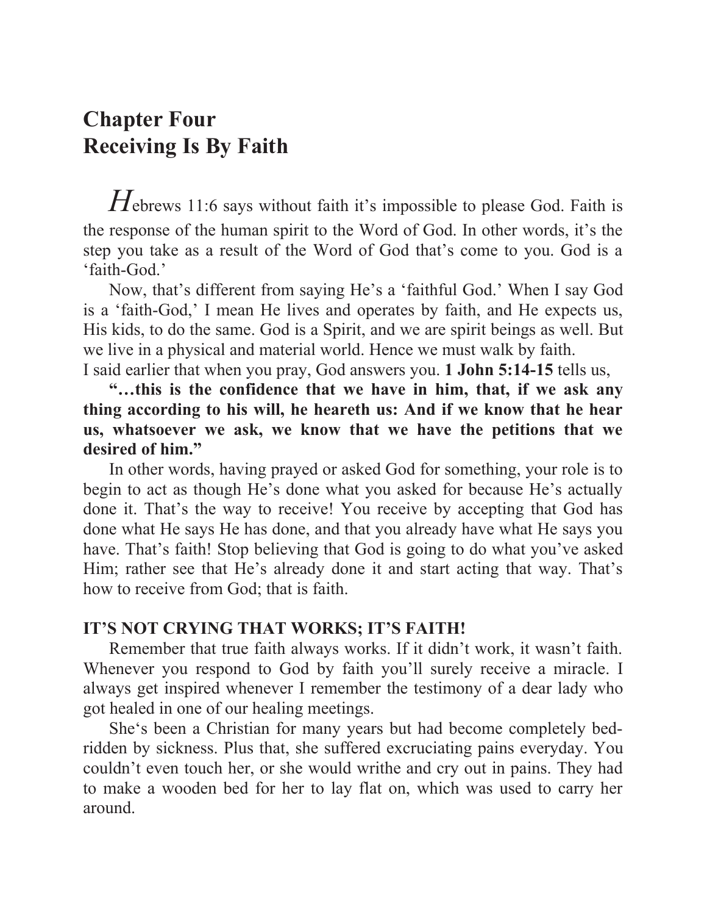# Chapter Four
# Receiving Is By Faith

*H*ebrews 11:6 says without faith it's impossible to please God. Faith is the response of the human spirit to the Word of God. In other words, it's the step you take as a result of the Word of God that's come to you. God is a 'faith-God.'

Now, that's different from saying He's a 'faithful God.' When I say God is a 'faith-God,' I mean He lives and operates by faith, and He expects us, His kids, to do the same. God is a Spirit, and we are spirit beings as well. But we live in a physical and material world. Hence we must walk by faith.

I said earlier that when you pray, God answers you. **1 John 5:14-15** tells us,

**"…this is the confidence that we have in him, that, if we ask any thing according to his will, he heareth us: And if we know that he hear us, whatsoever we ask, we know that we have the petitions that we desired of him."**

In other words, having prayed or asked God for something, your role is to begin to act as though He's done what you asked for because He's actually done it. That's the way to receive! You receive by accepting that God has done what He says He has done, and that you already have what He says you have. That's faith! Stop believing that God is going to do what you've asked Him; rather see that He's already done it and start acting that way. That's how to receive from God; that is faith.

**IT'S NOT CRYING THAT WORKS; IT'S FAITH!**

Remember that true faith always works. If it didn't work, it wasn't faith. Whenever you respond to God by faith you'll surely receive a miracle. I always get inspired whenever I remember the testimony of a dear lady who got healed in one of our healing meetings.

She's been a Christian for many years but had become completely bed-ridden by sickness. Plus that, she suffered excruciating pains everyday. You couldn't even touch her, or she would writhe and cry out in pains. They had to make a wooden bed for her to lay flat on, which was used to carry her around.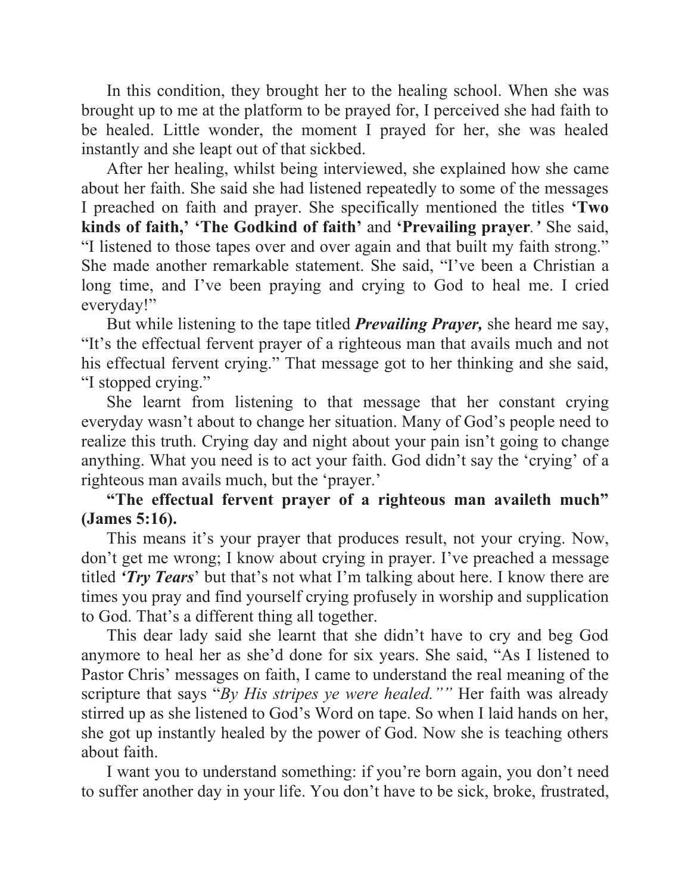In this condition, they brought her to the healing school. When she was brought up to me at the platform to be prayed for, I perceived she had faith to be healed. Little wonder, the moment I prayed for her, she was healed instantly and she leapt out of that sickbed.

After her healing, whilst being interviewed, she explained how she came about her faith. She said she had listened repeatedly to some of the messages I preached on faith and prayer. She specifically mentioned the titles **'Two kinds of faith,' 'The Godkind of faith'** and **'Prevailing prayer***.'* She said, "I listened to those tapes over and over again and that built my faith strong." She made another remarkable statement. She said, "I've been a Christian a long time, and I've been praying and crying to God to heal me. I cried everyday!"

But while listening to the tape titled ***Prevailing Prayer,*** she heard me say, "It's the effectual fervent prayer of a righteous man that avails much and not his effectual fervent crying." That message got to her thinking and she said, "I stopped crying."

She learnt from listening to that message that her constant crying everyday wasn't about to change her situation. Many of God's people need to realize this truth. Crying day and night about your pain isn't going to change anything. What you need is to act your faith. God didn't say the 'crying' of a righteous man avails much, but the 'prayer.'

**"The effectual fervent prayer of a righteous man availeth much" (James 5:16).**

This means it's your prayer that produces result, not your crying. Now, don't get me wrong; I know about crying in prayer. I've preached a message titled ***'Try Tears***' but that's not what I'm talking about here. I know there are times you pray and find yourself crying profusely in worship and supplication to God. That's a different thing all together.

This dear lady said she learnt that she didn't have to cry and beg God anymore to heal her as she'd done for six years. She said, "As I listened to Pastor Chris' messages on faith, I came to understand the real meaning of the scripture that says "*By His stripes ye were healed.""* Her faith was already stirred up as she listened to God's Word on tape. So when I laid hands on her, she got up instantly healed by the power of God. Now she is teaching others about faith.

I want you to understand something: if you're born again, you don't need to suffer another day in your life. You don't have to be sick, broke, frustrated,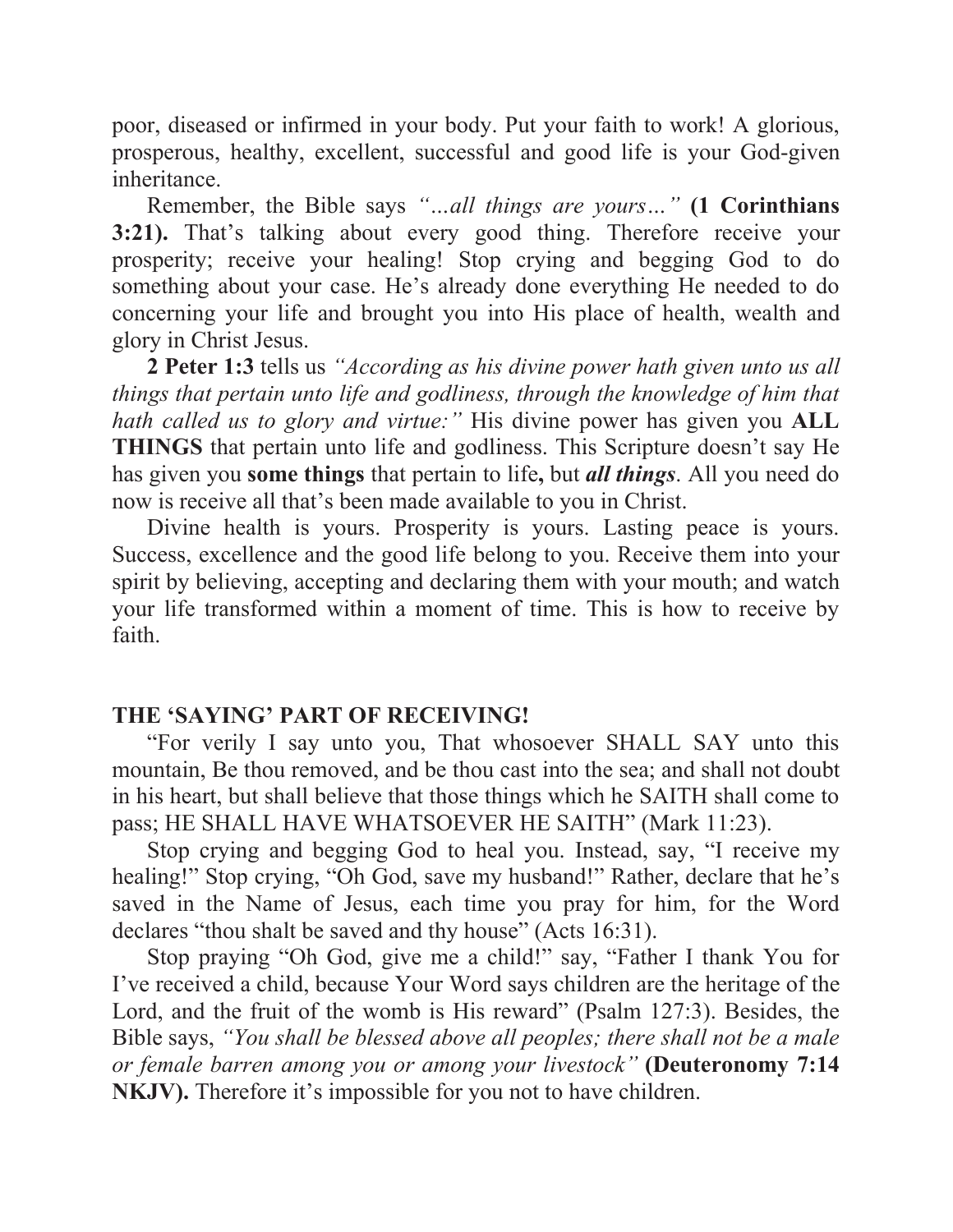poor, diseased or infirmed in your body. Put your faith to work! A glorious, prosperous, healthy, excellent, successful and good life is your God-given inheritance.

Remember, the Bible says *"…all things are yours…"* **(1 Corinthians 3:21).** That's talking about every good thing. Therefore receive your prosperity; receive your healing! Stop crying and begging God to do something about your case. He's already done everything He needed to do concerning your life and brought you into His place of health, wealth and glory in Christ Jesus.

**2 Peter 1:3** tells us *"According as his divine power hath given unto us all things that pertain unto life and godliness, through the knowledge of him that hath called us to glory and virtue:"* His divine power has given you **ALL THINGS** that pertain unto life and godliness. This Scripture doesn't say He has given you **some things** that pertain to life**,** but ***all things***. All you need do now is receive all that's been made available to you in Christ.

Divine health is yours. Prosperity is yours. Lasting peace is yours. Success, excellence and the good life belong to you. Receive them into your spirit by believing, accepting and declaring them with your mouth; and watch your life transformed within a moment of time. This is how to receive by faith.

**THE 'SAYING' PART OF RECEIVING!**

"For verily I say unto you, That whosoever SHALL SAY unto this mountain, Be thou removed, and be thou cast into the sea; and shall not doubt in his heart, but shall believe that those things which he SAITH shall come to pass; HE SHALL HAVE WHATSOEVER HE SAITH" (Mark 11:23).

Stop crying and begging God to heal you. Instead, say, "I receive my healing!" Stop crying, "Oh God, save my husband!" Rather, declare that he's saved in the Name of Jesus, each time you pray for him, for the Word declares "thou shalt be saved and thy house" (Acts 16:31).

Stop praying "Oh God, give me a child!" say, "Father I thank You for I've received a child, because Your Word says children are the heritage of the Lord, and the fruit of the womb is His reward" (Psalm 127:3). Besides, the Bible says, *"You shall be blessed above all peoples; there shall not be a male or female barren among you or among your livestock"* **(Deuteronomy 7:14 NKJV).** Therefore it's impossible for you not to have children.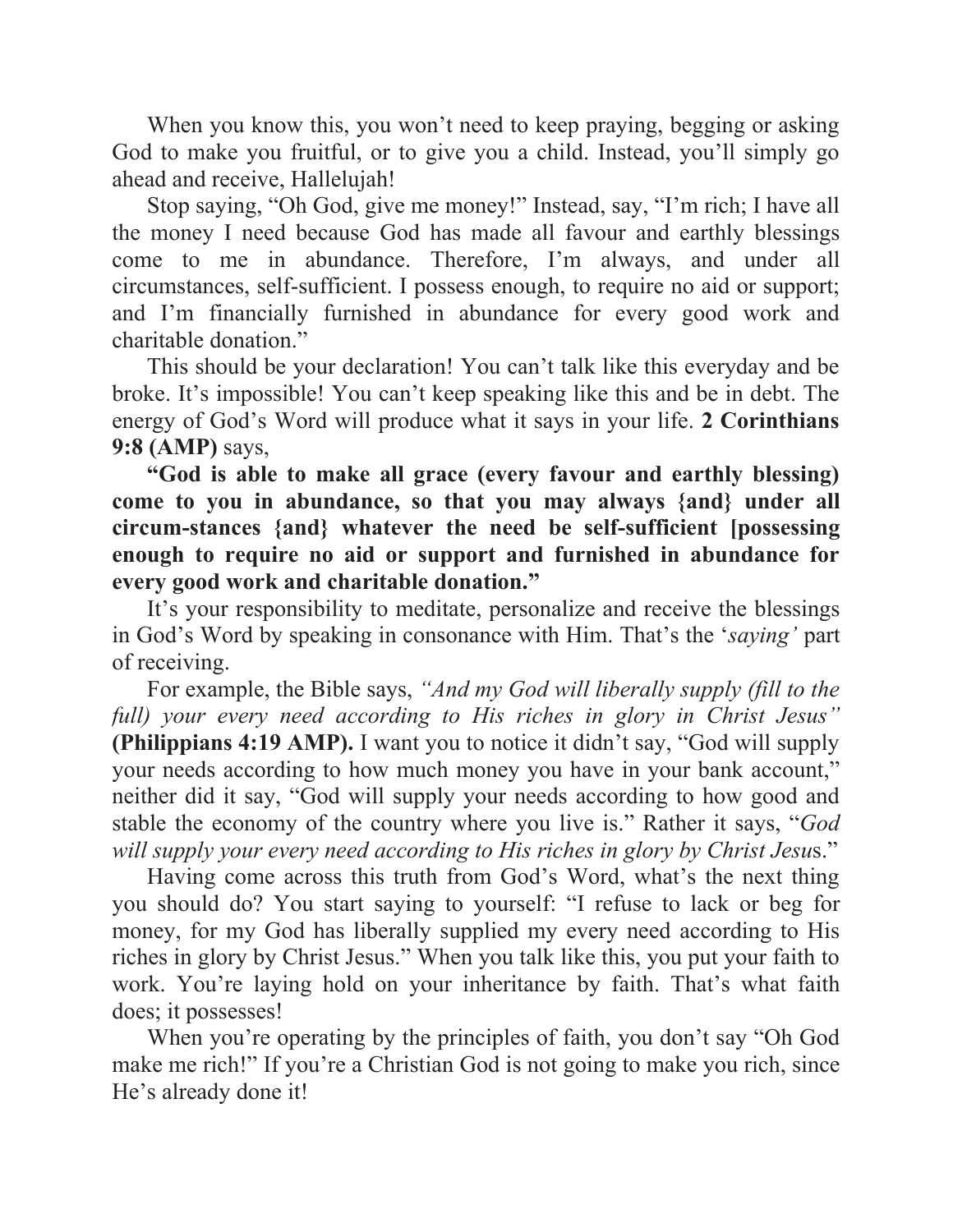When you know this, you won't need to keep praying, begging or asking God to make you fruitful, or to give you a child. Instead, you'll simply go ahead and receive, Hallelujah!

Stop saying, "Oh God, give me money!" Instead, say, "I'm rich; I have all the money I need because God has made all favour and earthly blessings come to me in abundance. Therefore, I'm always, and under all circumstances, self-sufficient. I possess enough, to require no aid or support; and I'm financially furnished in abundance for every good work and charitable donation."

This should be your declaration! You can't talk like this everyday and be broke. It's impossible! You can't keep speaking like this and be in debt. The energy of God's Word will produce what it says in your life. **2 Corinthians 9:8 (AMP)** says,

**"God is able to make all grace (every favour and earthly blessing) come to you in abundance, so that you may always {and} under all circum-stances {and} whatever the need be self-sufficient [possessing enough to require no aid or support and furnished in abundance for every good work and charitable donation."**

It's your responsibility to meditate, personalize and receive the blessings in God's Word by speaking in consonance with Him. That's the '*saying'* part of receiving.

For example, the Bible says, *"And my God will liberally supply (fill to the full) your every need according to His riches in glory in Christ Jesus"* **(Philippians 4:19 AMP).** I want you to notice it didn't say, "God will supply your needs according to how much money you have in your bank account," neither did it say, "God will supply your needs according to how good and stable the economy of the country where you live is." Rather it says, "*God will supply your every need according to His riches in glory by Christ Jesu*s."

Having come across this truth from God's Word, what's the next thing you should do? You start saying to yourself: "I refuse to lack or beg for money, for my God has liberally supplied my every need according to His riches in glory by Christ Jesus." When you talk like this, you put your faith to work. You're laying hold on your inheritance by faith. That's what faith does; it possesses!

When you're operating by the principles of faith, you don't say "Oh God make me rich!" If you're a Christian God is not going to make you rich, since He's already done it!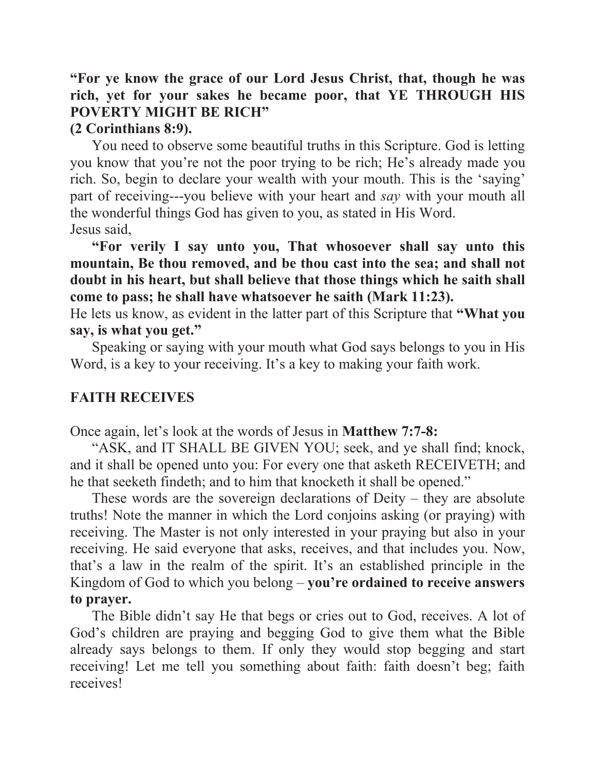**"For ye know the grace of our Lord Jesus Christ, that, though he was rich, yet for your sakes he became poor, that YE THROUGH HIS POVERTY MIGHT BE RICH"**
**(2 Corinthians 8:9).**

You need to observe some beautiful truths in this Scripture. God is letting you know that you're not the poor trying to be rich; He's already made you rich. So, begin to declare your wealth with your mouth. This is the 'saying' part of receiving---you believe with your heart and *say* with your mouth all the wonderful things God has given to you, as stated in His Word.
Jesus said,

**"For verily I say unto you, That whosoever shall say unto this mountain, Be thou removed, and be thou cast into the sea; and shall not doubt in his heart, but shall believe that those things which he saith shall come to pass; he shall have whatsoever he saith (Mark 11:23).**
He lets us know, as evident in the latter part of this Scripture that **"What you say, is what you get."**

Speaking or saying with your mouth what God says belongs to you in His Word, is a key to your receiving. It's a key to making your faith work.

## FAITH RECEIVES

Once again, let's look at the words of Jesus in **Matthew 7:7-8:**

"ASK, and IT SHALL BE GIVEN YOU; seek, and ye shall find; knock, and it shall be opened unto you: For every one that asketh RECEIVETH; and he that seeketh findeth; and to him that knocketh it shall be opened."

These words are the sovereign declarations of Deity – they are absolute truths! Note the manner in which the Lord conjoins asking (or praying) with receiving. The Master is not only interested in your praying but also in your receiving. He said everyone that asks, receives, and that includes you. Now, that's a law in the realm of the spirit. It's an established principle in the Kingdom of God to which you belong – **you're ordained to receive answers to prayer.**

The Bible didn't say He that begs or cries out to God, receives. A lot of God's children are praying and begging God to give them what the Bible already says belongs to them. If only they would stop begging and start receiving! Let me tell you something about faith: faith doesn't beg; faith receives!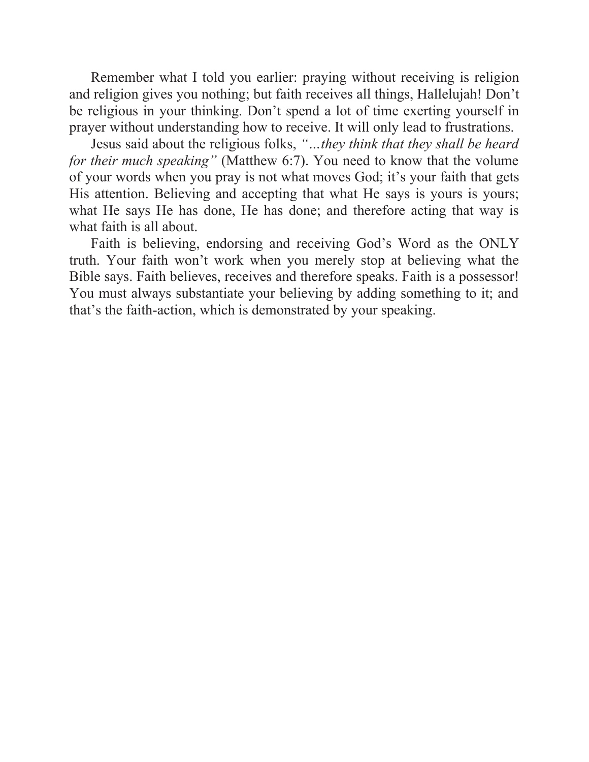Remember what I told you earlier: praying without receiving is religion and religion gives you nothing; but faith receives all things, Hallelujah! Don't be religious in your thinking. Don't spend a lot of time exerting yourself in prayer without understanding how to receive. It will only lead to frustrations.

Jesus said about the religious folks, *"...they think that they shall be heard for their much speaking"* (Matthew 6:7). You need to know that the volume of your words when you pray is not what moves God; it's your faith that gets His attention. Believing and accepting that what He says is yours is yours; what He says He has done, He has done; and therefore acting that way is what faith is all about.

Faith is believing, endorsing and receiving God's Word as the ONLY truth. Your faith won't work when you merely stop at believing what the Bible says. Faith believes, receives and therefore speaks. Faith is a possessor! You must always substantiate your believing by adding something to it; and that's the faith-action, which is demonstrated by your speaking.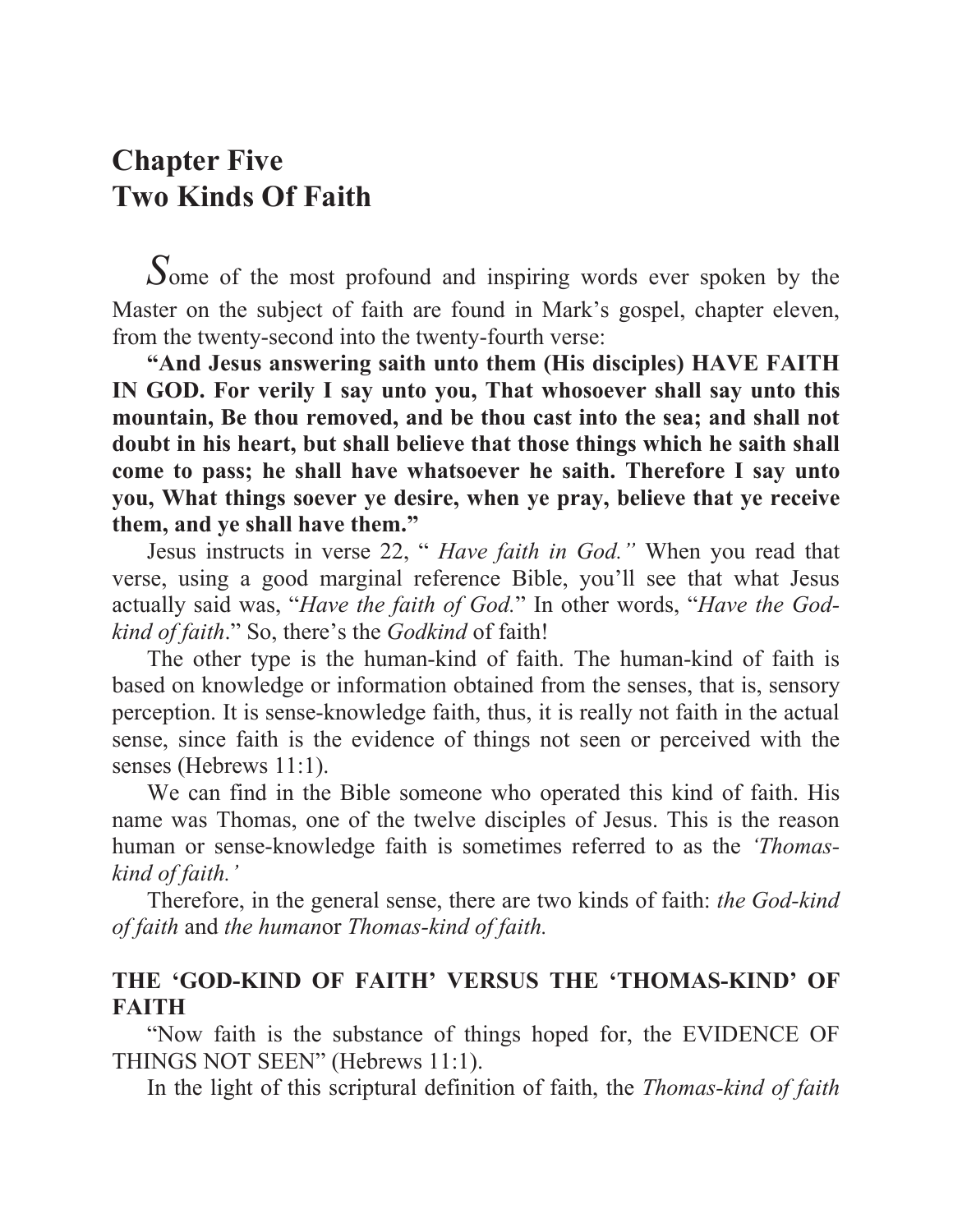## Chapter Five
## Two Kinds Of Faith

Some of the most profound and inspiring words ever spoken by the Master on the subject of faith are found in Mark's gospel, chapter eleven, from the twenty-second into the twenty-fourth verse:

**"And Jesus answering saith unto them (His disciples) HAVE FAITH IN GOD. For verily I say unto you, That whosoever shall say unto this mountain, Be thou removed, and be thou cast into the sea; and shall not doubt in his heart, but shall believe that those things which he saith shall come to pass; he shall have whatsoever he saith. Therefore I say unto you, What things soever ye desire, when ye pray, believe that ye receive them, and ye shall have them."**

Jesus instructs in verse 22, " *Have faith in God."* When you read that verse, using a good marginal reference Bible, you'll see that what Jesus actually said was, "*Have the faith of God.*" In other words, "*Have the God-kind of faith*." So, there's the *Godkind* of faith!

The other type is the human-kind of faith. The human-kind of faith is based on knowledge or information obtained from the senses, that is, sensory perception. It is sense-knowledge faith, thus, it is really not faith in the actual sense, since faith is the evidence of things not seen or perceived with the senses (Hebrews 11:1).

We can find in the Bible someone who operated this kind of faith. His name was Thomas, one of the twelve disciples of Jesus. This is the reason human or sense-knowledge faith is sometimes referred to as the *'Thomas-kind of faith.'*

Therefore, in the general sense, there are two kinds of faith: *the God-kind of faith* and *the human*or *Thomas-kind of faith.*

### THE 'GOD-KIND OF FAITH' VERSUS THE 'THOMAS-KIND' OF FAITH

"Now faith is the substance of things hoped for, the EVIDENCE OF THINGS NOT SEEN" (Hebrews 11:1).

In the light of this scriptural definition of faith, the *Thomas-kind of faith*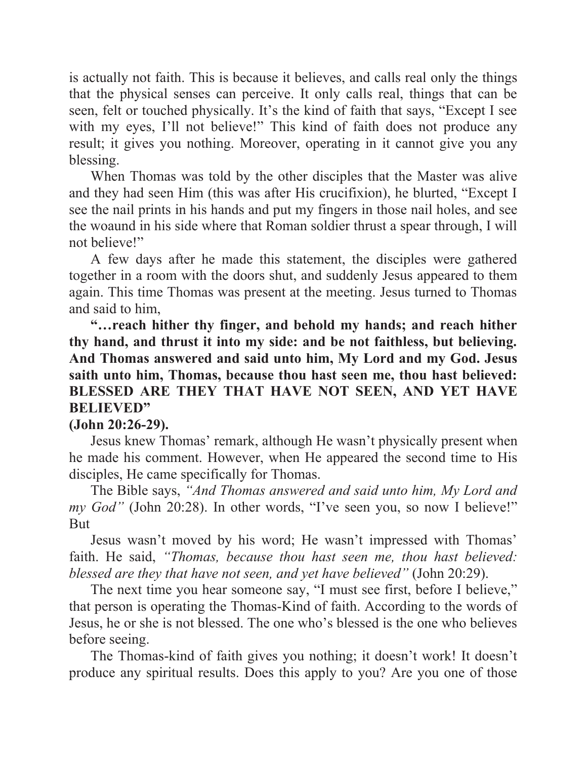is actually not faith. This is because it believes, and calls real only the things that the physical senses can perceive. It only calls real, things that can be seen, felt or touched physically. It's the kind of faith that says, "Except I see with my eyes, I'll not believe!" This kind of faith does not produce any result; it gives you nothing. Moreover, operating in it cannot give you any blessing.

When Thomas was told by the other disciples that the Master was alive and they had seen Him (this was after His crucifixion), he blurted, "Except I see the nail prints in his hands and put my fingers in those nail holes, and see the woaund in his side where that Roman soldier thrust a spear through, I will not believe!"

A few days after he made this statement, the disciples were gathered together in a room with the doors shut, and suddenly Jesus appeared to them again. This time Thomas was present at the meeting. Jesus turned to Thomas and said to him,

**"…reach hither thy finger, and behold my hands; and reach hither thy hand, and thrust it into my side: and be not faithless, but believing. And Thomas answered and said unto him, My Lord and my God. Jesus saith unto him, Thomas, because thou hast seen me, thou hast believed: BLESSED ARE THEY THAT HAVE NOT SEEN, AND YET HAVE BELIEVED"**
**(John 20:26-29).**

Jesus knew Thomas' remark, although He wasn't physically present when he made his comment. However, when He appeared the second time to His disciples, He came specifically for Thomas.

The Bible says, *"And Thomas answered and said unto him, My Lord and my God"* (John 20:28). In other words, "I've seen you, so now I believe!" But

Jesus wasn't moved by his word; He wasn't impressed with Thomas' faith. He said, *"Thomas, because thou hast seen me, thou hast believed: blessed are they that have not seen, and yet have believed"* (John 20:29).

The next time you hear someone say, "I must see first, before I believe," that person is operating the Thomas-Kind of faith. According to the words of Jesus, he or she is not blessed. The one who's blessed is the one who believes before seeing.

The Thomas-kind of faith gives you nothing; it doesn't work! It doesn't produce any spiritual results. Does this apply to you? Are you one of those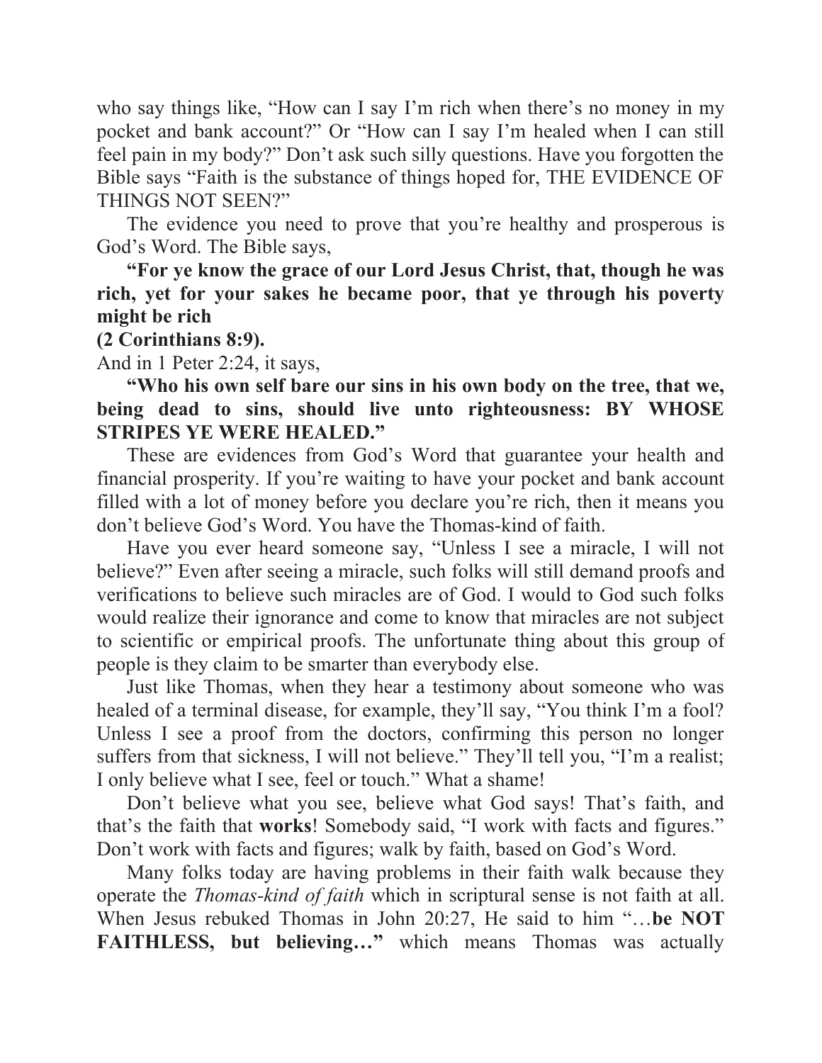who say things like, “How can I say I’m rich when there’s no money in my pocket and bank account?” Or “How can I say I’m healed when I can still feel pain in my body?” Don’t ask such silly questions. Have you forgotten the Bible says “Faith is the substance of things hoped for, THE EVIDENCE OF THINGS NOT SEEN?”

The evidence you need to prove that you’re healthy and prosperous is God’s Word. The Bible says,

**“For ye know the grace of our Lord Jesus Christ, that, though he was rich, yet for your sakes he became poor, that ye through his poverty might be rich**
**(2 Corinthians 8:9).**

And in 1 Peter 2:24, it says,

**“Who his own self bare our sins in his own body on the tree, that we, being dead to sins, should live unto righteousness: BY WHOSE STRIPES YE WERE HEALED.”**

These are evidences from God’s Word that guarantee your health and financial prosperity. If you’re waiting to have your pocket and bank account filled with a lot of money before you declare you’re rich, then it means you don’t believe God’s Word. You have the Thomas-kind of faith.

Have you ever heard someone say, “Unless I see a miracle, I will not believe?” Even after seeing a miracle, such folks will still demand proofs and verifications to believe such miracles are of God. I would to God such folks would realize their ignorance and come to know that miracles are not subject to scientific or empirical proofs. The unfortunate thing about this group of people is they claim to be smarter than everybody else.

Just like Thomas, when they hear a testimony about someone who was healed of a terminal disease, for example, they’ll say, “You think I’m a fool? Unless I see a proof from the doctors, confirming this person no longer suffers from that sickness, I will not believe.” They’ll tell you, “I’m a realist; I only believe what I see, feel or touch.” What a shame!

Don’t believe what you see, believe what God says! That’s faith, and that’s the faith that **works**! Somebody said, “I work with facts and figures.” Don’t work with facts and figures; walk by faith, based on God’s Word.

Many folks today are having problems in their faith walk because they operate the *Thomas-kind of faith* which in scriptural sense is not faith at all. When Jesus rebuked Thomas in John 20:27, He said to him “…**be NOT FAITHLESS, but believing…”** which means Thomas was actually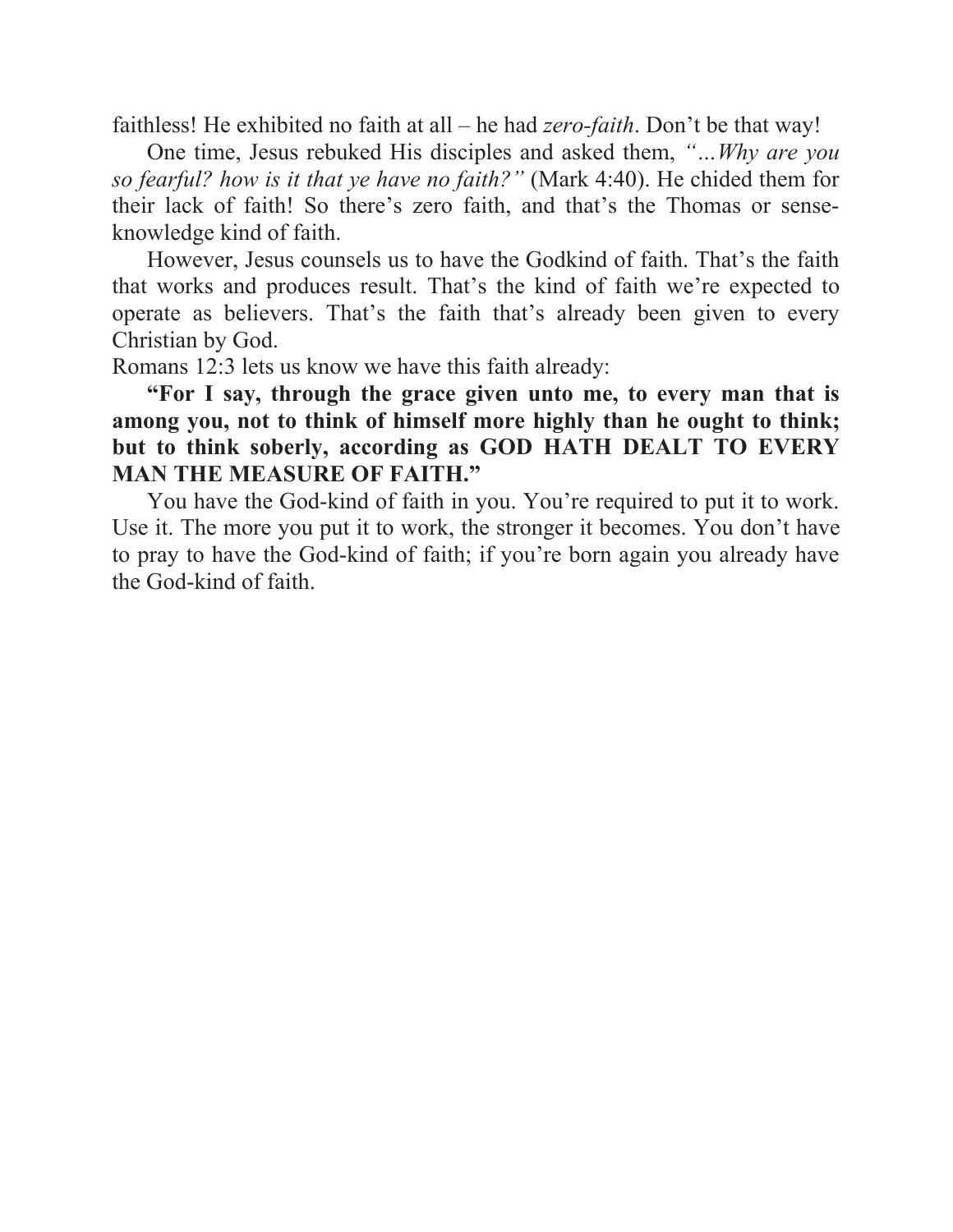faithless! He exhibited no faith at all – he had *zero-faith*. Don't be that way!

One time, Jesus rebuked His disciples and asked them, *"…Why are you so fearful? how is it that ye have no faith?"* (Mark 4:40). He chided them for their lack of faith! So there's zero faith, and that's the Thomas or sense-knowledge kind of faith.

However, Jesus counsels us to have the Godkind of faith. That's the faith that works and produces result. That's the kind of faith we're expected to operate as believers. That's the faith that's already been given to every Christian by God.

Romans 12:3 lets us know we have this faith already:

**"For I say, through the grace given unto me, to every man that is among you, not to think of himself more highly than he ought to think; but to think soberly, according as GOD HATH DEALT TO EVERY MAN THE MEASURE OF FAITH."**

You have the God-kind of faith in you. You're required to put it to work. Use it. The more you put it to work, the stronger it becomes. You don't have to pray to have the God-kind of faith; if you're born again you already have the God-kind of faith.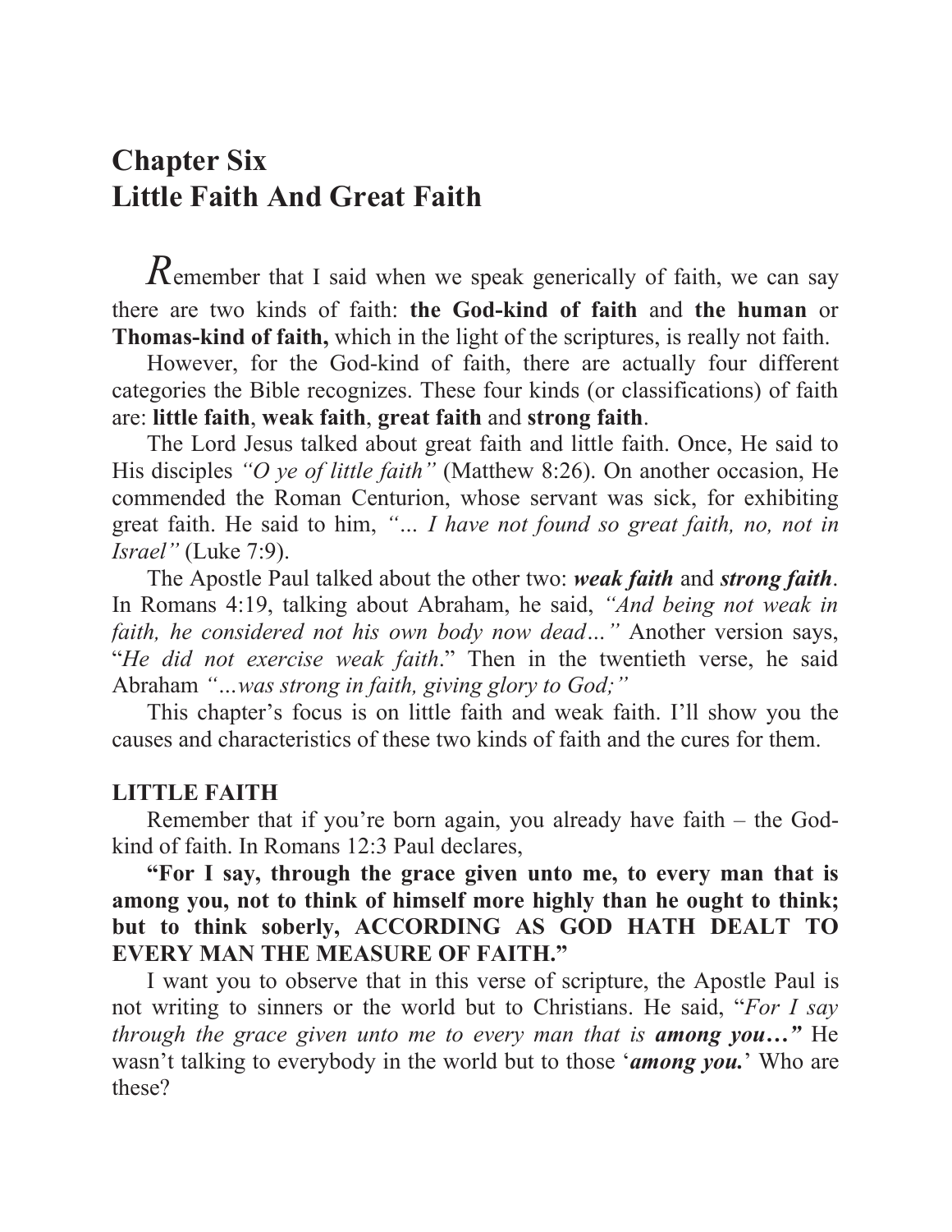# Chapter Six
# Little Faith And Great Faith

*R*emember that I said when we speak generically of faith, we can say there are two kinds of faith: **the God-kind of faith** and **the human** or **Thomas-kind of faith,** which in the light of the scriptures, is really not faith.

However, for the God-kind of faith, there are actually four different categories the Bible recognizes. These four kinds (or classifications) of faith are: **little faith**, **weak faith**, **great faith** and **strong faith**.

The Lord Jesus talked about great faith and little faith. Once, He said to His disciples *"O ye of little faith"* (Matthew 8:26). On another occasion, He commended the Roman Centurion, whose servant was sick, for exhibiting great faith. He said to him, *"… I have not found so great faith, no, not in Israel"* (Luke 7:9).

The Apostle Paul talked about the other two: ***weak faith*** and ***strong faith***. In Romans 4:19, talking about Abraham, he said, *"And being not weak in faith, he considered not his own body now dead…"* Another version says, "*He did not exercise weak faith*." Then in the twentieth verse, he said Abraham *"…was strong in faith, giving glory to God;"*

This chapter's focus is on little faith and weak faith. I'll show you the causes and characteristics of these two kinds of faith and the cures for them.

### LITTLE FAITH

Remember that if you're born again, you already have faith – the God-kind of faith. In Romans 12:3 Paul declares,

**"For I say, through the grace given unto me, to every man that is among you, not to think of himself more highly than he ought to think; but to think soberly, ACCORDING AS GOD HATH DEALT TO EVERY MAN THE MEASURE OF FAITH."**

I want you to observe that in this verse of scripture, the Apostle Paul is not writing to sinners or the world but to Christians. He said, "*For I say through the grace given unto me to every man that is* ***among you…"*** He wasn't talking to everybody in the world but to those '***among you.***' Who are these?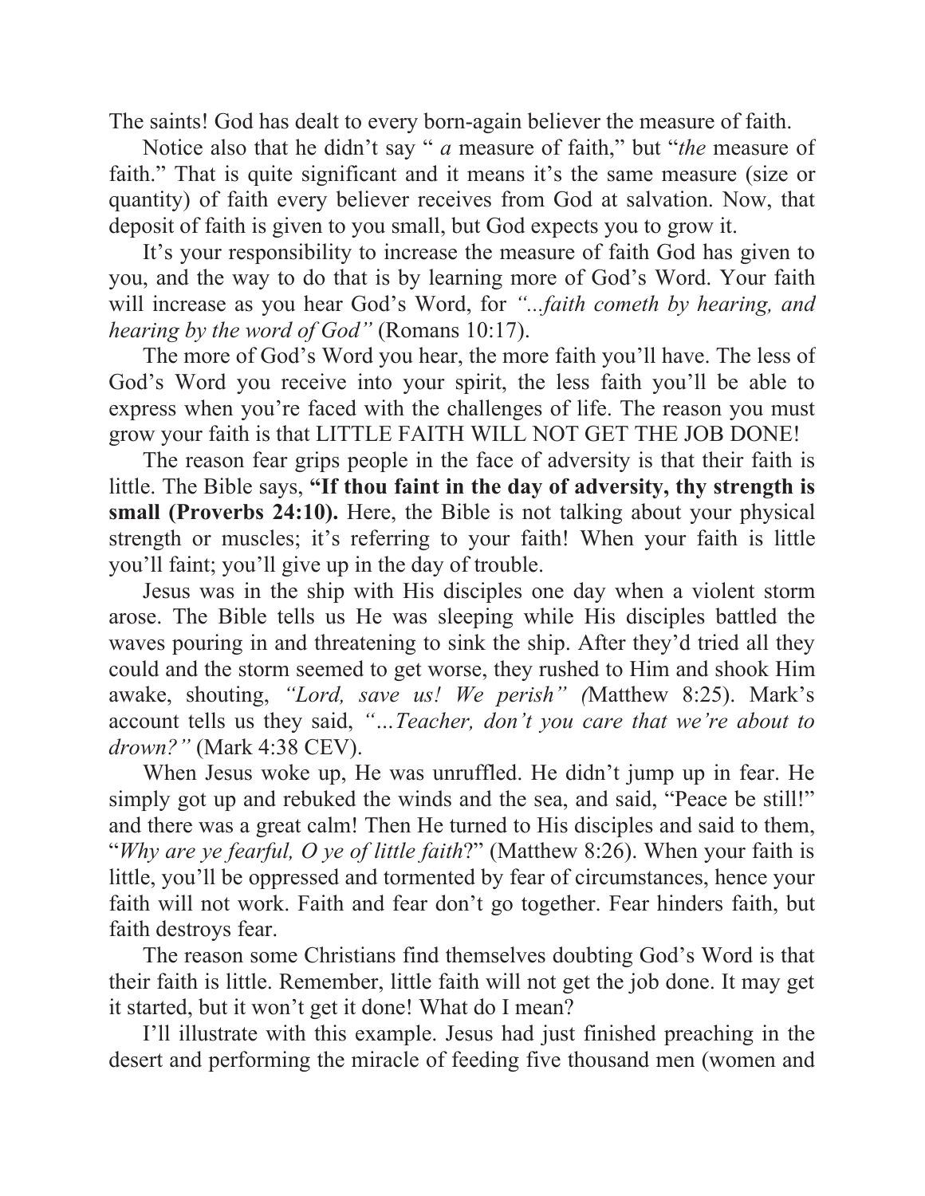The saints! God has dealt to every born-again believer the measure of faith.

Notice also that he didn't say " *a* measure of faith," but "*the* measure of faith." That is quite significant and it means it's the same measure (size or quantity) of faith every believer receives from God at salvation. Now, that deposit of faith is given to you small, but God expects you to grow it.

It's your responsibility to increase the measure of faith God has given to you, and the way to do that is by learning more of God's Word. Your faith will increase as you hear God's Word, for *"...faith cometh by hearing, and hearing by the word of God"* (Romans 10:17).

The more of God's Word you hear, the more faith you'll have. The less of God's Word you receive into your spirit, the less faith you'll be able to express when you're faced with the challenges of life. The reason you must grow your faith is that LITTLE FAITH WILL NOT GET THE JOB DONE!

The reason fear grips people in the face of adversity is that their faith is little. The Bible says, **"If thou faint in the day of adversity, thy strength is small (Proverbs 24:10).** Here, the Bible is not talking about your physical strength or muscles; it's referring to your faith! When your faith is little you'll faint; you'll give up in the day of trouble.

Jesus was in the ship with His disciples one day when a violent storm arose. The Bible tells us He was sleeping while His disciples battled the waves pouring in and threatening to sink the ship. After they'd tried all they could and the storm seemed to get worse, they rushed to Him and shook Him awake, shouting, *"Lord, save us! We perish" (*Matthew 8:25). Mark's account tells us they said, *"…Teacher, don't you care that we're about to drown?"* (Mark 4:38 CEV).

When Jesus woke up, He was unruffled. He didn't jump up in fear. He simply got up and rebuked the winds and the sea, and said, "Peace be still!" and there was a great calm! Then He turned to His disciples and said to them, "*Why are ye fearful, O ye of little faith*?" (Matthew 8:26). When your faith is little, you'll be oppressed and tormented by fear of circumstances, hence your faith will not work. Faith and fear don't go together. Fear hinders faith, but faith destroys fear.

The reason some Christians find themselves doubting God's Word is that their faith is little. Remember, little faith will not get the job done. It may get it started, but it won't get it done! What do I mean?

I'll illustrate with this example. Jesus had just finished preaching in the desert and performing the miracle of feeding five thousand men (women and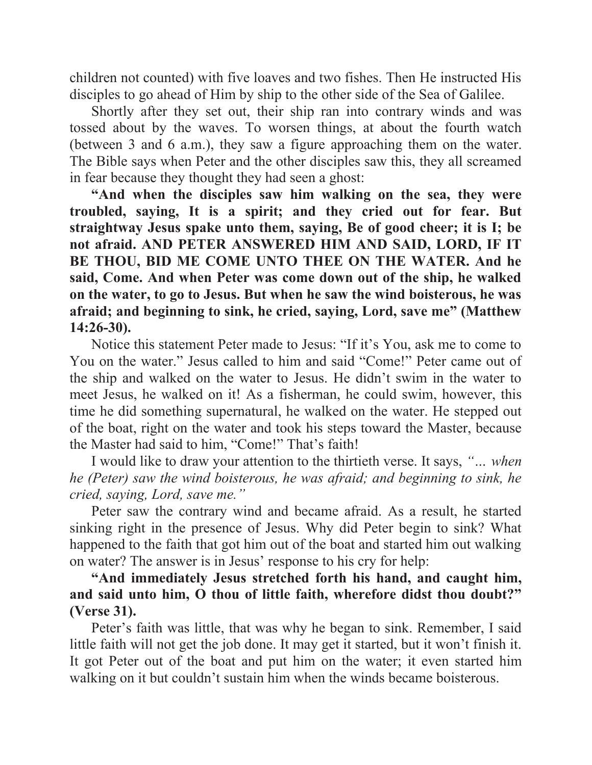children not counted) with five loaves and two fishes. Then He instructed His disciples to go ahead of Him by ship to the other side of the Sea of Galilee.

Shortly after they set out, their ship ran into contrary winds and was tossed about by the waves. To worsen things, at about the fourth watch (between 3 and 6 a.m.), they saw a figure approaching them on the water. The Bible says when Peter and the other disciples saw this, they all screamed in fear because they thought they had seen a ghost:

**"And when the disciples saw him walking on the sea, they were troubled, saying, It is a spirit; and they cried out for fear. But straightway Jesus spake unto them, saying, Be of good cheer; it is I; be not afraid. AND PETER ANSWERED HIM AND SAID, LORD, IF IT BE THOU, BID ME COME UNTO THEE ON THE WATER. And he said, Come. And when Peter was come down out of the ship, he walked on the water, to go to Jesus. But when he saw the wind boisterous, he was afraid; and beginning to sink, he cried, saying, Lord, save me" (Matthew 14:26-30).**

Notice this statement Peter made to Jesus: "If it's You, ask me to come to You on the water." Jesus called to him and said "Come!" Peter came out of the ship and walked on the water to Jesus. He didn't swim in the water to meet Jesus, he walked on it! As a fisherman, he could swim, however, this time he did something supernatural, he walked on the water. He stepped out of the boat, right on the water and took his steps toward the Master, because the Master had said to him, "Come!" That's faith!

I would like to draw your attention to the thirtieth verse. It says, *"… when he (Peter) saw the wind boisterous, he was afraid; and beginning to sink, he cried, saying, Lord, save me."*

Peter saw the contrary wind and became afraid. As a result, he started sinking right in the presence of Jesus. Why did Peter begin to sink? What happened to the faith that got him out of the boat and started him out walking on water? The answer is in Jesus' response to his cry for help:

**"And immediately Jesus stretched forth his hand, and caught him, and said unto him, O thou of little faith, wherefore didst thou doubt?" (Verse 31).**

Peter's faith was little, that was why he began to sink. Remember, I said little faith will not get the job done. It may get it started, but it won't finish it. It got Peter out of the boat and put him on the water; it even started him walking on it but couldn't sustain him when the winds became boisterous.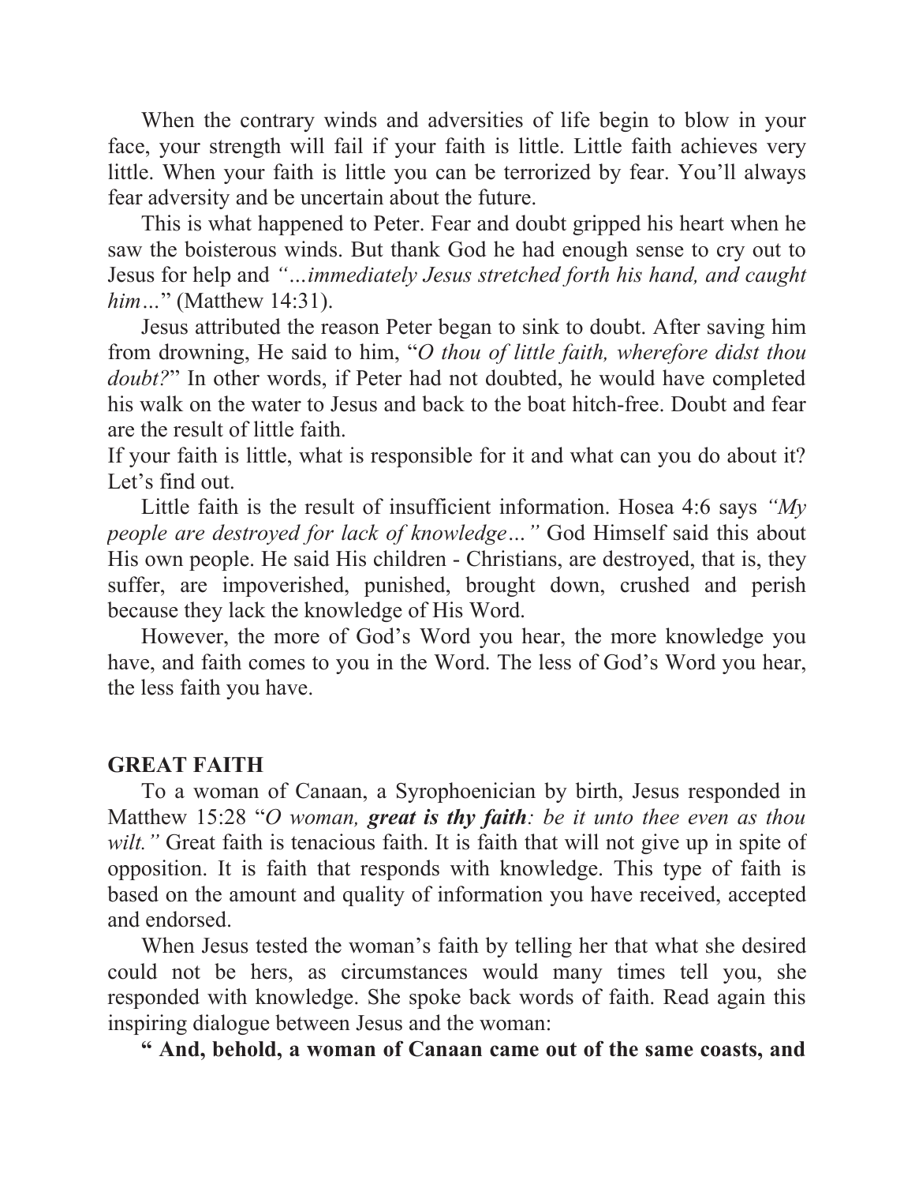When the contrary winds and adversities of life begin to blow in your face, your strength will fail if your faith is little. Little faith achieves very little. When your faith is little you can be terrorized by fear. You'll always fear adversity and be uncertain about the future.

This is what happened to Peter. Fear and doubt gripped his heart when he saw the boisterous winds. But thank God he had enough sense to cry out to Jesus for help and *"…immediately Jesus stretched forth his hand, and caught him…"* (Matthew 14:31).

Jesus attributed the reason Peter began to sink to doubt. After saving him from drowning, He said to him, "*O thou of little faith, wherefore didst thou doubt?*" In other words, if Peter had not doubted, he would have completed his walk on the water to Jesus and back to the boat hitch-free. Doubt and fear are the result of little faith.

If your faith is little, what is responsible for it and what can you do about it? Let's find out.

Little faith is the result of insufficient information. Hosea 4:6 says *"My people are destroyed for lack of knowledge…"* God Himself said this about His own people. He said His children - Christians, are destroyed, that is, they suffer, are impoverished, punished, brought down, crushed and perish because they lack the knowledge of His Word.

However, the more of God's Word you hear, the more knowledge you have, and faith comes to you in the Word. The less of God's Word you hear, the less faith you have.

## GREAT FAITH

To a woman of Canaan, a Syrophoenician by birth, Jesus responded in Matthew 15:28 "*O woman, **great is thy faith**: be it unto thee even as thou wilt."* Great faith is tenacious faith. It is faith that will not give up in spite of opposition. It is faith that responds with knowledge. This type of faith is based on the amount and quality of information you have received, accepted and endorsed.

When Jesus tested the woman's faith by telling her that what she desired could not be hers, as circumstances would many times tell you, she responded with knowledge. She spoke back words of faith. Read again this inspiring dialogue between Jesus and the woman:

**" And, behold, a woman of Canaan came out of the same coasts, and**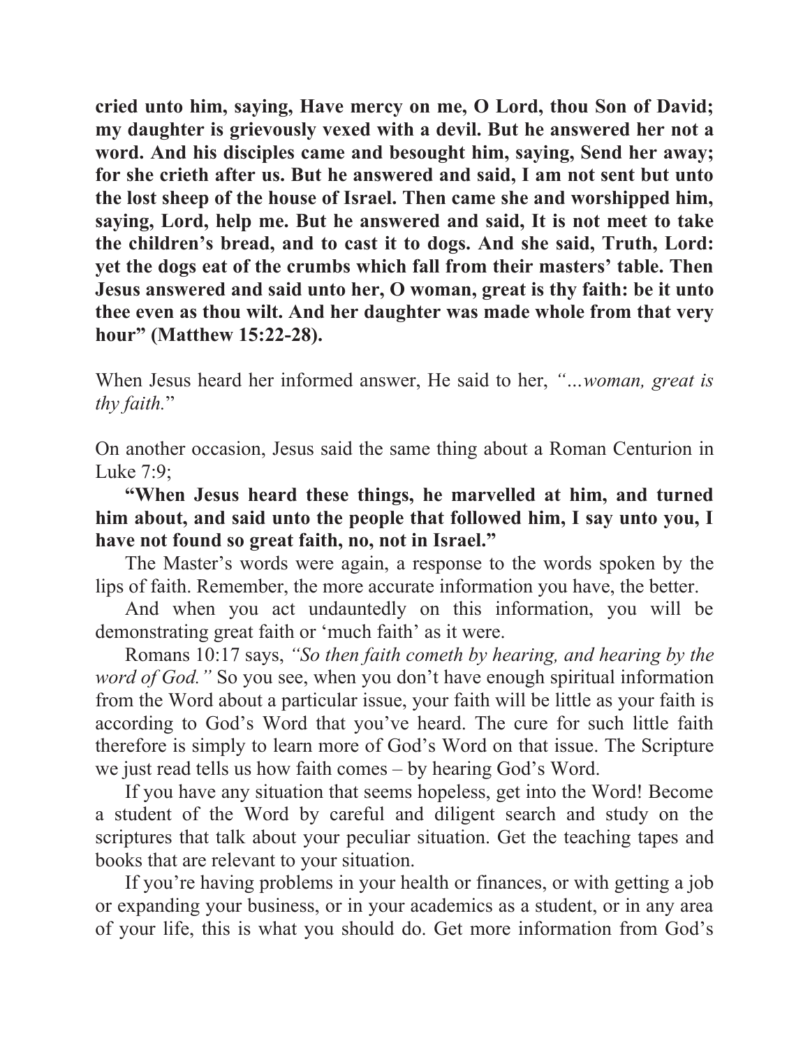**cried unto him, saying, Have mercy on me, O Lord, thou Son of David; my daughter is grievously vexed with a devil. But he answered her not a word. And his disciples came and besought him, saying, Send her away; for she crieth after us. But he answered and said, I am not sent but unto the lost sheep of the house of Israel. Then came she and worshipped him, saying, Lord, help me. But he answered and said, It is not meet to take the children's bread, and to cast it to dogs. And she said, Truth, Lord: yet the dogs eat of the crumbs which fall from their masters' table. Then Jesus answered and said unto her, O woman, great is thy faith: be it unto thee even as thou wilt. And her daughter was made whole from that very hour" (Matthew 15:22-28).**

When Jesus heard her informed answer, He said to her, *"...woman, great is thy faith.*"

On another occasion, Jesus said the same thing about a Roman Centurion in Luke 7:9;

**"When Jesus heard these things, he marvelled at him, and turned him about, and said unto the people that followed him, I say unto you, I have not found so great faith, no, not in Israel."**

The Master's words were again, a response to the words spoken by the lips of faith. Remember, the more accurate information you have, the better.

And when you act undauntedly on this information, you will be demonstrating great faith or 'much faith' as it were.

Romans 10:17 says, *"So then faith cometh by hearing, and hearing by the word of God."* So you see, when you don't have enough spiritual information from the Word about a particular issue, your faith will be little as your faith is according to God's Word that you've heard. The cure for such little faith therefore is simply to learn more of God's Word on that issue. The Scripture we just read tells us how faith comes – by hearing God's Word.

If you have any situation that seems hopeless, get into the Word! Become a student of the Word by careful and diligent search and study on the scriptures that talk about your peculiar situation. Get the teaching tapes and books that are relevant to your situation.

If you're having problems in your health or finances, or with getting a job or expanding your business, or in your academics as a student, or in any area of your life, this is what you should do. Get more information from God's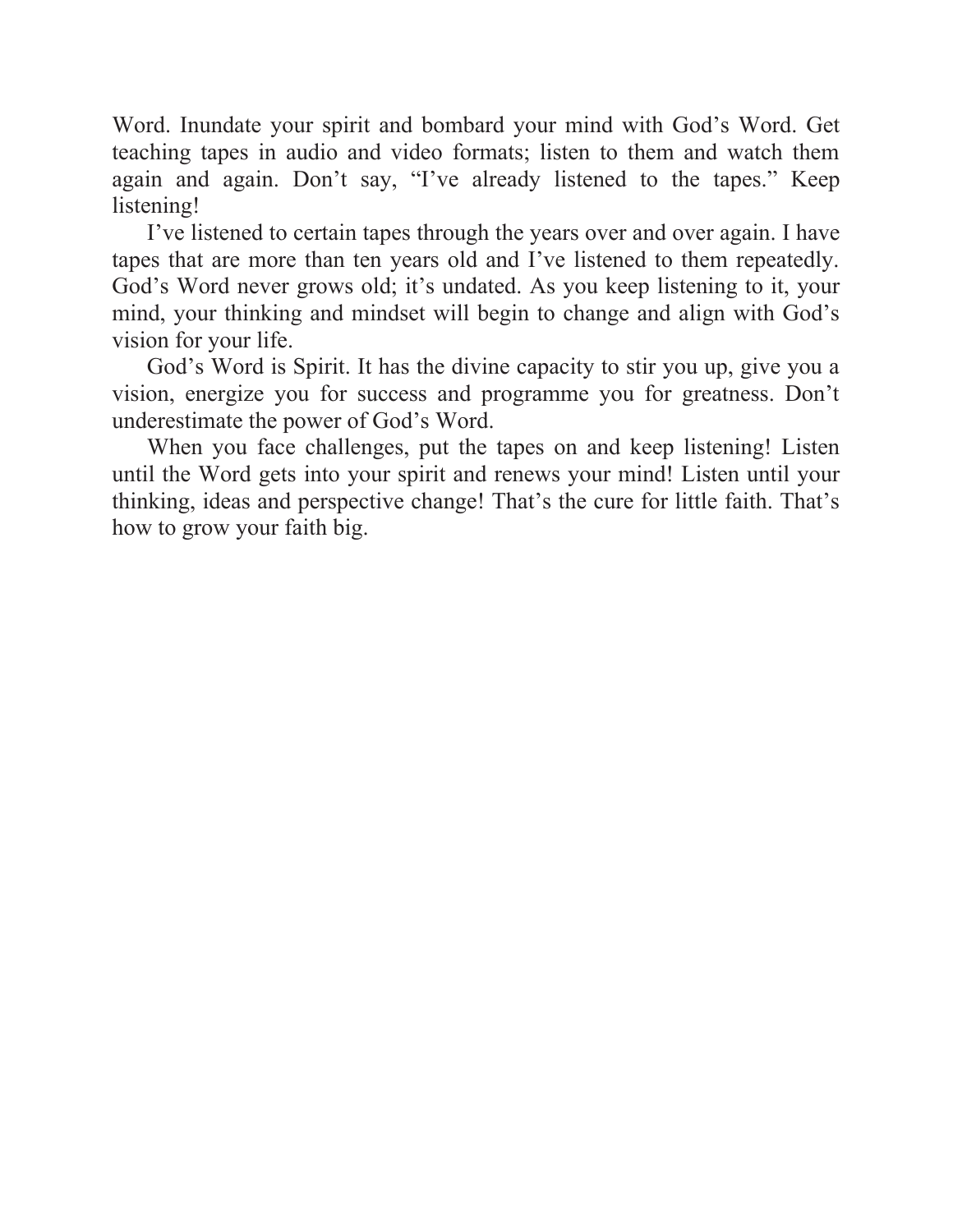Word. Inundate your spirit and bombard your mind with God's Word. Get teaching tapes in audio and video formats; listen to them and watch them again and again. Don't say, "I've already listened to the tapes." Keep listening!

I've listened to certain tapes through the years over and over again. I have tapes that are more than ten years old and I've listened to them repeatedly. God's Word never grows old; it's undated. As you keep listening to it, your mind, your thinking and mindset will begin to change and align with God's vision for your life.

God's Word is Spirit. It has the divine capacity to stir you up, give you a vision, energize you for success and programme you for greatness. Don't underestimate the power of God's Word.

When you face challenges, put the tapes on and keep listening! Listen until the Word gets into your spirit and renews your mind! Listen until your thinking, ideas and perspective change! That's the cure for little faith. That's how to grow your faith big.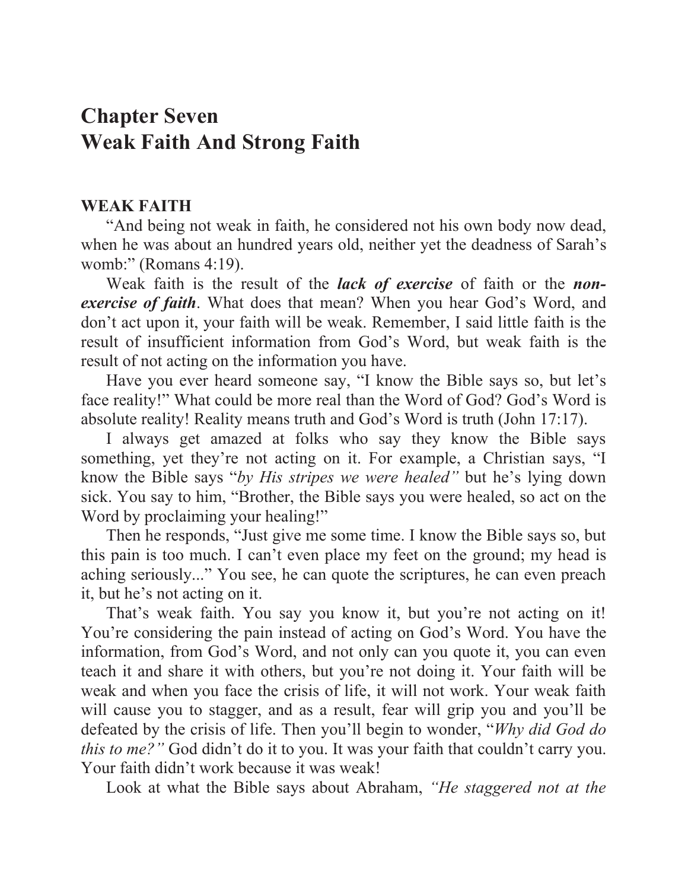# Chapter Seven
# Weak Faith And Strong Faith

## WEAK FAITH

"And being not weak in faith, he considered not his own body now dead, when he was about an hundred years old, neither yet the deadness of Sarah's womb:" (Romans 4:19).

Weak faith is the result of the ***lack of exercise*** of faith or the ***non-exercise of faith***. What does that mean? When you hear God's Word, and don't act upon it, your faith will be weak. Remember, I said little faith is the result of insufficient information from God's Word, but weak faith is the result of not acting on the information you have.

Have you ever heard someone say, "I know the Bible says so, but let's face reality!" What could be more real than the Word of God? God's Word is absolute reality! Reality means truth and God's Word is truth (John 17:17).

I always get amazed at folks who say they know the Bible says something, yet they're not acting on it. For example, a Christian says, "I know the Bible says "*by His stripes we were healed"* but he's lying down sick. You say to him, "Brother, the Bible says you were healed, so act on the Word by proclaiming your healing!"

Then he responds, "Just give me some time. I know the Bible says so, but this pain is too much. I can't even place my feet on the ground; my head is aching seriously..." You see, he can quote the scriptures, he can even preach it, but he's not acting on it.

That's weak faith. You say you know it, but you're not acting on it! You're considering the pain instead of acting on God's Word. You have the information, from God's Word, and not only can you quote it, you can even teach it and share it with others, but you're not doing it. Your faith will be weak and when you face the crisis of life, it will not work. Your weak faith will cause you to stagger, and as a result, fear will grip you and you'll be defeated by the crisis of life. Then you'll begin to wonder, "*Why did God do this to me?"* God didn't do it to you. It was your faith that couldn't carry you. Your faith didn't work because it was weak!

Look at what the Bible says about Abraham, *"He staggered not at the*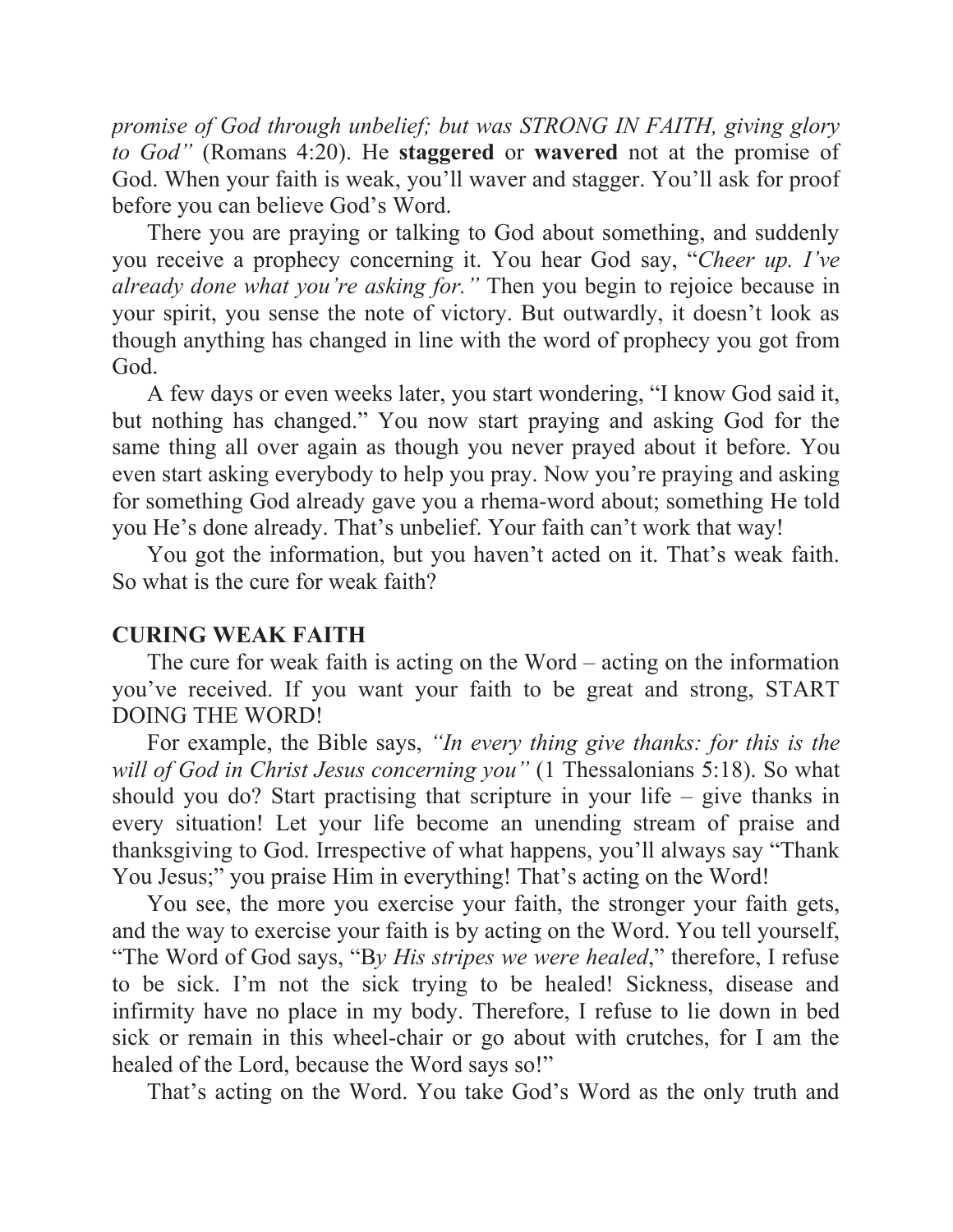*promise of God through unbelief; but was STRONG IN FAITH, giving glory to God"* (Romans 4:20). He **staggered** or **wavered** not at the promise of God. When your faith is weak, you'll waver and stagger. You'll ask for proof before you can believe God's Word.

There you are praying or talking to God about something, and suddenly you receive a prophecy concerning it. You hear God say, "*Cheer up. I've already done what you're asking for."* Then you begin to rejoice because in your spirit, you sense the note of victory. But outwardly, it doesn't look as though anything has changed in line with the word of prophecy you got from God.

A few days or even weeks later, you start wondering, "I know God said it, but nothing has changed." You now start praying and asking God for the same thing all over again as though you never prayed about it before. You even start asking everybody to help you pray. Now you're praying and asking for something God already gave you a rhema-word about; something He told you He's done already. That's unbelief. Your faith can't work that way!

You got the information, but you haven't acted on it. That's weak faith. So what is the cure for weak faith?

**CURING WEAK FAITH**

The cure for weak faith is acting on the Word – acting on the information you've received. If you want your faith to be great and strong, START DOING THE WORD!

For example, the Bible says, *"In every thing give thanks: for this is the will of God in Christ Jesus concerning you"* (1 Thessalonians 5:18). So what should you do? Start practising that scripture in your life – give thanks in every situation! Let your life become an unending stream of praise and thanksgiving to God. Irrespective of what happens, you'll always say "Thank You Jesus;" you praise Him in everything! That's acting on the Word!

You see, the more you exercise your faith, the stronger your faith gets, and the way to exercise your faith is by acting on the Word. You tell yourself, "The Word of God says, "B*y His stripes we were healed*," therefore, I refuse to be sick. I'm not the sick trying to be healed! Sickness, disease and infirmity have no place in my body. Therefore, I refuse to lie down in bed sick or remain in this wheel-chair or go about with crutches, for I am the healed of the Lord, because the Word says so!"

That's acting on the Word. You take God's Word as the only truth and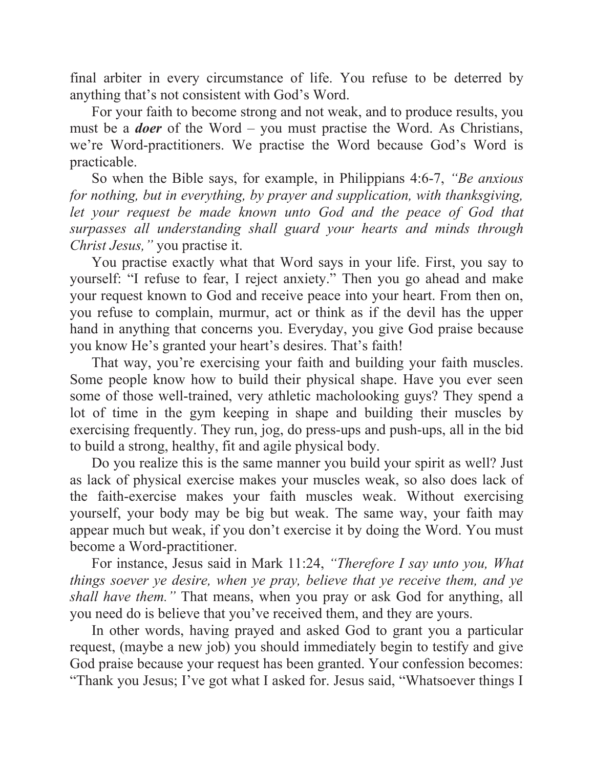final arbiter in every circumstance of life. You refuse to be deterred by anything that's not consistent with God's Word.

For your faith to become strong and not weak, and to produce results, you must be a ***doer*** of the Word – you must practise the Word. As Christians, we're Word-practitioners. We practise the Word because God's Word is practicable.

So when the Bible says, for example, in Philippians 4:6-7, *"Be anxious for nothing, but in everything, by prayer and supplication, with thanksgiving, let your request be made known unto God and the peace of God that surpasses all understanding shall guard your hearts and minds through Christ Jesus,"* you practise it.

You practise exactly what that Word says in your life. First, you say to yourself: "I refuse to fear, I reject anxiety." Then you go ahead and make your request known to God and receive peace into your heart. From then on, you refuse to complain, murmur, act or think as if the devil has the upper hand in anything that concerns you. Everyday, you give God praise because you know He's granted your heart's desires. That's faith!

That way, you're exercising your faith and building your faith muscles. Some people know how to build their physical shape. Have you ever seen some of those well-trained, very athletic macholooking guys? They spend a lot of time in the gym keeping in shape and building their muscles by exercising frequently. They run, jog, do press-ups and push-ups, all in the bid to build a strong, healthy, fit and agile physical body.

Do you realize this is the same manner you build your spirit as well? Just as lack of physical exercise makes your muscles weak, so also does lack of the faith-exercise makes your faith muscles weak. Without exercising yourself, your body may be big but weak. The same way, your faith may appear much but weak, if you don't exercise it by doing the Word. You must become a Word-practitioner.

For instance, Jesus said in Mark 11:24, *"Therefore I say unto you, What things soever ye desire, when ye pray, believe that ye receive them, and ye shall have them."* That means, when you pray or ask God for anything, all you need do is believe that you've received them, and they are yours.

In other words, having prayed and asked God to grant you a particular request, (maybe a new job) you should immediately begin to testify and give God praise because your request has been granted. Your confession becomes: "Thank you Jesus; I've got what I asked for. Jesus said, "Whatsoever things I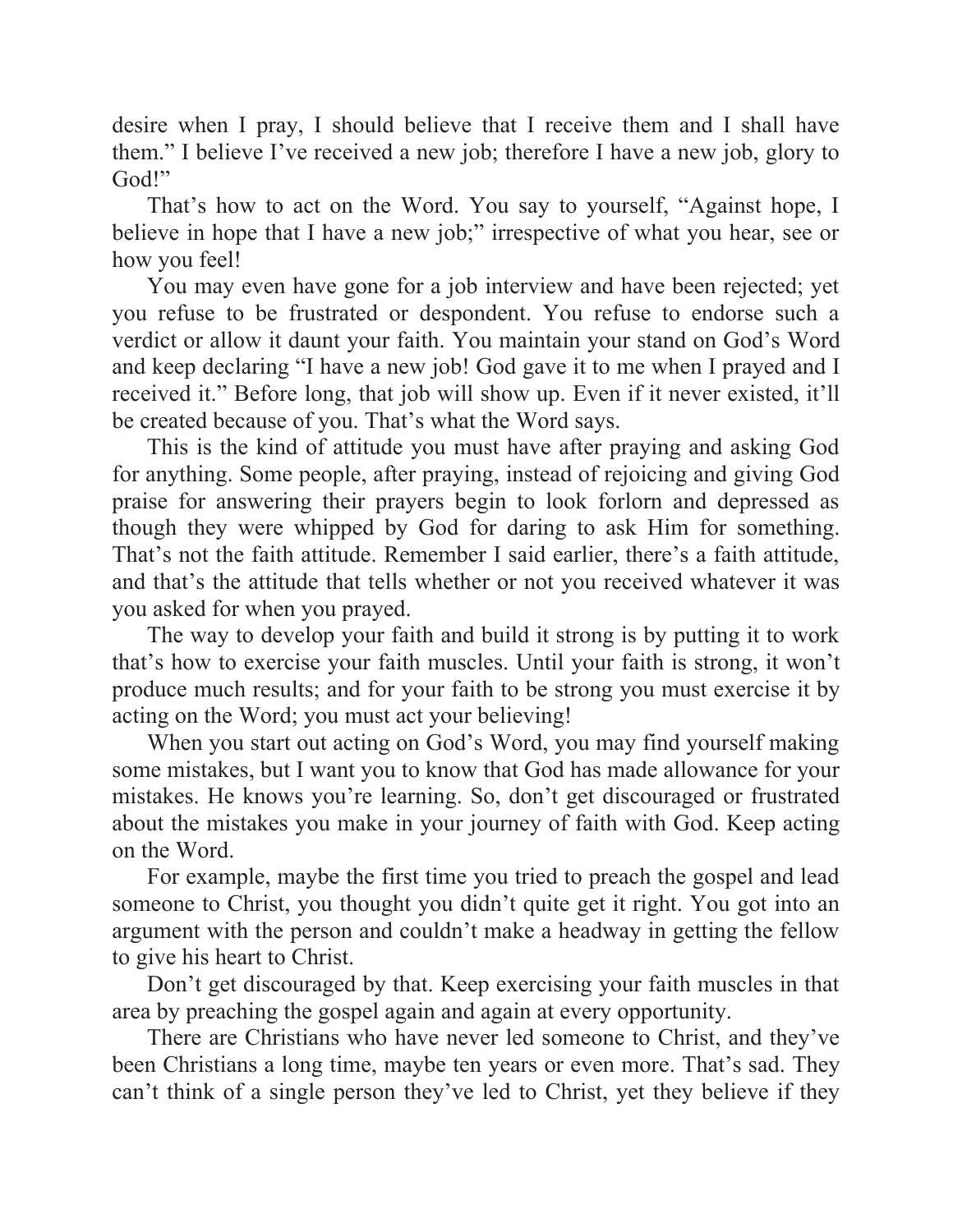desire when I pray, I should believe that I receive them and I shall have them." I believe I've received a new job; therefore I have a new job, glory to God!"

That's how to act on the Word. You say to yourself, "Against hope, I believe in hope that I have a new job;" irrespective of what you hear, see or how you feel!

You may even have gone for a job interview and have been rejected; yet you refuse to be frustrated or despondent. You refuse to endorse such a verdict or allow it daunt your faith. You maintain your stand on God's Word and keep declaring "I have a new job! God gave it to me when I prayed and I received it." Before long, that job will show up. Even if it never existed, it'll be created because of you. That's what the Word says.

This is the kind of attitude you must have after praying and asking God for anything. Some people, after praying, instead of rejoicing and giving God praise for answering their prayers begin to look forlorn and depressed as though they were whipped by God for daring to ask Him for something. That's not the faith attitude. Remember I said earlier, there's a faith attitude, and that's the attitude that tells whether or not you received whatever it was you asked for when you prayed.

The way to develop your faith and build it strong is by putting it to work that's how to exercise your faith muscles. Until your faith is strong, it won't produce much results; and for your faith to be strong you must exercise it by acting on the Word; you must act your believing!

When you start out acting on God's Word, you may find yourself making some mistakes, but I want you to know that God has made allowance for your mistakes. He knows you're learning. So, don't get discouraged or frustrated about the mistakes you make in your journey of faith with God. Keep acting on the Word.

For example, maybe the first time you tried to preach the gospel and lead someone to Christ, you thought you didn't quite get it right. You got into an argument with the person and couldn't make a headway in getting the fellow to give his heart to Christ.

Don't get discouraged by that. Keep exercising your faith muscles in that area by preaching the gospel again and again at every opportunity.

There are Christians who have never led someone to Christ, and they've been Christians a long time, maybe ten years or even more. That's sad. They can't think of a single person they've led to Christ, yet they believe if they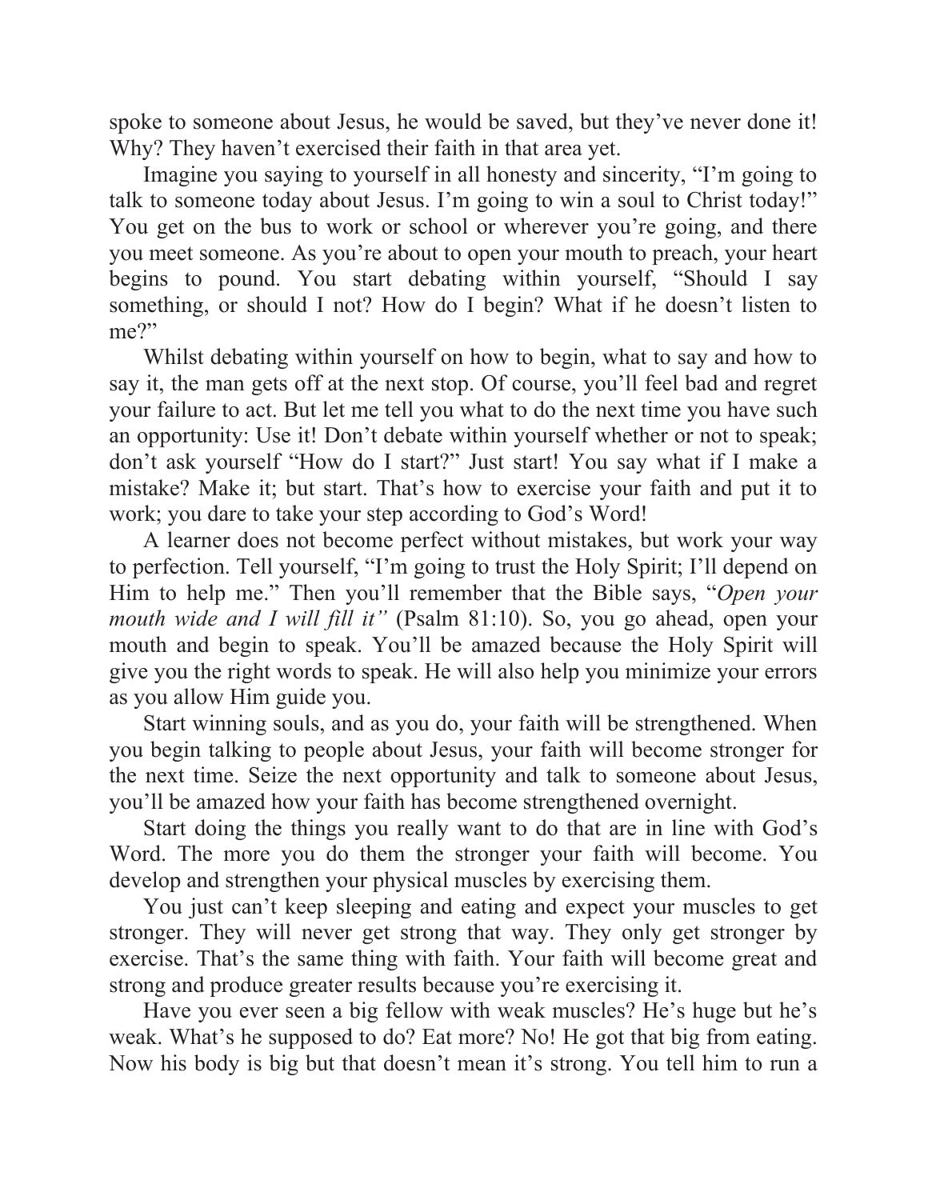spoke to someone about Jesus, he would be saved, but they've never done it! Why? They haven't exercised their faith in that area yet.

Imagine you saying to yourself in all honesty and sincerity, "I'm going to talk to someone today about Jesus. I'm going to win a soul to Christ today!" You get on the bus to work or school or wherever you're going, and there you meet someone. As you're about to open your mouth to preach, your heart begins to pound. You start debating within yourself, "Should I say something, or should I not? How do I begin? What if he doesn't listen to me?"

Whilst debating within yourself on how to begin, what to say and how to say it, the man gets off at the next stop. Of course, you'll feel bad and regret your failure to act. But let me tell you what to do the next time you have such an opportunity: Use it! Don't debate within yourself whether or not to speak; don't ask yourself "How do I start?" Just start! You say what if I make a mistake? Make it; but start. That's how to exercise your faith and put it to work; you dare to take your step according to God's Word!

A learner does not become perfect without mistakes, but work your way to perfection. Tell yourself, "I'm going to trust the Holy Spirit; I'll depend on Him to help me." Then you'll remember that the Bible says, "*Open your mouth wide and I will fill it"* (Psalm 81:10). So, you go ahead, open your mouth and begin to speak. You'll be amazed because the Holy Spirit will give you the right words to speak. He will also help you minimize your errors as you allow Him guide you.

Start winning souls, and as you do, your faith will be strengthened. When you begin talking to people about Jesus, your faith will become stronger for the next time. Seize the next opportunity and talk to someone about Jesus, you'll be amazed how your faith has become strengthened overnight.

Start doing the things you really want to do that are in line with God's Word. The more you do them the stronger your faith will become. You develop and strengthen your physical muscles by exercising them.

You just can't keep sleeping and eating and expect your muscles to get stronger. They will never get strong that way. They only get stronger by exercise. That's the same thing with faith. Your faith will become great and strong and produce greater results because you're exercising it.

Have you ever seen a big fellow with weak muscles? He's huge but he's weak. What's he supposed to do? Eat more? No! He got that big from eating. Now his body is big but that doesn't mean it's strong. You tell him to run a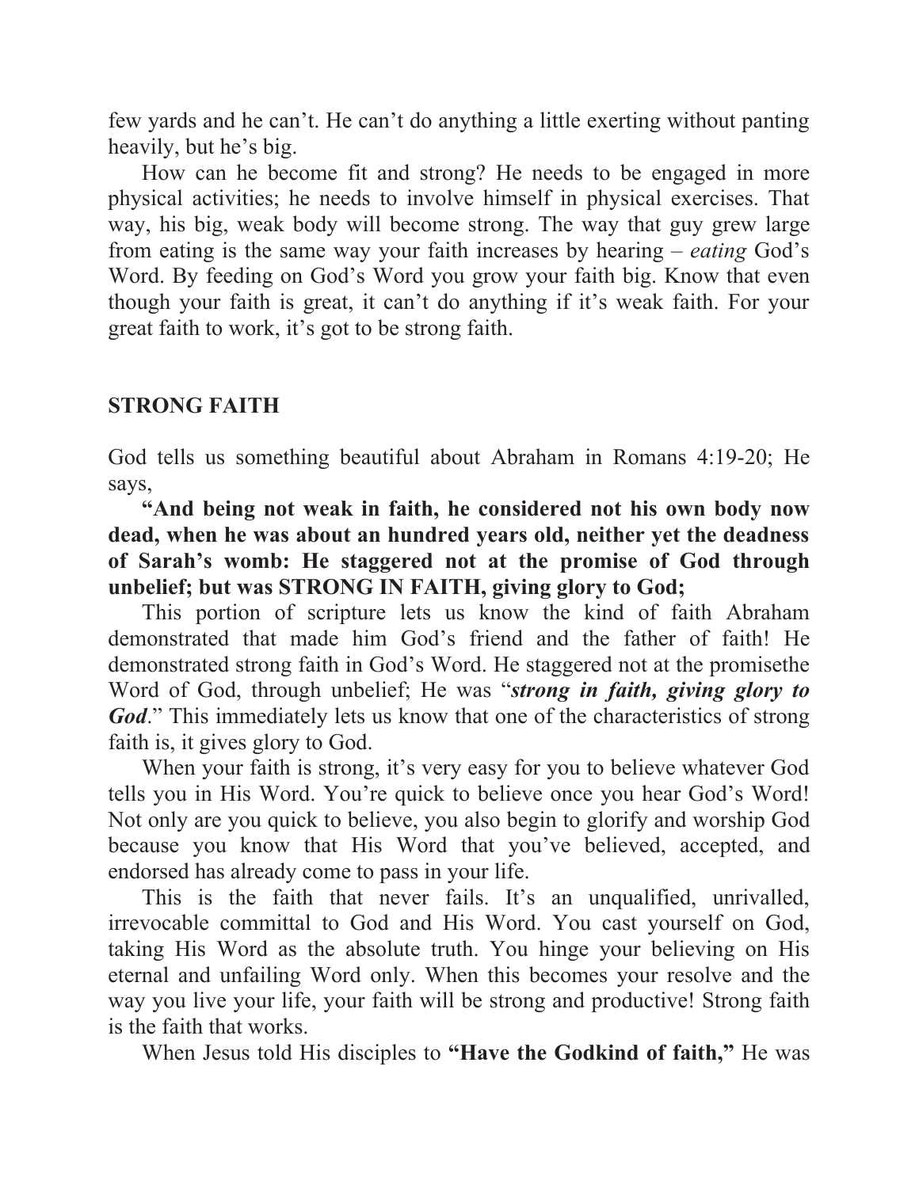few yards and he can't. He can't do anything a little exerting without panting heavily, but he's big.

How can he become fit and strong? He needs to be engaged in more physical activities; he needs to involve himself in physical exercises. That way, his big, weak body will become strong. The way that guy grew large from eating is the same way your faith increases by hearing – *eating* God's Word. By feeding on God's Word you grow your faith big. Know that even though your faith is great, it can't do anything if it's weak faith. For your great faith to work, it's got to be strong faith.

## STRONG FAITH

God tells us something beautiful about Abraham in Romans 4:19-20; He says,

**"And being not weak in faith, he considered not his own body now dead, when he was about an hundred years old, neither yet the deadness of Sarah's womb: He staggered not at the promise of God through unbelief; but was STRONG IN FAITH, giving glory to God;**

This portion of scripture lets us know the kind of faith Abraham demonstrated that made him God's friend and the father of faith! He demonstrated strong faith in God's Word. He staggered not at the promisethe Word of God, through unbelief; He was "***strong in faith, giving glory to God***." This immediately lets us know that one of the characteristics of strong faith is, it gives glory to God.

When your faith is strong, it's very easy for you to believe whatever God tells you in His Word. You're quick to believe once you hear God's Word! Not only are you quick to believe, you also begin to glorify and worship God because you know that His Word that you've believed, accepted, and endorsed has already come to pass in your life.

This is the faith that never fails. It's an unqualified, unrivalled, irrevocable committal to God and His Word. You cast yourself on God, taking His Word as the absolute truth. You hinge your believing on His eternal and unfailing Word only. When this becomes your resolve and the way you live your life, your faith will be strong and productive! Strong faith is the faith that works.

When Jesus told His disciples to **"Have the Godkind of faith,"** He was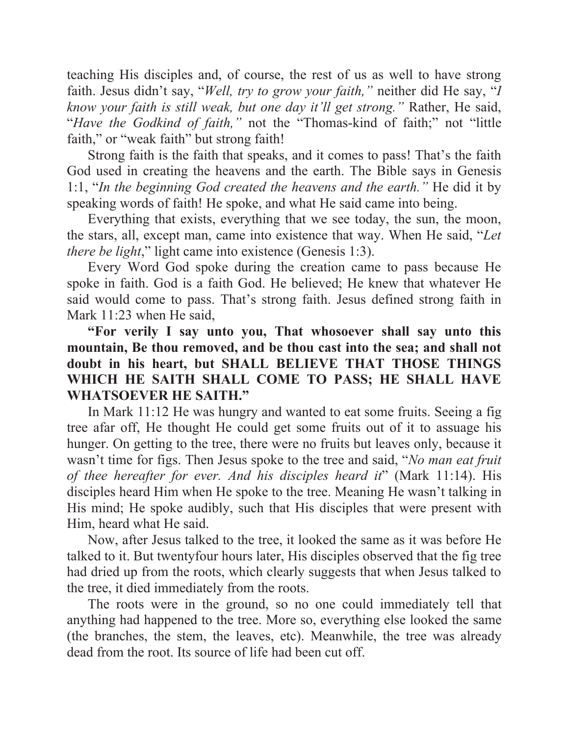teaching His disciples and, of course, the rest of us as well to have strong faith. Jesus didn't say, "*Well, try to grow your faith,"* neither did He say, "*I know your faith is still weak, but one day it'll get strong."* Rather, He said, "*Have the Godkind of faith,"* not the "Thomas-kind of faith;" not "little faith," or "weak faith" but strong faith!

Strong faith is the faith that speaks, and it comes to pass! That's the faith God used in creating the heavens and the earth. The Bible says in Genesis 1:1, "*In the beginning God created the heavens and the earth."* He did it by speaking words of faith! He spoke, and what He said came into being.

Everything that exists, everything that we see today, the sun, the moon, the stars, all, except man, came into existence that way. When He said, "*Let there be light*," light came into existence (Genesis 1:3).

Every Word God spoke during the creation came to pass because He spoke in faith. God is a faith God. He believed; He knew that whatever He said would come to pass. That's strong faith. Jesus defined strong faith in Mark 11:23 when He said,

**"For verily I say unto you, That whosoever shall say unto this mountain, Be thou removed, and be thou cast into the sea; and shall not doubt in his heart, but SHALL BELIEVE THAT THOSE THINGS WHICH HE SAITH SHALL COME TO PASS; HE SHALL HAVE WHATSOEVER HE SAITH."**

In Mark 11:12 He was hungry and wanted to eat some fruits. Seeing a fig tree afar off, He thought He could get some fruits out of it to assuage his hunger. On getting to the tree, there were no fruits but leaves only, because it wasn't time for figs. Then Jesus spoke to the tree and said, "*No man eat fruit of thee hereafter for ever. And his disciples heard it*" (Mark 11:14). His disciples heard Him when He spoke to the tree. Meaning He wasn't talking in His mind; He spoke audibly, such that His disciples that were present with Him, heard what He said.

Now, after Jesus talked to the tree, it looked the same as it was before He talked to it. But twentyfour hours later, His disciples observed that the fig tree had dried up from the roots, which clearly suggests that when Jesus talked to the tree, it died immediately from the roots.

The roots were in the ground, so no one could immediately tell that anything had happened to the tree. More so, everything else looked the same (the branches, the stem, the leaves, etc). Meanwhile, the tree was already dead from the root. Its source of life had been cut off.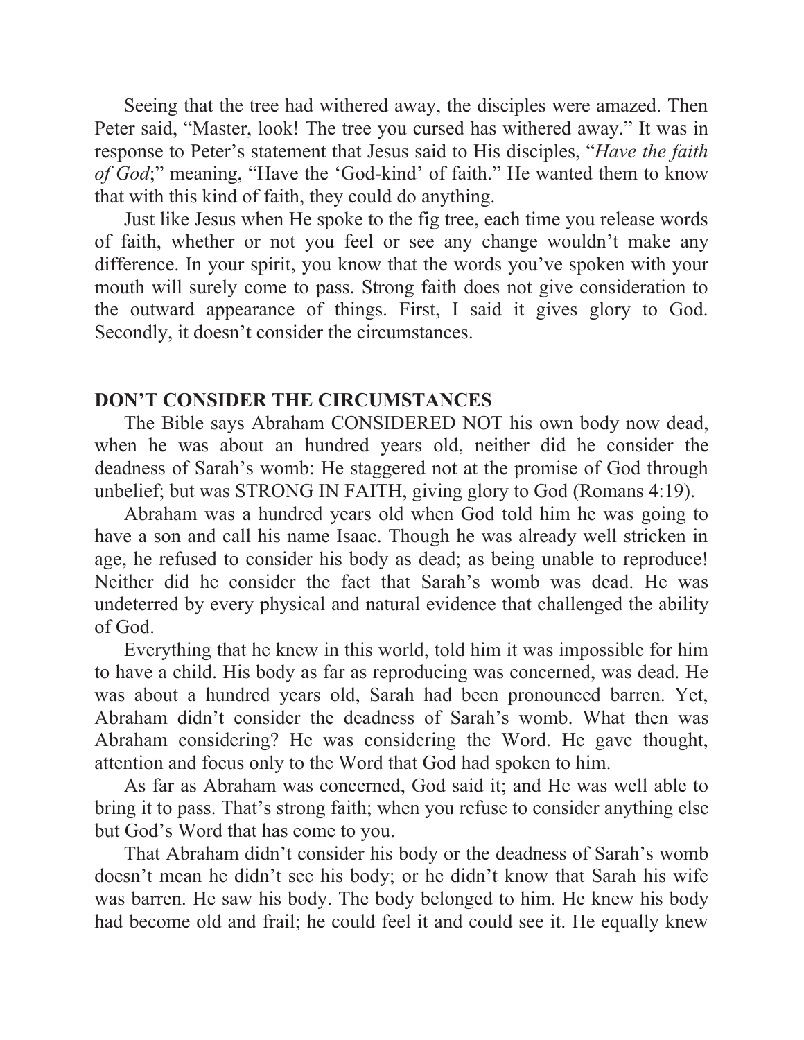Seeing that the tree had withered away, the disciples were amazed. Then Peter said, “Master, look! The tree you cursed has withered away.” It was in response to Peter’s statement that Jesus said to His disciples, “*Have the faith of God*;” meaning, “Have the ‘God-kind’ of faith.” He wanted them to know that with this kind of faith, they could do anything.

Just like Jesus when He spoke to the fig tree, each time you release words of faith, whether or not you feel or see any change wouldn’t make any difference. In your spirit, you know that the words you’ve spoken with your mouth will surely come to pass. Strong faith does not give consideration to the outward appearance of things. First, I said it gives glory to God. Secondly, it doesn’t consider the circumstances.

**DON’T CONSIDER THE CIRCUMSTANCES**

The Bible says Abraham CONSIDERED NOT his own body now dead, when he was about an hundred years old, neither did he consider the deadness of Sarah’s womb: He staggered not at the promise of God through unbelief; but was STRONG IN FAITH, giving glory to God (Romans 4:19).

Abraham was a hundred years old when God told him he was going to have a son and call his name Isaac. Though he was already well stricken in age, he refused to consider his body as dead; as being unable to reproduce! Neither did he consider the fact that Sarah’s womb was dead. He was undeterred by every physical and natural evidence that challenged the ability of God.

Everything that he knew in this world, told him it was impossible for him to have a child. His body as far as reproducing was concerned, was dead. He was about a hundred years old, Sarah had been pronounced barren. Yet, Abraham didn’t consider the deadness of Sarah’s womb. What then was Abraham considering? He was considering the Word. He gave thought, attention and focus only to the Word that God had spoken to him.

As far as Abraham was concerned, God said it; and He was well able to bring it to pass. That’s strong faith; when you refuse to consider anything else but God’s Word that has come to you.

That Abraham didn’t consider his body or the deadness of Sarah’s womb doesn’t mean he didn’t see his body; or he didn’t know that Sarah his wife was barren. He saw his body. The body belonged to him. He knew his body had become old and frail; he could feel it and could see it. He equally knew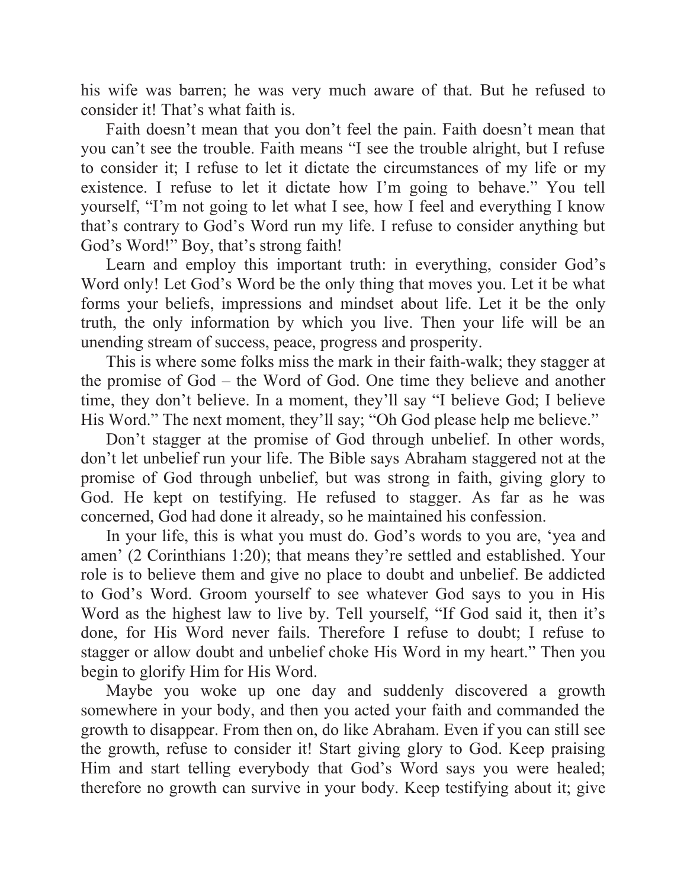his wife was barren; he was very much aware of that. But he refused to consider it! That's what faith is.

Faith doesn't mean that you don't feel the pain. Faith doesn't mean that you can't see the trouble. Faith means "I see the trouble alright, but I refuse to consider it; I refuse to let it dictate the circumstances of my life or my existence. I refuse to let it dictate how I'm going to behave." You tell yourself, "I'm not going to let what I see, how I feel and everything I know that's contrary to God's Word run my life. I refuse to consider anything but God's Word!" Boy, that's strong faith!

Learn and employ this important truth: in everything, consider God's Word only! Let God's Word be the only thing that moves you. Let it be what forms your beliefs, impressions and mindset about life. Let it be the only truth, the only information by which you live. Then your life will be an unending stream of success, peace, progress and prosperity.

This is where some folks miss the mark in their faith-walk; they stagger at the promise of God – the Word of God. One time they believe and another time, they don't believe. In a moment, they'll say "I believe God; I believe His Word." The next moment, they'll say; "Oh God please help me believe."

Don't stagger at the promise of God through unbelief. In other words, don't let unbelief run your life. The Bible says Abraham staggered not at the promise of God through unbelief, but was strong in faith, giving glory to God. He kept on testifying. He refused to stagger. As far as he was concerned, God had done it already, so he maintained his confession.

In your life, this is what you must do. God's words to you are, 'yea and amen' (2 Corinthians 1:20); that means they're settled and established. Your role is to believe them and give no place to doubt and unbelief. Be addicted to God's Word. Groom yourself to see whatever God says to you in His Word as the highest law to live by. Tell yourself, "If God said it, then it's done, for His Word never fails. Therefore I refuse to doubt; I refuse to stagger or allow doubt and unbelief choke His Word in my heart." Then you begin to glorify Him for His Word.

Maybe you woke up one day and suddenly discovered a growth somewhere in your body, and then you acted your faith and commanded the growth to disappear. From then on, do like Abraham. Even if you can still see the growth, refuse to consider it! Start giving glory to God. Keep praising Him and start telling everybody that God's Word says you were healed; therefore no growth can survive in your body. Keep testifying about it; give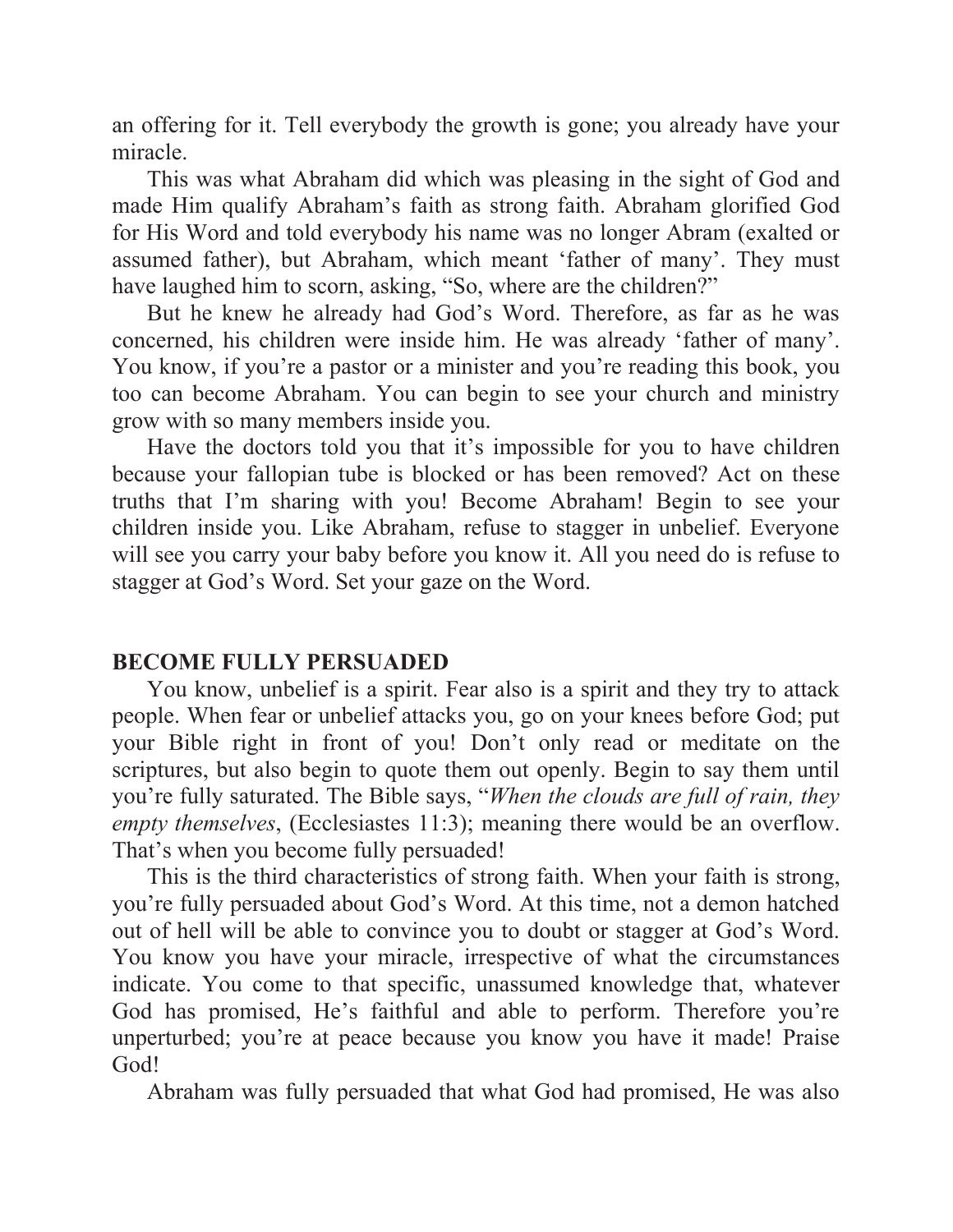an offering for it. Tell everybody the growth is gone; you already have your miracle.

This was what Abraham did which was pleasing in the sight of God and made Him qualify Abraham's faith as strong faith. Abraham glorified God for His Word and told everybody his name was no longer Abram (exalted or assumed father), but Abraham, which meant 'father of many'. They must have laughed him to scorn, asking, "So, where are the children?"

But he knew he already had God's Word. Therefore, as far as he was concerned, his children were inside him. He was already 'father of many'. You know, if you're a pastor or a minister and you're reading this book, you too can become Abraham. You can begin to see your church and ministry grow with so many members inside you.

Have the doctors told you that it's impossible for you to have children because your fallopian tube is blocked or has been removed? Act on these truths that I'm sharing with you! Become Abraham! Begin to see your children inside you. Like Abraham, refuse to stagger in unbelief. Everyone will see you carry your baby before you know it. All you need do is refuse to stagger at God's Word. Set your gaze on the Word.

**BECOME FULLY PERSUADED**

You know, unbelief is a spirit. Fear also is a spirit and they try to attack people. When fear or unbelief attacks you, go on your knees before God; put your Bible right in front of you! Don't only read or meditate on the scriptures, but also begin to quote them out openly. Begin to say them until you're fully saturated. The Bible says, "*When the clouds are full of rain, they empty themselves*, (Ecclesiastes 11:3); meaning there would be an overflow. That's when you become fully persuaded!

This is the third characteristics of strong faith. When your faith is strong, you're fully persuaded about God's Word. At this time, not a demon hatched out of hell will be able to convince you to doubt or stagger at God's Word. You know you have your miracle, irrespective of what the circumstances indicate. You come to that specific, unassumed knowledge that, whatever God has promised, He's faithful and able to perform. Therefore you're unperturbed; you're at peace because you know you have it made! Praise God!

Abraham was fully persuaded that what God had promised, He was also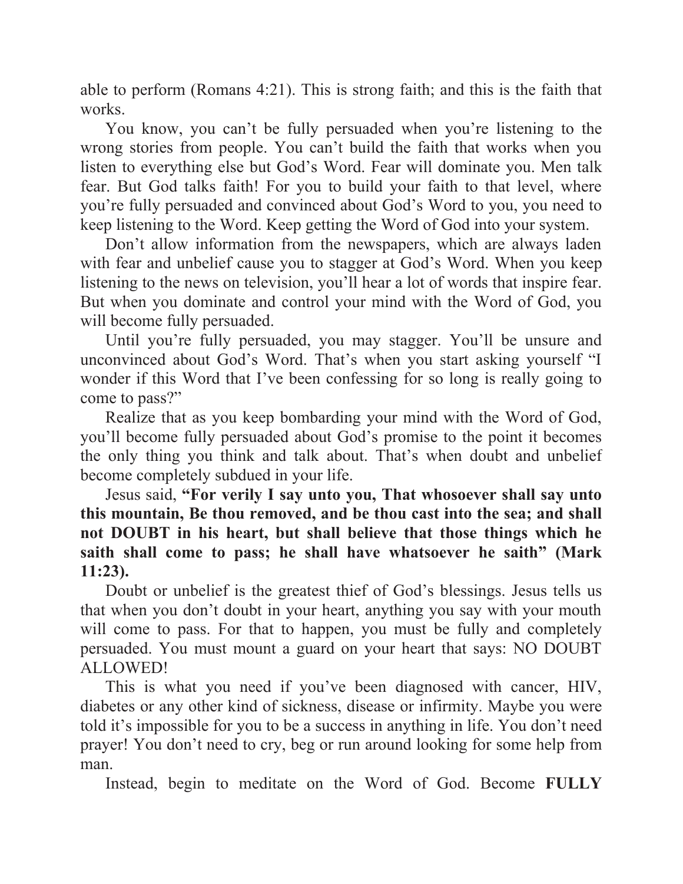able to perform (Romans 4:21). This is strong faith; and this is the faith that works.

You know, you can't be fully persuaded when you're listening to the wrong stories from people. You can't build the faith that works when you listen to everything else but God's Word. Fear will dominate you. Men talk fear. But God talks faith! For you to build your faith to that level, where you're fully persuaded and convinced about God's Word to you, you need to keep listening to the Word. Keep getting the Word of God into your system.

Don't allow information from the newspapers, which are always laden with fear and unbelief cause you to stagger at God's Word. When you keep listening to the news on television, you'll hear a lot of words that inspire fear. But when you dominate and control your mind with the Word of God, you will become fully persuaded.

Until you're fully persuaded, you may stagger. You'll be unsure and unconvinced about God's Word. That's when you start asking yourself "I wonder if this Word that I've been confessing for so long is really going to come to pass?"

Realize that as you keep bombarding your mind with the Word of God, you'll become fully persuaded about God's promise to the point it becomes the only thing you think and talk about. That's when doubt and unbelief become completely subdued in your life.

Jesus said, **"For verily I say unto you, That whosoever shall say unto this mountain, Be thou removed, and be thou cast into the sea; and shall not DOUBT in his heart, but shall believe that those things which he saith shall come to pass; he shall have whatsoever he saith" (Mark 11:23).**

Doubt or unbelief is the greatest thief of God's blessings. Jesus tells us that when you don't doubt in your heart, anything you say with your mouth will come to pass. For that to happen, you must be fully and completely persuaded. You must mount a guard on your heart that says: NO DOUBT ALLOWED!

This is what you need if you've been diagnosed with cancer, HIV, diabetes or any other kind of sickness, disease or infirmity. Maybe you were told it's impossible for you to be a success in anything in life. You don't need prayer! You don't need to cry, beg or run around looking for some help from man.

Instead, begin to meditate on the Word of God. Become **FULLY**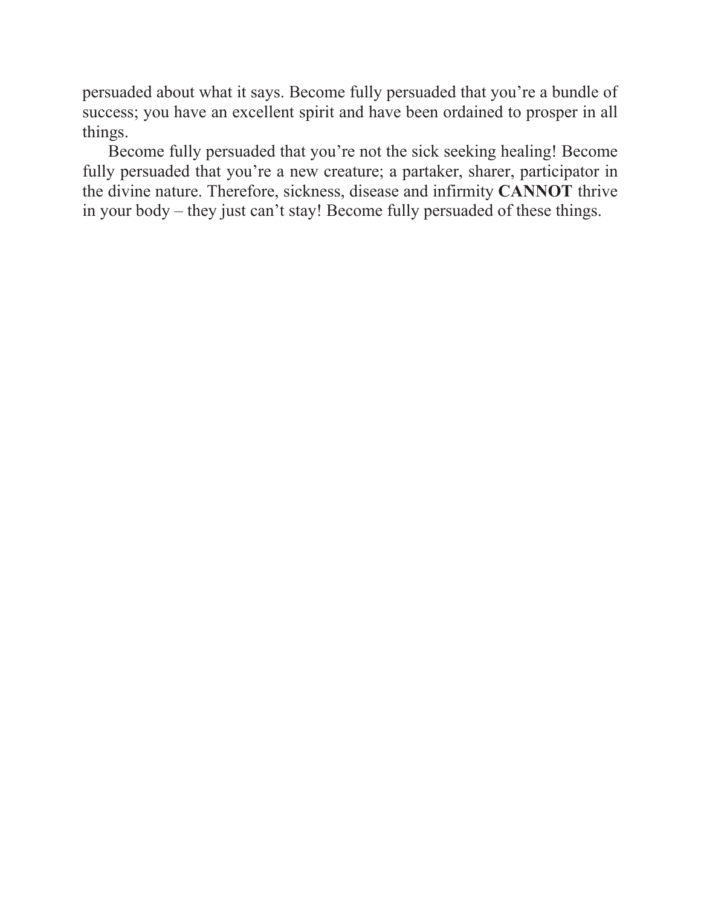persuaded about what it says. Become fully persuaded that you're a bundle of success; you have an excellent spirit and have been ordained to prosper in all things.

Become fully persuaded that you're not the sick seeking healing! Become fully persuaded that you're a new creature; a partaker, sharer, participator in the divine nature. Therefore, sickness, disease and infirmity **CANNOT** thrive in your body – they just can't stay! Become fully persuaded of these things.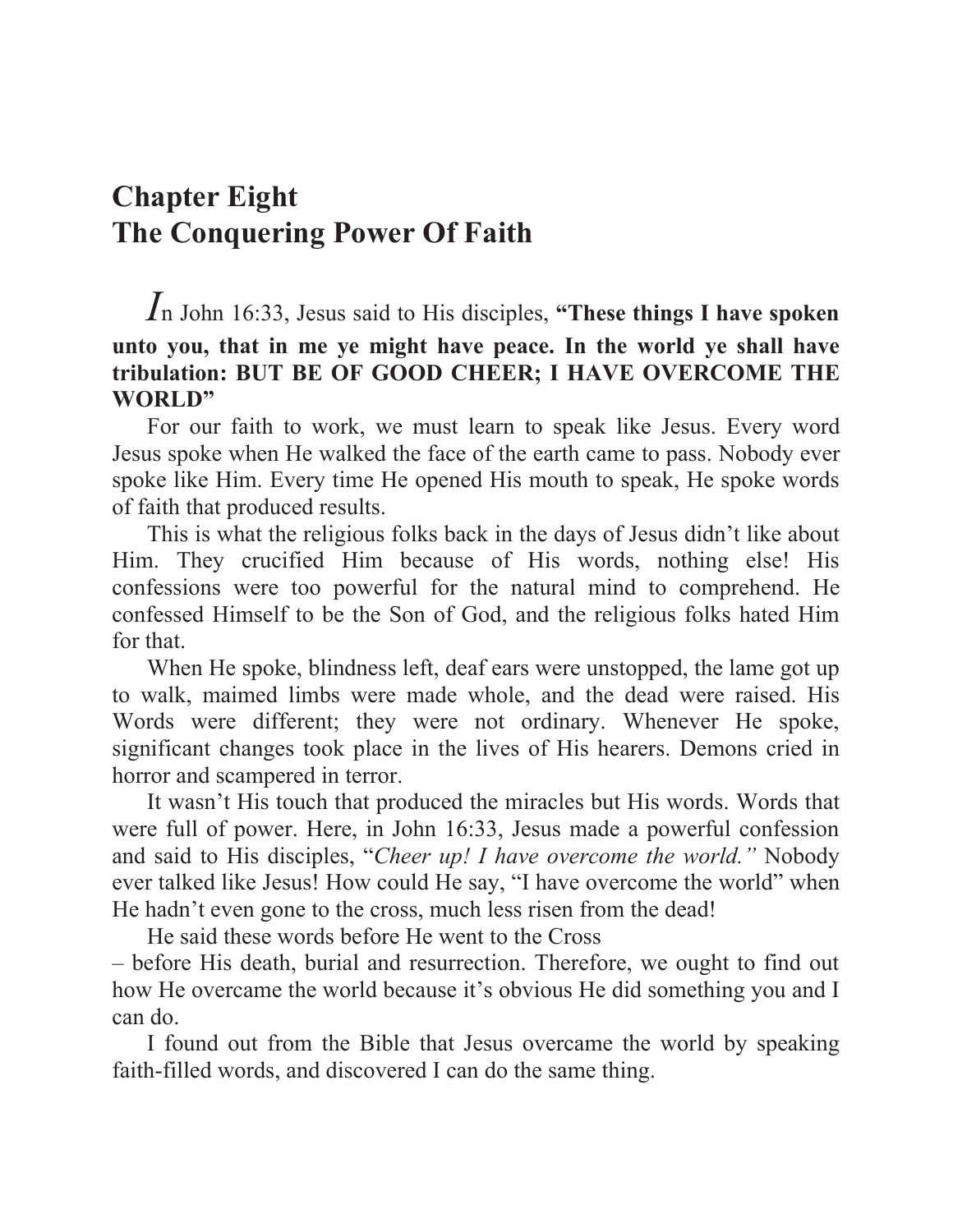# Chapter Eight
# The Conquering Power Of Faith

In John 16:33, Jesus said to His disciples, **"These things I have spoken unto you, that in me ye might have peace. In the world ye shall have tribulation: BUT BE OF GOOD CHEER; I HAVE OVERCOME THE WORLD"**

For our faith to work, we must learn to speak like Jesus. Every word Jesus spoke when He walked the face of the earth came to pass. Nobody ever spoke like Him. Every time He opened His mouth to speak, He spoke words of faith that produced results.

This is what the religious folks back in the days of Jesus didn't like about Him. They crucified Him because of His words, nothing else! His confessions were too powerful for the natural mind to comprehend. He confessed Himself to be the Son of God, and the religious folks hated Him for that.

When He spoke, blindness left, deaf ears were unstopped, the lame got up to walk, maimed limbs were made whole, and the dead were raised. His Words were different; they were not ordinary. Whenever He spoke, significant changes took place in the lives of His hearers. Demons cried in horror and scampered in terror.

It wasn't His touch that produced the miracles but His words. Words that were full of power. Here, in John 16:33, Jesus made a powerful confession and said to His disciples, "*Cheer up! I have overcome the world.*" Nobody ever talked like Jesus! How could He say, "I have overcome the world" when He hadn't even gone to the cross, much less risen from the dead!

He said these words before He went to the Cross – before His death, burial and resurrection. Therefore, we ought to find out how He overcame the world because it's obvious He did something you and I can do.

I found out from the Bible that Jesus overcame the world by speaking faith-filled words, and discovered I can do the same thing.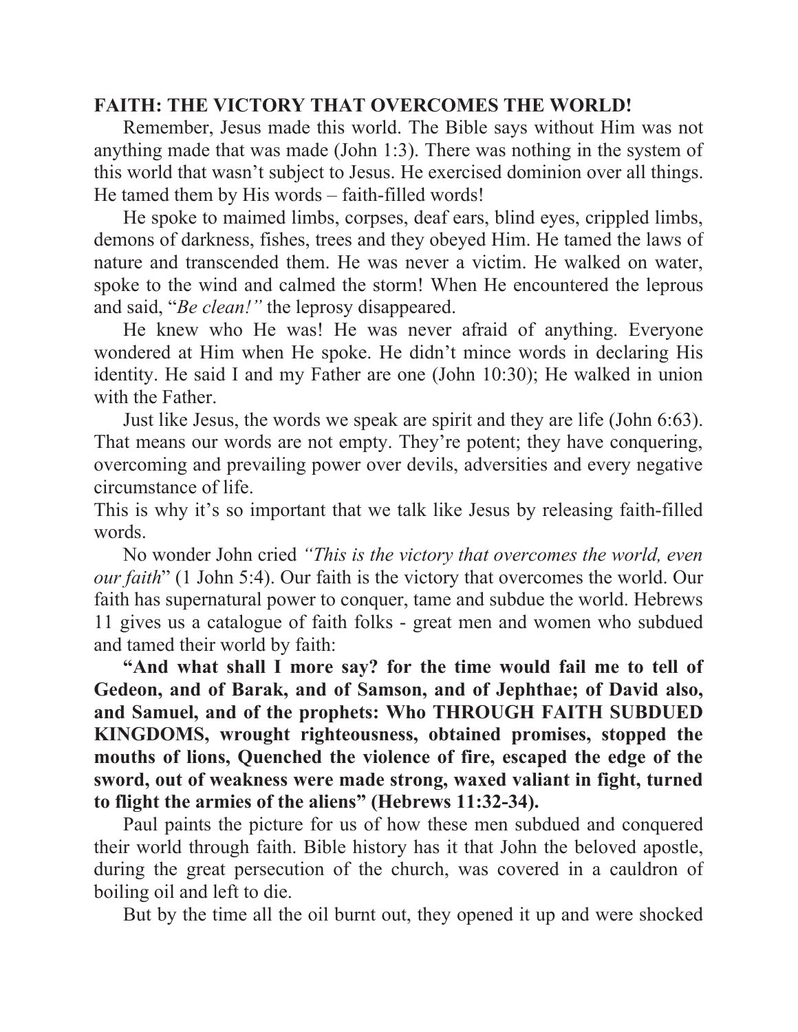**FAITH: THE VICTORY THAT OVERCOMES THE WORLD!**

Remember, Jesus made this world. The Bible says without Him was not anything made that was made (John 1:3). There was nothing in the system of this world that wasn't subject to Jesus. He exercised dominion over all things. He tamed them by His words – faith-filled words!

He spoke to maimed limbs, corpses, deaf ears, blind eyes, crippled limbs, demons of darkness, fishes, trees and they obeyed Him. He tamed the laws of nature and transcended them. He was never a victim. He walked on water, spoke to the wind and calmed the storm! When He encountered the leprous and said, "*Be clean!"* the leprosy disappeared.

He knew who He was! He was never afraid of anything. Everyone wondered at Him when He spoke. He didn't mince words in declaring His identity. He said I and my Father are one (John 10:30); He walked in union with the Father.

Just like Jesus, the words we speak are spirit and they are life (John 6:63). That means our words are not empty. They're potent; they have conquering, overcoming and prevailing power over devils, adversities and every negative circumstance of life.

This is why it's so important that we talk like Jesus by releasing faith-filled words.

No wonder John cried *"This is the victory that overcomes the world, even our faith*" (1 John 5:4). Our faith is the victory that overcomes the world. Our faith has supernatural power to conquer, tame and subdue the world. Hebrews 11 gives us a catalogue of faith folks - great men and women who subdued and tamed their world by faith:

**"And what shall I more say? for the time would fail me to tell of Gedeon, and of Barak, and of Samson, and of Jephthae; of David also, and Samuel, and of the prophets: Who THROUGH FAITH SUBDUED KINGDOMS, wrought righteousness, obtained promises, stopped the mouths of lions, Quenched the violence of fire, escaped the edge of the sword, out of weakness were made strong, waxed valiant in fight, turned to flight the armies of the aliens" (Hebrews 11:32-34).**

Paul paints the picture for us of how these men subdued and conquered their world through faith. Bible history has it that John the beloved apostle, during the great persecution of the church, was covered in a cauldron of boiling oil and left to die.

But by the time all the oil burnt out, they opened it up and were shocked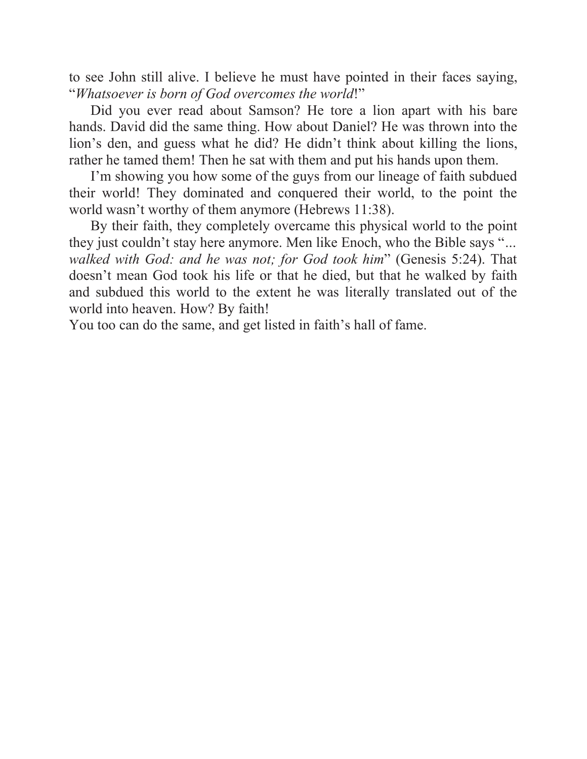to see John still alive. I believe he must have pointed in their faces saying, "*Whatsoever is born of God overcomes the world*!"

Did you ever read about Samson? He tore a lion apart with his bare hands. David did the same thing. How about Daniel? He was thrown into the lion's den, and guess what he did? He didn't think about killing the lions, rather he tamed them! Then he sat with them and put his hands upon them.

I'm showing you how some of the guys from our lineage of faith subdued their world! They dominated and conquered their world, to the point the world wasn't worthy of them anymore (Hebrews 11:38).

By their faith, they completely overcame this physical world to the point they just couldn't stay here anymore. Men like Enoch, who the Bible says "*... walked with God: and he was not; for God took him*" (Genesis 5:24). That doesn't mean God took his life or that he died, but that he walked by faith and subdued this world to the extent he was literally translated out of the world into heaven. How? By faith!

You too can do the same, and get listed in faith's hall of fame.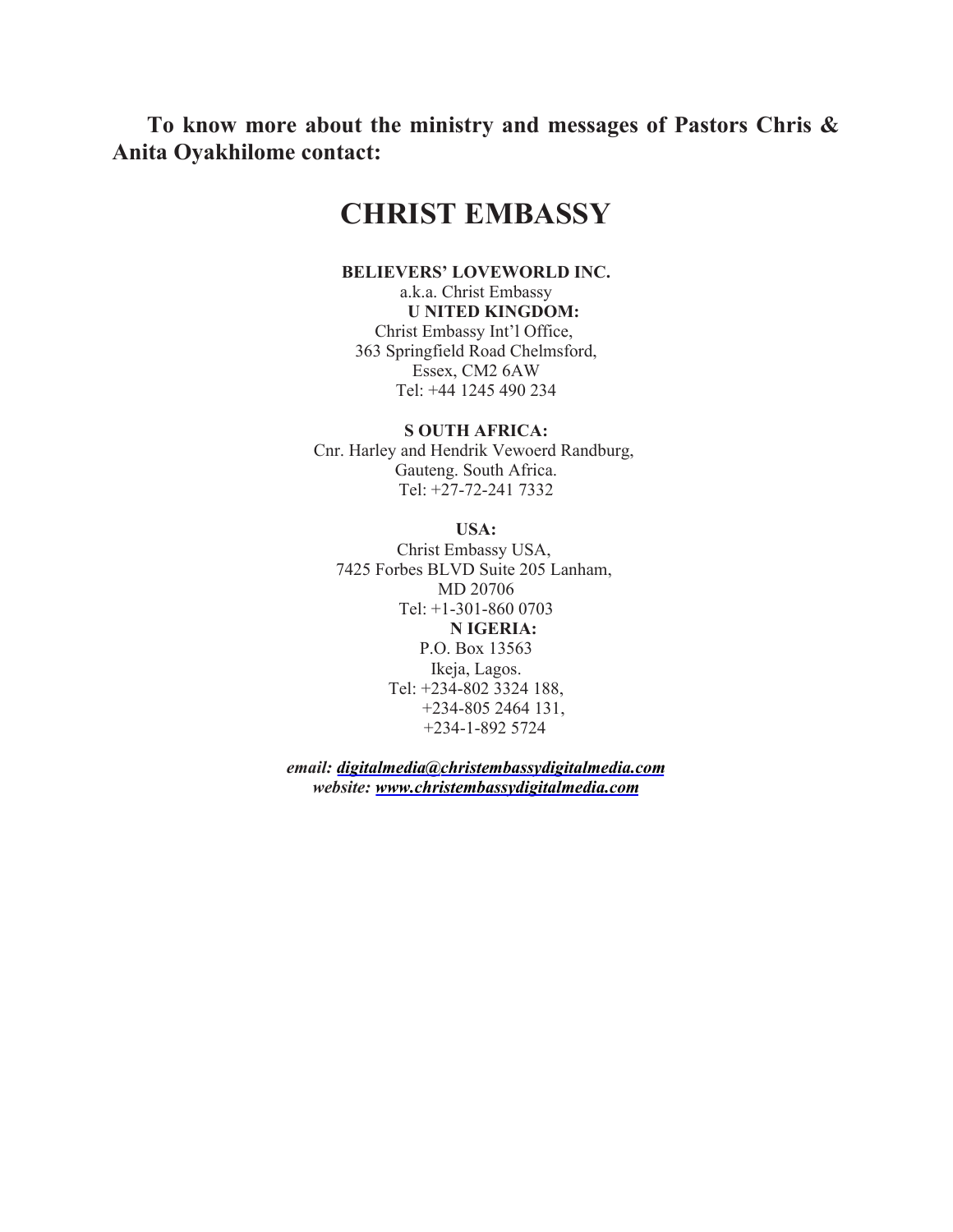**To know more about the ministry and messages of Pastors Chris & Anita Oyakhilome contact:**

# CHRIST EMBASSY

**BELIEVERS' LOVEWORLD INC.**
a.k.a. Christ Embassy

**U NITED KINGDOM:**
Christ Embassy Int'l Office,
363 Springfield Road Chelmsford,
Essex, CM2 6AW
Tel: +44 1245 490 234

**S OUTH AFRICA:**
Cnr. Harley and Hendrik Vewoerd Randburg,
Gauteng. South Africa.
Tel: +27-72-241 7332

**USA:**
Christ Embassy USA,
7425 Forbes BLVD Suite 205 Lanham,
MD 20706
Tel: +1-301-860 0703

**N IGERIA:**
P.O. Box 13563
Ikeja, Lagos.
Tel: +234-802 3324 188,
+234-805 2464 131,
+234-1-892 5724

***email: digitalmedia@christembassydigitalmedia.com***
***website: www.christembassydigitalmedia.com***